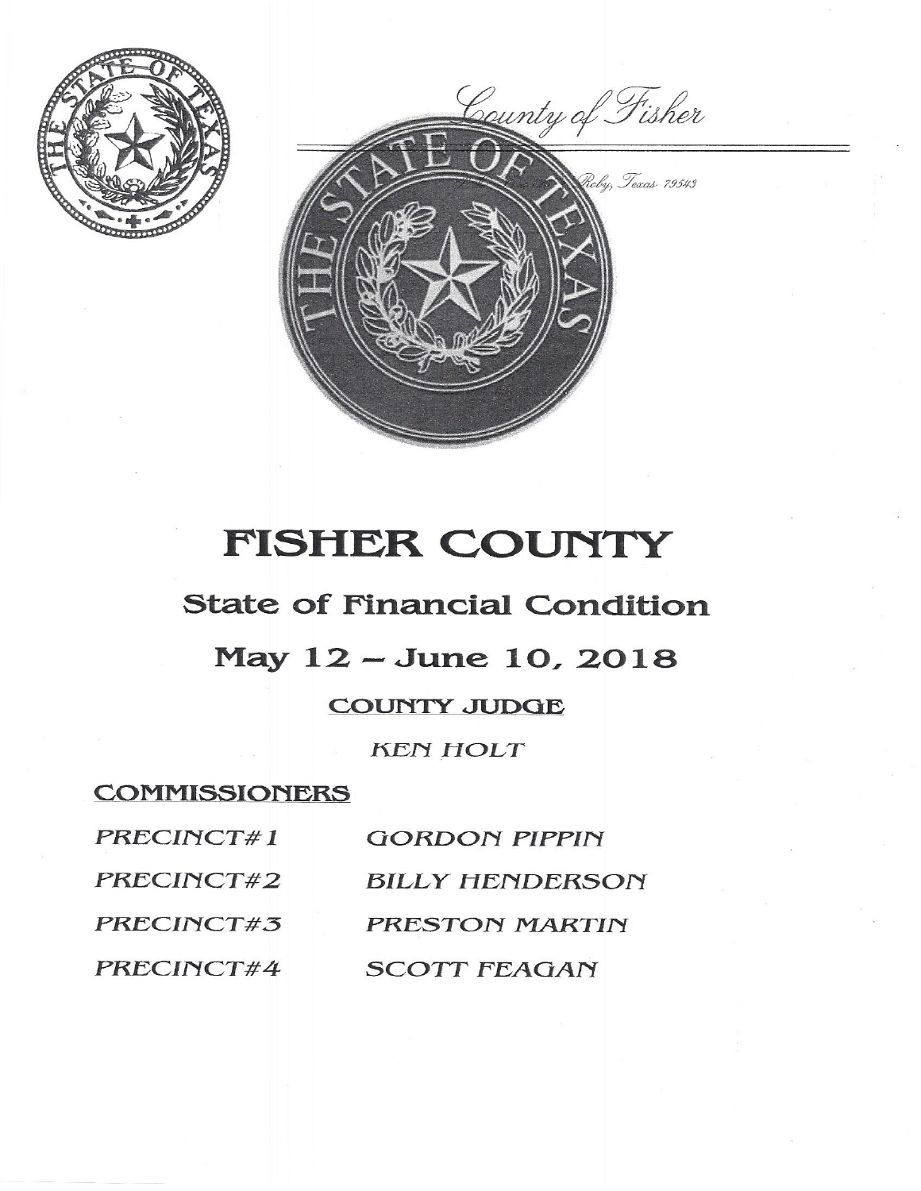County of Fisher

Roby, Texas 79543

# FISHER COUNTY

## State of Financial Condition

## May 12 – June 10, 2018

### COUNTY JUDGE

*KEN HOLT*

### COMMISSIONERS

| | |
|---|---|
| *PRECINCT#1* | *GORDON PIPPIN* |
| *PRECINCT#2* | *BILLY HENDERSON* |
| *PRECINCT#3* | *PRESTON MARTIN* |
| *PRECINCT#4* | *SCOTT FEAGAN* |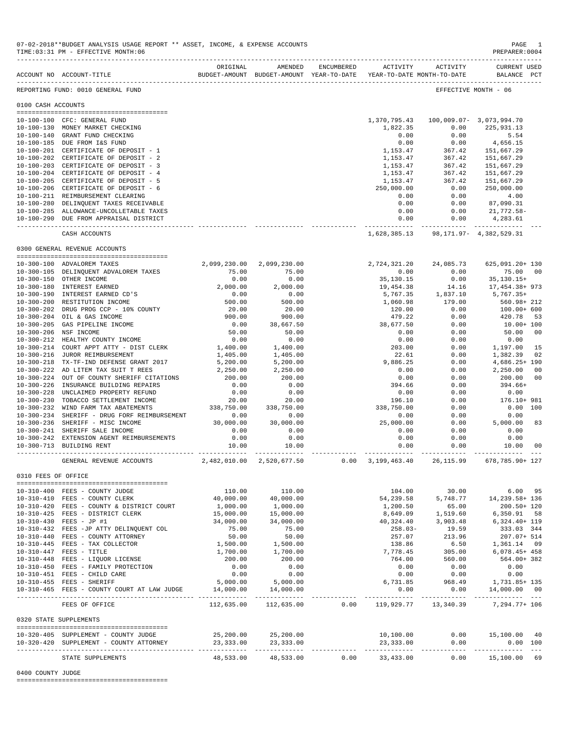07-02-2018**BUDGET ANALYSIS USAGE REPORT ** ASSET, INCOME, & EXPENSE ACCOUNTS
TIME:03:31 PM - EFFECTIVE MONTH:06

PREPARER:0004

| ACCOUNT NO | ACCOUNT-TITLE | ORIGINAL BUDGET-AMOUNT | AMENDED BUDGET-AMOUNT | ENCUMBERED YEAR-TO-DATE | ACTIVITY YEAR-TO-DATE | ACTIVITY MONTH-TO-DATE | CURRENT BALANCE | USED PCT |
|---|---|---|---|---|---|---|---|---|
| REPORTING FUND: 0010 GENERAL FUND | | | | | | | EFFECTIVE MONTH - 06 | |
| **0100 CASH ACCOUNTS** | | | | | | | | |
| 10-100-100 | CFC: GENERAL FUND | | | | 1,370,795.43 | 100,009.07- | 3,073,994.70 | |
| 10-100-130 | MONEY MARKET CHECKING | | | | 1,822.35 | 0.00 | 225,931.13 | |
| 10-100-140 | GRANT FUND CHECKING | | | | 0.00 | 0.00 | 5.54 | |
| 10-100-185 | DUE FROM I&S FUND | | | | 0.00 | 0.00 | 4,656.15 | |
| 10-100-201 | CERTIFICATE OF DEPOSIT - 1 | | | | 1,153.47 | 367.42 | 151,667.29 | |
| 10-100-202 | CERTIFICATE OF DEPOSIT - 2 | | | | 1,153.47 | 367.42 | 151,667.29 | |
| 10-100-203 | CERTIFICATE OF DEPOSIT - 3 | | | | 1,153.47 | 367.42 | 151,667.29 | |
| 10-100-204 | CERTIFICATE OF DEPOSIT - 4 | | | | 1,153.47 | 367.42 | 151,667.29 | |
| 10-100-205 | CERTIFICATE OF DEPOSIT - 5 | | | | 1,153.47 | 367.42 | 151,667.29 | |
| 10-100-206 | CERTIFICATE OF DEPOSIT - 6 | | | | 250,000.00 | 0.00 | 250,000.00 | |
| 10-100-211 | REIMBURSEMENT CLEARING | | | | 0.00 | 0.00 | 4.00 | |
| 10-100-280 | DELINQUENT TAXES RECEIVABLE | | | | 0.00 | 0.00 | 87,090.31 | |
| 10-100-285 | ALLOWANCE-UNCOLLETABLE TAXES | | | | 0.00 | 0.00 | 21,772.58- | |
| 10-100-290 | DUE FROM APPRAISAL DISTRICT | | | | 0.00 | 0.00 | 4,283.61 | |
| | CASH ACCOUNTS | | | | 1,628,385.13 | 98,171.97- | 4,382,529.31 | |
| **0300 GENERAL REVENUE ACCOUNTS** | | | | | | | | |
| 10-300-100 | ADVALOREM TAXES | 2,099,230.00 | 2,099,230.00 | | 2,724,321.20 | 24,085.73 | 625,091.20+ | 130 |
| 10-300-105 | DELINQUENT ADVALOREM TAXES | 75.00 | 75.00 | | 0.00 | 0.00 | 75.00 | 00 |
| 10-300-150 | OTHER INCOME | 0.00 | 0.00 | | 35,130.15 | 0.00 | 35,130.15+ | |
| 10-300-180 | INTEREST EARNED | 2,000.00 | 2,000.00 | | 19,454.38 | 14.16 | 17,454.38+ | 973 |
| 10-300-190 | INTEREST EARNED CD'S | 0.00 | 0.00 | | 5,767.35 | 1,837.10 | 5,767.35+ | |
| 10-300-200 | RESTITUTION INCOME | 500.00 | 500.00 | | 1,060.98 | 179.00 | 560.98+ | 212 |
| 10-300-202 | DRUG PROG CCP - 10% COUNTY | 20.00 | 20.00 | | 120.00 | 0.00 | 100.00+ | 600 |
| 10-300-204 | OIL & GAS INCOME | 900.00 | 900.00 | | 479.22 | 0.00 | 420.78 | 53 |
| 10-300-205 | GAS PIPELINE INCOME | 0.00 | 38,667.50 | | 38,677.50 | 0.00 | 10.00+ | 100 |
| 10-300-206 | NSF INCOME | 50.00 | 50.00 | | 0.00 | 0.00 | 50.00 | 00 |
| 10-300-212 | HEALTHY COUNTY INCOME | 0.00 | 0.00 | | 0.00 | 0.00 | 0.00 | |
| 10-300-214 | COURT APPT ATTY - DIST CLERK | 1,400.00 | 1,400.00 | | 203.00 | 0.00 | 1,197.00 | 15 |
| 10-300-216 | JUROR REIMBURSEMENT | 1,405.00 | 1,405.00 | | 22.61 | 0.00 | 1,382.39 | 02 |
| 10-300-218 | TX-TF-IND DEFENSE GRANT 2017 | 5,200.00 | 5,200.00 | | 9,886.25 | 0.00 | 4,686.25+ | 190 |
| 10-300-222 | AD LITEM TAX SUIT T REES | 2,250.00 | 2,250.00 | | 0.00 | 0.00 | 2,250.00 | 00 |
| 10-300-224 | OUT OF COUNTY SHERIFF CITATIONS | 200.00 | 200.00 | | 0.00 | 0.00 | 200.00 | 00 |
| 10-300-226 | INSURANCE BUILDING REPAIRS | 0.00 | 0.00 | | 394.66 | 0.00 | 394.66+ | |
| 10-300-228 | UNCLAIMED PROPERTY REFUND | 0.00 | 0.00 | | 0.00 | 0.00 | 0.00 | |
| 10-300-230 | TOBACCO SETTLEMENT INCOME | 20.00 | 20.00 | | 196.10 | 0.00 | 176.10+ | 981 |
| 10-300-232 | WIND FARM TAX ABATEMENTS | 338,750.00 | 338,750.00 | | 338,750.00 | 0.00 | 0.00 | 100 |
| 10-300-234 | SHERIFF - DRUG FORF REIMBURSEMENT | 0.00 | 0.00 | | 0.00 | 0.00 | 0.00 | |
| 10-300-236 | SHERIFF - MISC INCOME | 30,000.00 | 30,000.00 | | 25,000.00 | 0.00 | 5,000.00 | 83 |
| 10-300-241 | SHERIFF SALE INCOME | 0.00 | 0.00 | | 0.00 | 0.00 | 0.00 | |
| 10-300-242 | EXTENSION AGENT REIMBURSEMENTS | 0.00 | 0.00 | | 0.00 | 0.00 | 0.00 | |
| 10-300-713 | BUILDING RENT | 10.00 | 10.00 | | 0.00 | 0.00 | 10.00 | 00 |
| | GENERAL REVENUE ACCOUNTS | 2,482,010.00 | 2,520,677.50 | 0.00 | 3,199,463.40 | 26,115.99 | 678,785.90+ | 127 |
| **0310 FEES OF OFFICE** | | | | | | | | |
| 10-310-400 | FEES - COUNTY JUDGE | 110.00 | 110.00 | | 104.00 | 30.00 | 6.00 | 95 |
| 10-310-410 | FEES - COUNTY CLERK | 40,000.00 | 40,000.00 | | 54,239.58 | 5,748.77 | 14,239.58+ | 136 |
| 10-310-420 | FEES - COUNTY & DISTRICT COURT | 1,000.00 | 1,000.00 | | 1,200.50 | 65.00 | 200.50+ | 120 |
| 10-310-425 | FEES - DISTRICT CLERK | 15,000.00 | 15,000.00 | | 8,649.09 | 1,519.60 | 6,350.91 | 58 |
| 10-310-430 | FEES - JP #1 | 34,000.00 | 34,000.00 | | 40,324.40 | 3,903.48 | 6,324.40+ | 119 |
| 10-310-432 | FEES -JP ATTY DELINQUENT COL | 75.00 | 75.00 | | 258.03- | 19.59 | 333.03 | 344 |
| 10-310-440 | FEES - COUNTY ATTORNEY | 50.00 | 50.00 | | 257.07 | 213.96 | 207.07+ | 514 |
| 10-310-445 | FEES - TAX COLLECTOR | 1,500.00 | 1,500.00 | | 138.86 | 6.50 | 1,361.14 | 09 |
| 10-310-447 | FEES - TITLE | 1,700.00 | 1,700.00 | | 7,778.45 | 305.00 | 6,078.45+ | 458 |
| 10-310-448 | FEES - LIQUOR LICENSE | 200.00 | 200.00 | | 764.00 | 560.00 | 564.00+ | 382 |
| 10-310-450 | FEES - FAMILY PROTECTION | 0.00 | 0.00 | | 0.00 | 0.00 | 0.00 | |
| 10-310-451 | FEES - CHILD CARE | 0.00 | 0.00 | | 0.00 | 0.00 | 0.00 | |
| 10-310-455 | FEES - SHERIFF | 5,000.00 | 5,000.00 | | 6,731.85 | 968.49 | 1,731.85+ | 135 |
| 10-310-465 | FEES - COUNTY COURT AT LAW JUDGE | 14,000.00 | 14,000.00 | | 0.00 | 0.00 | 14,000.00 | 00 |
| | FEES OF OFFICE | 112,635.00 | 112,635.00 | 0.00 | 119,929.77 | 13,340.39 | 7,294.77+ | 106 |
| **0320 STATE SUPPLEMENTS** | | | | | | | | |
| 10-320-405 | SUPPLEMENT - COUNTY JUDGE | 25,200.00 | 25,200.00 | | 10,100.00 | 0.00 | 15,100.00 | 40 |
| 10-320-420 | SUPPLEMENT - COUNTY ATTORNEY | 23,333.00 | 23,333.00 | | 23,333.00 | 0.00 | 0.00 | 100 |
| | STATE SUPPLEMENTS | 48,533.00 | 48,533.00 | 0.00 | 33,433.00 | 0.00 | 15,100.00 | 69 |
| **0400 COUNTY JUDGE** | | | | | | | | |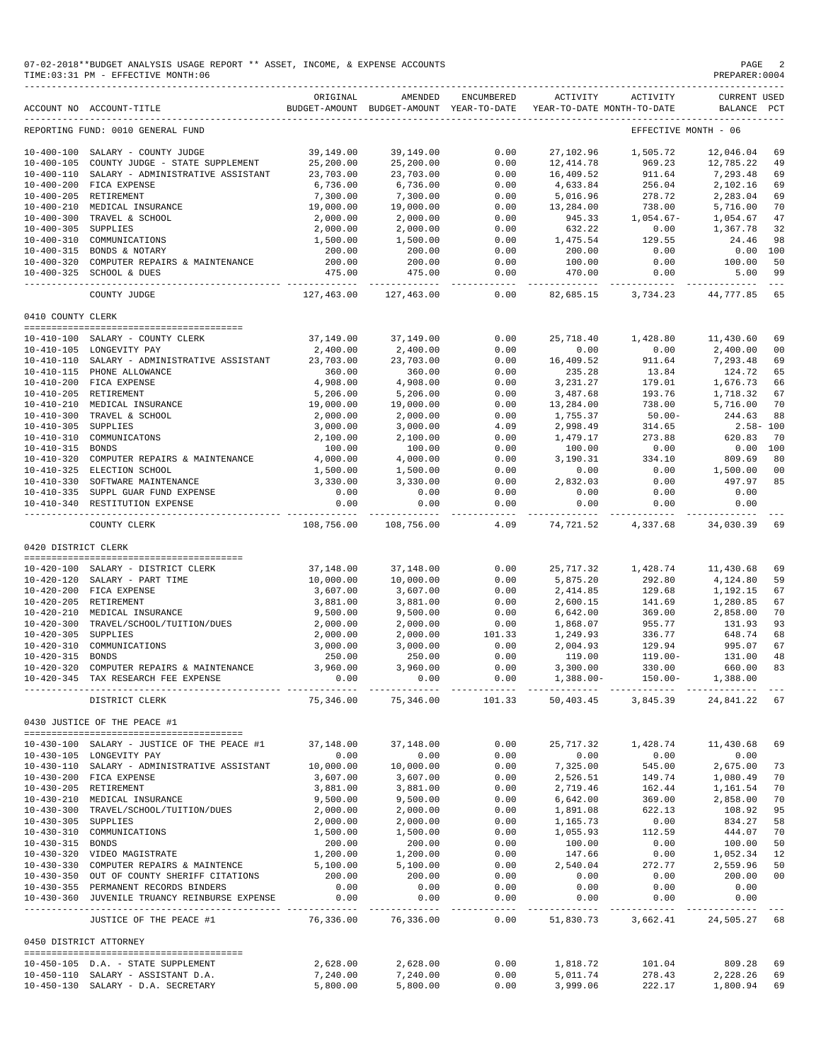07-02-2018**BUDGET ANALYSIS USAGE REPORT ** ASSET, INCOME, & EXPENSE ACCOUNTS
TIME:03:31 PM - EFFECTIVE MONTH:06

| ACCOUNT NO | ACCOUNT-TITLE | ORIGINAL BUDGET-AMOUNT | AMENDED BUDGET-AMOUNT | ENCUMBERED YEAR-TO-DATE | ACTIVITY YEAR-TO-DATE | ACTIVITY MONTH-TO-DATE | CURRENT BALANCE | USED PCT |
|---|---|---|---|---|---|---|---|---|
| REPORTING FUND: 0010 GENERAL FUND | | | | | | EFFECTIVE MONTH - 06 | | |
| 10-400-100 | SALARY - COUNTY JUDGE | 39,149.00 | 39,149.00 | 0.00 | 27,102.96 | 1,505.72 | 12,046.04 | 69 |
| 10-400-105 | COUNTY JUDGE - STATE SUPPLEMENT | 25,200.00 | 25,200.00 | 0.00 | 12,414.78 | 969.23 | 12,785.22 | 49 |
| 10-400-110 | SALARY - ADMINISTRATIVE ASSISTANT | 23,703.00 | 23,703.00 | 0.00 | 16,409.52 | 911.64 | 7,293.48 | 69 |
| 10-400-200 | FICA EXPENSE | 6,736.00 | 6,736.00 | 0.00 | 4,633.84 | 256.04 | 2,102.16 | 69 |
| 10-400-205 | RETIREMENT | 7,300.00 | 7,300.00 | 0.00 | 5,016.96 | 278.72 | 2,283.04 | 69 |
| 10-400-210 | MEDICAL INSURANCE | 19,000.00 | 19,000.00 | 0.00 | 13,284.00 | 738.00 | 5,716.00 | 70 |
| 10-400-300 | TRAVEL & SCHOOL | 2,000.00 | 2,000.00 | 0.00 | 945.33 | 1,054.67- | 1,054.67 | 47 |
| 10-400-305 | SUPPLIES | 2,000.00 | 2,000.00 | 0.00 | 632.22 | 0.00 | 1,367.78 | 32 |
| 10-400-310 | COMMUNICATIONS | 1,500.00 | 1,500.00 | 0.00 | 1,475.54 | 129.55 | 24.46 | 98 |
| 10-400-315 | BONDS & NOTARY | 200.00 | 200.00 | 0.00 | 200.00 | 0.00 | 0.00 | 100 |
| 10-400-320 | COMPUTER REPAIRS & MAINTENANCE | 200.00 | 200.00 | 0.00 | 100.00 | 0.00 | 100.00 | 50 |
| 10-400-325 | SCHOOL & DUES | 475.00 | 475.00 | 0.00 | 470.00 | 0.00 | 5.00 | 99 |
| | COUNTY JUDGE | 127,463.00 | 127,463.00 | 0.00 | 82,685.15 | 3,734.23 | 44,777.85 | 65 |
| 0410 COUNTY CLERK | | | | | | | | |
| 10-410-100 | SALARY - COUNTY CLERK | 37,149.00 | 37,149.00 | 0.00 | 25,718.40 | 1,428.80 | 11,430.60 | 69 |
| 10-410-105 | LONGEVITY PAY | 2,400.00 | 2,400.00 | 0.00 | 0.00 | 0.00 | 2,400.00 | 00 |
| 10-410-110 | SALARY - ADMINISTRATIVE ASSISTANT | 23,703.00 | 23,703.00 | 0.00 | 16,409.52 | 911.64 | 7,293.48 | 69 |
| 10-410-115 | PHONE ALLOWANCE | 360.00 | 360.00 | 0.00 | 235.28 | 13.84 | 124.72 | 65 |
| 10-410-200 | FICA EXPENSE | 4,908.00 | 4,908.00 | 0.00 | 3,231.27 | 179.01 | 1,676.73 | 66 |
| 10-410-205 | RETIREMENT | 5,206.00 | 5,206.00 | 0.00 | 3,487.68 | 193.76 | 1,718.32 | 67 |
| 10-410-210 | MEDICAL INSURANCE | 19,000.00 | 19,000.00 | 0.00 | 13,284.00 | 738.00 | 5,716.00 | 70 |
| 10-410-300 | TRAVEL & SCHOOL | 2,000.00 | 2,000.00 | 0.00 | 1,755.37 | 50.00- | 244.63 | 88 |
| 10-410-305 | SUPPLIES | 3,000.00 | 3,000.00 | 4.09 | 2,998.49 | 314.65 | 2.58- | 100 |
| 10-410-310 | COMMUNICATONS | 2,100.00 | 2,100.00 | 0.00 | 1,479.17 | 273.88 | 620.83 | 70 |
| 10-410-315 | BONDS | 100.00 | 100.00 | 0.00 | 100.00 | 0.00 | 0.00 | 100 |
| 10-410-320 | COMPUTER REPAIRS & MAINTENANCE | 4,000.00 | 4,000.00 | 0.00 | 3,190.31 | 334.10 | 809.69 | 80 |
| 10-410-325 | ELECTION SCHOOL | 1,500.00 | 1,500.00 | 0.00 | 0.00 | 0.00 | 1,500.00 | 00 |
| 10-410-330 | SOFTWARE MAINTENANCE | 3,330.00 | 3,330.00 | 0.00 | 2,832.03 | 0.00 | 497.97 | 85 |
| 10-410-335 | SUPPL GUAR FUND EXPENSE | 0.00 | 0.00 | 0.00 | 0.00 | 0.00 | 0.00 | |
| 10-410-340 | RESTITUTION EXPENSE | 0.00 | 0.00 | 0.00 | 0.00 | 0.00 | 0.00 | |
| | COUNTY CLERK | 108,756.00 | 108,756.00 | 4.09 | 74,721.52 | 4,337.68 | 34,030.39 | 69 |
| 0420 DISTRICT CLERK | | | | | | | | |
| 10-420-100 | SALARY - DISTRICT CLERK | 37,148.00 | 37,148.00 | 0.00 | 25,717.32 | 1,428.74 | 11,430.68 | 69 |
| 10-420-120 | SALARY - PART TIME | 10,000.00 | 10,000.00 | 0.00 | 5,875.20 | 292.80 | 4,124.80 | 59 |
| 10-420-200 | FICA EXPENSE | 3,607.00 | 3,607.00 | 0.00 | 2,414.85 | 129.68 | 1,192.15 | 67 |
| 10-420-205 | RETIREMENT | 3,881.00 | 3,881.00 | 0.00 | 2,600.15 | 141.69 | 1,280.85 | 67 |
| 10-420-210 | MEDICAL INSURANCE | 9,500.00 | 9,500.00 | 0.00 | 6,642.00 | 369.00 | 2,858.00 | 70 |
| 10-420-300 | TRAVEL/SCHOOL/TUITION/DUES | 2,000.00 | 2,000.00 | 0.00 | 1,868.07 | 955.77 | 131.93 | 93 |
| 10-420-305 | SUPPLIES | 2,000.00 | 2,000.00 | 101.33 | 1,249.93 | 336.77 | 648.74 | 68 |
| 10-420-310 | COMMUNICATIONS | 3,000.00 | 3,000.00 | 0.00 | 2,004.93 | 129.94 | 995.07 | 67 |
| 10-420-315 | BONDS | 250.00 | 250.00 | 0.00 | 119.00 | 119.00- | 131.00 | 48 |
| 10-420-320 | COMPUTER REPAIRS & MAINTENANCE | 3,960.00 | 3,960.00 | 0.00 | 3,300.00 | 330.00 | 660.00 | 83 |
| 10-420-345 | TAX RESEARCH FEE EXPENSE | 0.00 | 0.00 | 0.00 | 1,388.00- | 150.00- | 1,388.00 | |
| | DISTRICT CLERK | 75,346.00 | 75,346.00 | 101.33 | 50,403.45 | 3,845.39 | 24,841.22 | 67 |
| 0430 JUSTICE OF THE PEACE #1 | | | | | | | | |
| 10-430-100 | SALARY - JUSTICE OF THE PEACE #1 | 37,148.00 | 37,148.00 | 0.00 | 25,717.32 | 1,428.74 | 11,430.68 | 69 |
| 10-430-105 | LONGEVITY PAY | 0.00 | 0.00 | 0.00 | 0.00 | 0.00 | 0.00 | |
| 10-430-110 | SALARY - ADMINISTRATIVE ASSISTANT | 10,000.00 | 10,000.00 | 0.00 | 7,325.00 | 545.00 | 2,675.00 | 73 |
| 10-430-200 | FICA EXPENSE | 3,607.00 | 3,607.00 | 0.00 | 2,526.51 | 149.74 | 1,080.49 | 70 |
| 10-430-205 | RETIREMENT | 3,881.00 | 3,881.00 | 0.00 | 2,719.46 | 162.44 | 1,161.54 | 70 |
| 10-430-210 | MEDICAL INSURANCE | 9,500.00 | 9,500.00 | 0.00 | 6,642.00 | 369.00 | 2,858.00 | 70 |
| 10-430-300 | TRAVEL/SCHOOL/TUITION/DUES | 2,000.00 | 2,000.00 | 0.00 | 1,891.08 | 622.13 | 108.92 | 95 |
| 10-430-305 | SUPPLIES | 2,000.00 | 2,000.00 | 0.00 | 1,165.73 | 0.00 | 834.27 | 58 |
| 10-430-310 | COMMUNICATIONS | 1,500.00 | 1,500.00 | 0.00 | 1,055.93 | 112.59 | 444.07 | 70 |
| 10-430-315 | BONDS | 200.00 | 200.00 | 0.00 | 100.00 | 0.00 | 100.00 | 50 |
| 10-430-320 | VIDEO MAGISTRATE | 1,200.00 | 1,200.00 | 0.00 | 147.66 | 0.00 | 1,052.34 | 12 |
| 10-430-330 | COMPUTER REPAIRS & MAINTENCE | 5,100.00 | 5,100.00 | 0.00 | 2,540.04 | 272.77 | 2,559.96 | 50 |
| 10-430-350 | OUT OF COUNTY SHERIFF CITATIONS | 200.00 | 200.00 | 0.00 | 0.00 | 0.00 | 200.00 | 00 |
| 10-430-355 | PERMANENT RECORDS BINDERS | 0.00 | 0.00 | 0.00 | 0.00 | 0.00 | 0.00 | |
| 10-430-360 | JUVENILE TRUANCY REINBURSE EXPENSE | 0.00 | 0.00 | 0.00 | 0.00 | 0.00 | 0.00 | |
| | JUSTICE OF THE PEACE #1 | 76,336.00 | 76,336.00 | 0.00 | 51,830.73 | 3,662.41 | 24,505.27 | 68 |
| 0450 DISTRICT ATTORNEY | | | | | | | | |
| 10-450-105 | D.A. - STATE SUPPLEMENT | 2,628.00 | 2,628.00 | 0.00 | 1,818.72 | 101.04 | 809.28 | 69 |
| 10-450-110 | SALARY - ASSISTANT D.A. | 7,240.00 | 7,240.00 | 0.00 | 5,011.74 | 278.43 | 2,228.26 | 69 |
| 10-450-130 | SALARY - D.A. SECRETARY | 5,800.00 | 5,800.00 | 0.00 | 3,999.06 | 222.17 | 1,800.94 | 69 |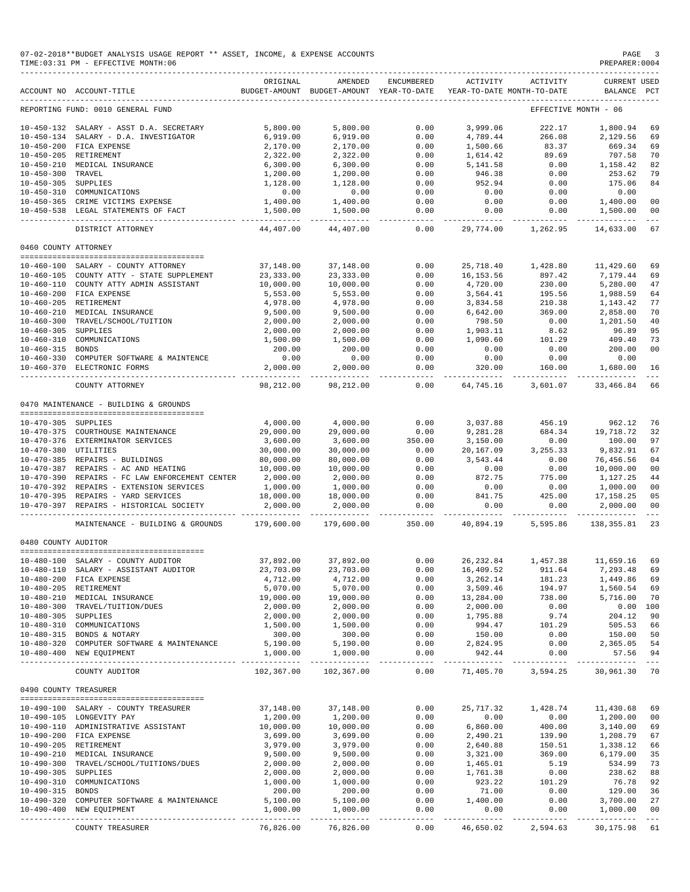07-02-2018**BUDGET ANALYSIS USAGE REPORT ** ASSET, INCOME, & EXPENSE ACCOUNTS
TIME:03:31 PM - EFFECTIVE MONTH:06
PREPARER:0004

REPORTING FUND: 0010 GENERAL FUND — EFFECTIVE MONTH - 06

| ACCOUNT NO | ACCOUNT-TITLE | ORIGINAL BUDGET-AMOUNT | AMENDED BUDGET-AMOUNT | ENCUMBERED YEAR-TO-DATE | ACTIVITY YEAR-TO-DATE | ACTIVITY MONTH-TO-DATE | CURRENT BALANCE | USED PCT |
|---|---|---|---|---|---|---|---|---|
| 10-450-132 | SALARY - ASST D.A. SECRETARY | 5,800.00 | 5,800.00 | 0.00 | 3,999.06 | 222.17 | 1,800.94 | 69 |
| 10-450-134 | SALARY - D.A. INVESTIGATOR | 6,919.00 | 6,919.00 | 0.00 | 4,789.44 | 266.08 | 2,129.56 | 69 |
| 10-450-200 | FICA EXPENSE | 2,170.00 | 2,170.00 | 0.00 | 1,500.66 | 83.37 | 669.34 | 69 |
| 10-450-205 | RETIREMENT | 2,322.00 | 2,322.00 | 0.00 | 1,614.42 | 89.69 | 707.58 | 70 |
| 10-450-210 | MEDICAL INSURANCE | 6,300.00 | 6,300.00 | 0.00 | 5,141.58 | 0.00 | 1,158.42 | 82 |
| 10-450-300 | TRAVEL | 1,200.00 | 1,200.00 | 0.00 | 946.38 | 0.00 | 253.62 | 79 |
| 10-450-305 | SUPPLIES | 1,128.00 | 1,128.00 | 0.00 | 952.94 | 0.00 | 175.06 | 84 |
| 10-450-310 | COMMUNICATIONS | 0.00 | 0.00 | 0.00 | 0.00 | 0.00 | 0.00 | |
| 10-450-365 | CRIME VICTIMS EXPENSE | 1,400.00 | 1,400.00 | 0.00 | 0.00 | 0.00 | 1,400.00 | 00 |
| 10-450-538 | LEGAL STATEMENTS OF FACT | 1,500.00 | 1,500.00 | 0.00 | 0.00 | 0.00 | 1,500.00 | 00 |
| | DISTRICT ATTORNEY | 44,407.00 | 44,407.00 | 0.00 | 29,774.00 | 1,262.95 | 14,633.00 | 67 |
| **0460 COUNTY ATTORNEY** | | | | | | | | |
| 10-460-100 | SALARY - COUNTY ATTORNEY | 37,148.00 | 37,148.00 | 0.00 | 25,718.40 | 1,428.80 | 11,429.60 | 69 |
| 10-460-105 | COUNTY ATTY - STATE SUPPLEMENT | 23,333.00 | 23,333.00 | 0.00 | 16,153.56 | 897.42 | 7,179.44 | 69 |
| 10-460-110 | COUNTY ATTY ADMIN ASSISTANT | 10,000.00 | 10,000.00 | 0.00 | 4,720.00 | 230.00 | 5,280.00 | 47 |
| 10-460-200 | FICA EXPENSE | 5,553.00 | 5,553.00 | 0.00 | 3,564.41 | 195.56 | 1,988.59 | 64 |
| 10-460-205 | RETIREMENT | 4,978.00 | 4,978.00 | 0.00 | 3,834.58 | 210.38 | 1,143.42 | 77 |
| 10-460-210 | MEDICAL INSURANCE | 9,500.00 | 9,500.00 | 0.00 | 6,642.00 | 369.00 | 2,858.00 | 70 |
| 10-460-300 | TRAVEL/SCHOOL/TUITION | 2,000.00 | 2,000.00 | 0.00 | 798.50 | 0.00 | 1,201.50 | 40 |
| 10-460-305 | SUPPLIES | 2,000.00 | 2,000.00 | 0.00 | 1,903.11 | 8.62 | 96.89 | 95 |
| 10-460-310 | COMMUNICATIONS | 1,500.00 | 1,500.00 | 0.00 | 1,090.60 | 101.29 | 409.40 | 73 |
| 10-460-315 | BONDS | 200.00 | 200.00 | 0.00 | 0.00 | 0.00 | 200.00 | 00 |
| 10-460-330 | COMPUTER SOFTWARE & MAINTENCE | 0.00 | 0.00 | 0.00 | 0.00 | 0.00 | 0.00 | |
| 10-460-370 | ELECTRONIC FORMS | 2,000.00 | 2,000.00 | 0.00 | 320.00 | 160.00 | 1,680.00 | 16 |
| | COUNTY ATTORNEY | 98,212.00 | 98,212.00 | 0.00 | 64,745.16 | 3,601.07 | 33,466.84 | 66 |
| **0470 MAINTENANCE - BUILDING & GROUNDS** | | | | | | | | |
| 10-470-305 | SUPPLIES | 4,000.00 | 4,000.00 | 0.00 | 3,037.88 | 456.19 | 962.12 | 76 |
| 10-470-375 | COURTHOUSE MAINTENANCE | 29,000.00 | 29,000.00 | 0.00 | 9,281.28 | 684.34 | 19,718.72 | 32 |
| 10-470-376 | EXTERMINATOR SERVICES | 3,600.00 | 3,600.00 | 350.00 | 3,150.00 | 0.00 | 100.00 | 97 |
| 10-470-380 | UTILITIES | 30,000.00 | 30,000.00 | 0.00 | 20,167.09 | 3,255.33 | 9,832.91 | 67 |
| 10-470-385 | REPAIRS - BUILDINGS | 80,000.00 | 80,000.00 | 0.00 | 3,543.44 | 0.00 | 76,456.56 | 04 |
| 10-470-387 | REPAIRS - AC AND HEATING | 10,000.00 | 10,000.00 | 0.00 | 0.00 | 0.00 | 10,000.00 | 00 |
| 10-470-390 | REPAIRS - FC LAW ENFORCEMENT CENTER | 2,000.00 | 2,000.00 | 0.00 | 872.75 | 775.00 | 1,127.25 | 44 |
| 10-470-392 | REPAIRS - EXTENSION SERVICES | 1,000.00 | 1,000.00 | 0.00 | 0.00 | 0.00 | 1,000.00 | 00 |
| 10-470-395 | REPAIRS - YARD SERVICES | 18,000.00 | 18,000.00 | 0.00 | 841.75 | 425.00 | 17,158.25 | 05 |
| 10-470-397 | REPAIRS - HISTORICAL SOCIETY | 2,000.00 | 2,000.00 | 0.00 | 0.00 | 0.00 | 2,000.00 | 00 |
| | MAINTENANCE - BUILDING & GROUNDS | 179,600.00 | 179,600.00 | 350.00 | 40,894.19 | 5,595.86 | 138,355.81 | 23 |
| **0480 COUNTY AUDITOR** | | | | | | | | |
| 10-480-100 | SALARY - COUNTY AUDITOR | 37,892.00 | 37,892.00 | 0.00 | 26,232.84 | 1,457.38 | 11,659.16 | 69 |
| 10-480-110 | SALARY - ASSISTANT AUDITOR | 23,703.00 | 23,703.00 | 0.00 | 16,409.52 | 911.64 | 7,293.48 | 69 |
| 10-480-200 | FICA EXPENSE | 4,712.00 | 4,712.00 | 0.00 | 3,262.14 | 181.23 | 1,449.86 | 69 |
| 10-480-205 | RETIREMENT | 5,070.00 | 5,070.00 | 0.00 | 3,509.46 | 194.97 | 1,560.54 | 69 |
| 10-480-210 | MEDICAL INSURANCE | 19,000.00 | 19,000.00 | 0.00 | 13,284.00 | 738.00 | 5,716.00 | 70 |
| 10-480-300 | TRAVEL/TUITION/DUES | 2,000.00 | 2,000.00 | 0.00 | 2,000.00 | 0.00 | 0.00 | 100 |
| 10-480-305 | SUPPLIES | 2,000.00 | 2,000.00 | 0.00 | 1,795.88 | 9.74 | 204.12 | 90 |
| 10-480-310 | COMMUNICATIONS | 1,500.00 | 1,500.00 | 0.00 | 994.47 | 101.29 | 505.53 | 66 |
| 10-480-315 | BONDS & NOTARY | 300.00 | 300.00 | 0.00 | 150.00 | 0.00 | 150.00 | 50 |
| 10-480-320 | COMPUTER SOFTWARE & MAINTENANCE | 5,190.00 | 5,190.00 | 0.00 | 2,824.95 | 0.00 | 2,365.05 | 54 |
| 10-480-400 | NEW EQUIPMENT | 1,000.00 | 1,000.00 | 0.00 | 942.44 | 0.00 | 57.56 | 94 |
| | COUNTY AUDITOR | 102,367.00 | 102,367.00 | 0.00 | 71,405.70 | 3,594.25 | 30,961.30 | 70 |
| **0490 COUNTY TREASURER** | | | | | | | | |
| 10-490-100 | SALARY - COUNTY TREASURER | 37,148.00 | 37,148.00 | 0.00 | 25,717.32 | 1,428.74 | 11,430.68 | 69 |
| 10-490-105 | LONGEVITY PAY | 1,200.00 | 1,200.00 | 0.00 | 0.00 | 0.00 | 1,200.00 | 00 |
| 10-490-110 | ADMINISTRATIVE ASSISTANT | 10,000.00 | 10,000.00 | 0.00 | 6,860.00 | 400.00 | 3,140.00 | 69 |
| 10-490-200 | FICA EXPENSE | 3,699.00 | 3,699.00 | 0.00 | 2,490.21 | 139.90 | 1,208.79 | 67 |
| 10-490-205 | RETIREMENT | 3,979.00 | 3,979.00 | 0.00 | 2,640.88 | 150.51 | 1,338.12 | 66 |
| 10-490-210 | MEDICAL INSURANCE | 9,500.00 | 9,500.00 | 0.00 | 3,321.00 | 369.00 | 6,179.00 | 35 |
| 10-490-300 | TRAVEL/SCHOOL/TUITIONS/DUES | 2,000.00 | 2,000.00 | 0.00 | 1,465.01 | 5.19 | 534.99 | 73 |
| 10-490-305 | SUPPLIES | 2,000.00 | 2,000.00 | 0.00 | 1,761.38 | 0.00 | 238.62 | 88 |
| 10-490-310 | COMMUNICATIONS | 1,000.00 | 1,000.00 | 0.00 | 923.22 | 101.29 | 76.78 | 92 |
| 10-490-315 | BONDS | 200.00 | 200.00 | 0.00 | 71.00 | 0.00 | 129.00 | 36 |
| 10-490-320 | COMPUTER SOFTWARE & MAINTENANCE | 5,100.00 | 5,100.00 | 0.00 | 1,400.00 | 0.00 | 3,700.00 | 27 |
| 10-490-400 | NEW EQUIPMENT | 1,000.00 | 1,000.00 | 0.00 | 0.00 | 0.00 | 1,000.00 | 00 |
| | COUNTY TREASURER | 76,826.00 | 76,826.00 | 0.00 | 46,650.02 | 2,594.63 | 30,175.98 | 61 |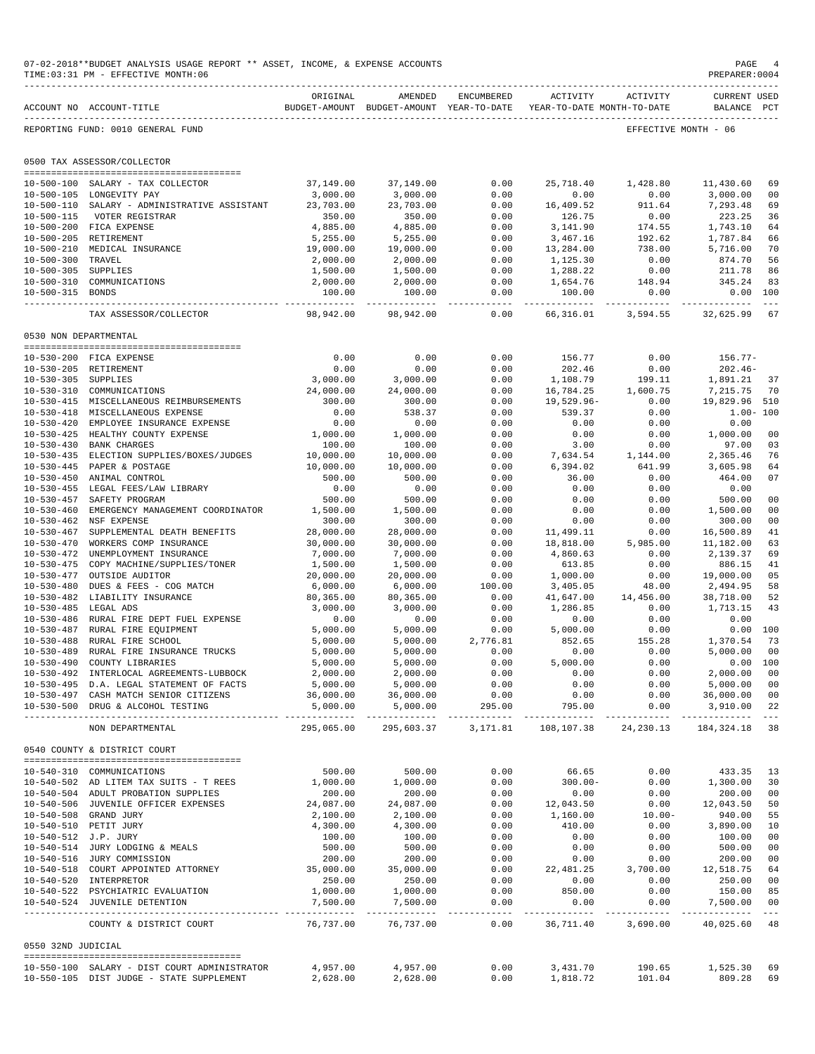07-02-2018**BUDGET ANALYSIS USAGE REPORT ** ASSET, INCOME, & EXPENSE ACCOUNTS

TIME:03:31 PM - EFFECTIVE MONTH:06

PREPARER:0004

| ACCOUNT NO | ACCOUNT-TITLE | ORIGINAL BUDGET-AMOUNT | AMENDED BUDGET-AMOUNT | ENCUMBERED YEAR-TO-DATE | ACTIVITY YEAR-TO-DATE | ACTIVITY MONTH-TO-DATE | CURRENT BALANCE | USED PCT |
|---|---|---|---|---|---|---|---|---|

REPORTING FUND: 0010 GENERAL FUND — EFFECTIVE MONTH - 06

## 0500 TAX ASSESSOR/COLLECTOR

| ACCOUNT NO | ACCOUNT-TITLE | ORIGINAL BUDGET-AMOUNT | AMENDED BUDGET-AMOUNT | ENCUMBERED YEAR-TO-DATE | ACTIVITY YEAR-TO-DATE | ACTIVITY MONTH-TO-DATE | CURRENT BALANCE | USED PCT |
|---|---|---|---|---|---|---|---|---|
| 10-500-100 | SALARY - TAX COLLECTOR | 37,149.00 | 37,149.00 | 0.00 | 25,718.40 | 1,428.80 | 11,430.60 | 69 |
| 10-500-105 | LONGEVITY PAY | 3,000.00 | 3,000.00 | 0.00 | 0.00 | 0.00 | 3,000.00 | 00 |
| 10-500-110 | SALARY - ADMINISTRATIVE ASSISTANT | 23,703.00 | 23,703.00 | 0.00 | 16,409.52 | 911.64 | 7,293.48 | 69 |
| 10-500-115 | VOTER REGISTRAR | 350.00 | 350.00 | 0.00 | 126.75 | 0.00 | 223.25 | 36 |
| 10-500-200 | FICA EXPENSE | 4,885.00 | 4,885.00 | 0.00 | 3,141.90 | 174.55 | 1,743.10 | 64 |
| 10-500-205 | RETIREMENT | 5,255.00 | 5,255.00 | 0.00 | 3,467.16 | 192.62 | 1,787.84 | 66 |
| 10-500-210 | MEDICAL INSURANCE | 19,000.00 | 19,000.00 | 0.00 | 13,284.00 | 738.00 | 5,716.00 | 70 |
| 10-500-300 | TRAVEL | 2,000.00 | 2,000.00 | 0.00 | 1,125.30 | 0.00 | 874.70 | 56 |
| 10-500-305 | SUPPLIES | 1,500.00 | 1,500.00 | 0.00 | 1,288.22 | 0.00 | 211.78 | 86 |
| 10-500-310 | COMMUNICATIONS | 2,000.00 | 2,000.00 | 0.00 | 1,654.76 | 148.94 | 345.24 | 83 |
| 10-500-315 | BONDS | 100.00 | 100.00 | 0.00 | 100.00 | 0.00 | 0.00 | 100 |
| | TAX ASSESSOR/COLLECTOR | 98,942.00 | 98,942.00 | 0.00 | 66,316.01 | 3,594.55 | 32,625.99 | 67 |

## 0530 NON DEPARTMENTAL

| ACCOUNT NO | ACCOUNT-TITLE | ORIGINAL BUDGET-AMOUNT | AMENDED BUDGET-AMOUNT | ENCUMBERED YEAR-TO-DATE | ACTIVITY YEAR-TO-DATE | ACTIVITY MONTH-TO-DATE | CURRENT BALANCE | USED PCT |
|---|---|---|---|---|---|---|---|---|
| 10-530-200 | FICA EXPENSE | 0.00 | 0.00 | 0.00 | 156.77 | 0.00 | 156.77- | |
| 10-530-205 | RETIREMENT | 0.00 | 0.00 | 0.00 | 202.46 | 0.00 | 202.46- | |
| 10-530-305 | SUPPLIES | 3,000.00 | 3,000.00 | 0.00 | 1,108.79 | 199.11 | 1,891.21 | 37 |
| 10-530-310 | COMMUNICATIONS | 24,000.00 | 24,000.00 | 0.00 | 16,784.25 | 1,600.75 | 7,215.75 | 70 |
| 10-530-415 | MISCELLANEOUS REIMBURSEMENTS | 300.00 | 300.00 | 0.00 | 19,529.96- | 0.00 | 19,829.96 | 510 |
| 10-530-418 | MISCELLANEOUS EXPENSE | 0.00 | 538.37 | 0.00 | 539.37 | 0.00 | 1.00- | 100 |
| 10-530-420 | EMPLOYEE INSURANCE EXPENSE | 0.00 | 0.00 | 0.00 | 0.00 | 0.00 | 0.00 | |
| 10-530-425 | HEALTHY COUNTY EXPENSE | 1,000.00 | 1,000.00 | 0.00 | 0.00 | 0.00 | 1,000.00 | 00 |
| 10-530-430 | BANK CHARGES | 100.00 | 100.00 | 0.00 | 3.00 | 0.00 | 97.00 | 03 |
| 10-530-435 | ELECTION SUPPLIES/BOXES/JUDGES | 10,000.00 | 10,000.00 | 0.00 | 7,634.54 | 1,144.00 | 2,365.46 | 76 |
| 10-530-445 | PAPER & POSTAGE | 10,000.00 | 10,000.00 | 0.00 | 6,394.02 | 641.99 | 3,605.98 | 64 |
| 10-530-450 | ANIMAL CONTROL | 500.00 | 500.00 | 0.00 | 36.00 | 0.00 | 464.00 | 07 |
| 10-530-455 | LEGAL FEES/LAW LIBRARY | 0.00 | 0.00 | 0.00 | 0.00 | 0.00 | 0.00 | |
| 10-530-457 | SAFETY PROGRAM | 500.00 | 500.00 | 0.00 | 0.00 | 0.00 | 500.00 | 00 |
| 10-530-460 | EMERGENCY MANAGEMENT COORDINATOR | 1,500.00 | 1,500.00 | 0.00 | 0.00 | 0.00 | 1,500.00 | 00 |
| 10-530-462 | NSF EXPENSE | 300.00 | 300.00 | 0.00 | 0.00 | 0.00 | 300.00 | 00 |
| 10-530-467 | SUPPLEMENTAL DEATH BENEFITS | 28,000.00 | 28,000.00 | 0.00 | 11,499.11 | 0.00 | 16,500.89 | 41 |
| 10-530-470 | WORKERS COMP INSURANCE | 30,000.00 | 30,000.00 | 0.00 | 18,818.00 | 5,985.00 | 11,182.00 | 63 |
| 10-530-472 | UNEMPLOYMENT INSURANCE | 7,000.00 | 7,000.00 | 0.00 | 4,860.63 | 0.00 | 2,139.37 | 69 |
| 10-530-475 | COPY MACHINE/SUPPLIES/TONER | 1,500.00 | 1,500.00 | 0.00 | 613.85 | 0.00 | 886.15 | 41 |
| 10-530-477 | OUTSIDE AUDITOR | 20,000.00 | 20,000.00 | 0.00 | 1,000.00 | 0.00 | 19,000.00 | 05 |
| 10-530-480 | DUES & FEES - COG MATCH | 6,000.00 | 6,000.00 | 100.00 | 3,405.05 | 48.00 | 2,494.95 | 58 |
| 10-530-482 | LIABILITY INSURANCE | 80,365.00 | 80,365.00 | 0.00 | 41,647.00 | 14,456.00 | 38,718.00 | 52 |
| 10-530-485 | LEGAL ADS | 3,000.00 | 3,000.00 | 0.00 | 1,286.85 | 0.00 | 1,713.15 | 43 |
| 10-530-486 | RURAL FIRE DEPT FUEL EXPENSE | 0.00 | 0.00 | 0.00 | 0.00 | 0.00 | 0.00 | |
| 10-530-487 | RURAL FIRE EQUIPMENT | 5,000.00 | 5,000.00 | 0.00 | 5,000.00 | 0.00 | 0.00 | 100 |
| 10-530-488 | RURAL FIRE SCHOOL | 5,000.00 | 5,000.00 | 2,776.81 | 852.65 | 155.28 | 1,370.54 | 73 |
| 10-530-489 | RURAL FIRE INSURANCE TRUCKS | 5,000.00 | 5,000.00 | 0.00 | 0.00 | 0.00 | 5,000.00 | 00 |
| 10-530-490 | COUNTY LIBRARIES | 5,000.00 | 5,000.00 | 0.00 | 5,000.00 | 0.00 | 0.00 | 100 |
| 10-530-492 | INTERLOCAL AGREEMENTS-LUBBOCK | 2,000.00 | 2,000.00 | 0.00 | 0.00 | 0.00 | 2,000.00 | 00 |
| 10-530-495 | D.A. LEGAL STATEMENT OF FACTS | 5,000.00 | 5,000.00 | 0.00 | 0.00 | 0.00 | 5,000.00 | 00 |
| 10-530-497 | CASH MATCH SENIOR CITIZENS | 36,000.00 | 36,000.00 | 0.00 | 0.00 | 0.00 | 36,000.00 | 00 |
| 10-530-500 | DRUG & ALCOHOL TESTING | 5,000.00 | 5,000.00 | 295.00 | 795.00 | 0.00 | 3,910.00 | 22 |
| | NON DEPARTMENTAL | 295,065.00 | 295,603.37 | 3,171.81 | 108,107.38 | 24,230.13 | 184,324.18 | 38 |

## 0540 COUNTY & DISTRICT COURT

| ACCOUNT NO | ACCOUNT-TITLE | ORIGINAL BUDGET-AMOUNT | AMENDED BUDGET-AMOUNT | ENCUMBERED YEAR-TO-DATE | ACTIVITY YEAR-TO-DATE | ACTIVITY MONTH-TO-DATE | CURRENT BALANCE | USED PCT |
|---|---|---|---|---|---|---|---|---|
| 10-540-310 | COMMUNICATIONS | 500.00 | 500.00 | 0.00 | 66.65 | 0.00 | 433.35 | 13 |
| 10-540-502 | AD LITEM TAX SUITS - T REES | 1,000.00 | 1,000.00 | 0.00 | 300.00- | 0.00 | 1,300.00 | 30 |
| 10-540-504 | ADULT PROBATION SUPPLIES | 200.00 | 200.00 | 0.00 | 0.00 | 0.00 | 200.00 | 00 |
| 10-540-506 | JUVENILE OFFICER EXPENSES | 24,087.00 | 24,087.00 | 0.00 | 12,043.50 | 0.00 | 12,043.50 | 50 |
| 10-540-508 | GRAND JURY | 2,100.00 | 2,100.00 | 0.00 | 1,160.00 | 10.00- | 940.00 | 55 |
| 10-540-510 | PETIT JURY | 4,300.00 | 4,300.00 | 0.00 | 410.00 | 0.00 | 3,890.00 | 10 |
| 10-540-512 | J.P. JURY | 100.00 | 100.00 | 0.00 | 0.00 | 0.00 | 100.00 | 00 |
| 10-540-514 | JURY LODGING & MEALS | 500.00 | 500.00 | 0.00 | 0.00 | 0.00 | 500.00 | 00 |
| 10-540-516 | JURY COMMISSION | 200.00 | 200.00 | 0.00 | 0.00 | 0.00 | 200.00 | 00 |
| 10-540-518 | COURT APPOINTED ATTORNEY | 35,000.00 | 35,000.00 | 0.00 | 22,481.25 | 3,700.00 | 12,518.75 | 64 |
| 10-540-520 | INTERPRETOR | 250.00 | 250.00 | 0.00 | 0.00 | 0.00 | 250.00 | 00 |
| 10-540-522 | PSYCHIATRIC EVALUATION | 1,000.00 | 1,000.00 | 0.00 | 850.00 | 0.00 | 150.00 | 85 |
| 10-540-524 | JUVENILE DETENTION | 7,500.00 | 7,500.00 | 0.00 | 0.00 | 0.00 | 7,500.00 | 00 |
| | COUNTY & DISTRICT COURT | 76,737.00 | 76,737.00 | 0.00 | 36,711.40 | 3,690.00 | 40,025.60 | 48 |

## 0550 32ND JUDICIAL

| ACCOUNT NO | ACCOUNT-TITLE | ORIGINAL BUDGET-AMOUNT | AMENDED BUDGET-AMOUNT | ENCUMBERED YEAR-TO-DATE | ACTIVITY YEAR-TO-DATE | ACTIVITY MONTH-TO-DATE | CURRENT BALANCE | USED PCT |
|---|---|---|---|---|---|---|---|---|
| 10-550-100 | SALARY - DIST COURT ADMINISTRATOR | 4,957.00 | 4,957.00 | 0.00 | 3,431.70 | 190.65 | 1,525.30 | 69 |
| 10-550-105 | DIST JUDGE - STATE SUPPLEMENT | 2,628.00 | 2,628.00 | 0.00 | 1,818.72 | 101.04 | 809.28 | 69 |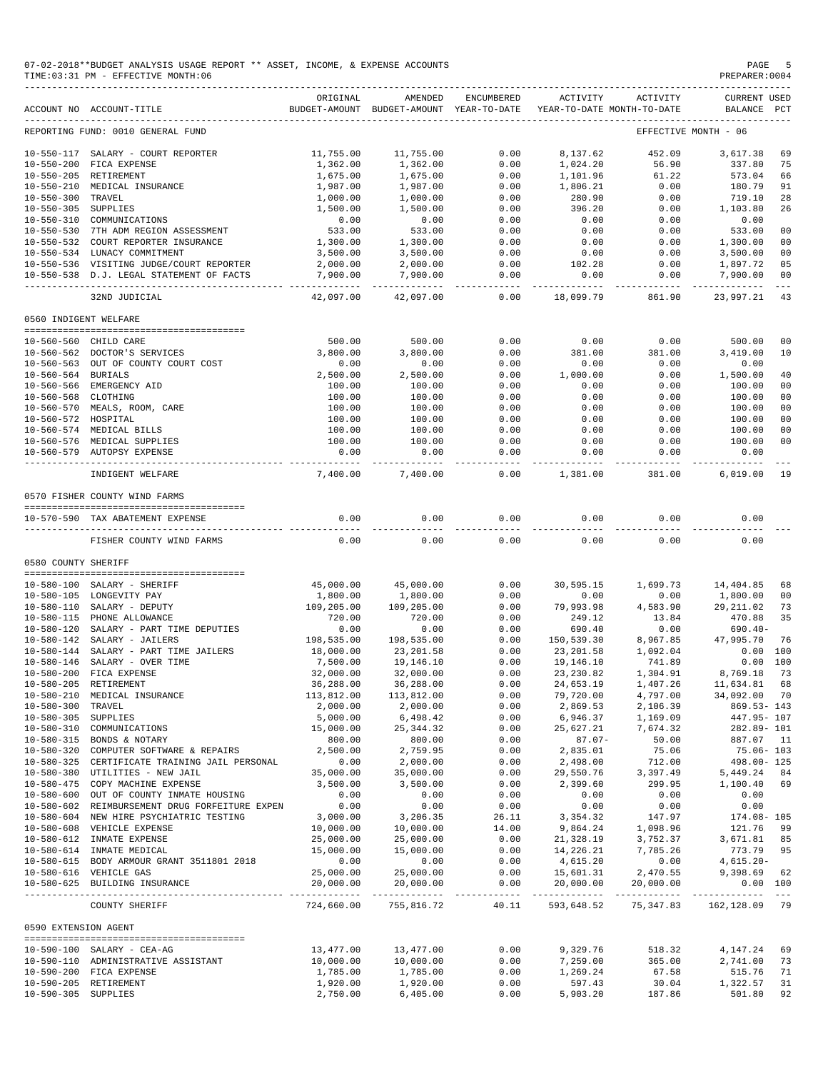07-02-2018**BUDGET ANALYSIS USAGE REPORT ** ASSET, INCOME, & EXPENSE ACCOUNTS
TIME:03:31 PM - EFFECTIVE MONTH:06

PREPARER:0004

| ACCOUNT NO | ACCOUNT-TITLE | ORIGINAL BUDGET-AMOUNT | AMENDED BUDGET-AMOUNT | ENCUMBERED YEAR-TO-DATE | ACTIVITY YEAR-TO-DATE | ACTIVITY MONTH-TO-DATE | CURRENT BALANCE | USED PCT |
|---|---|---|---|---|---|---|---|---|
| REPORTING FUND: 0010 GENERAL FUND | | | | | | EFFECTIVE MONTH - 06 | | |
| 10-550-117 | SALARY - COURT REPORTER | 11,755.00 | 11,755.00 | 0.00 | 8,137.62 | 452.09 | 3,617.38 | 69 |
| 10-550-200 | FICA EXPENSE | 1,362.00 | 1,362.00 | 0.00 | 1,024.20 | 56.90 | 337.80 | 75 |
| 10-550-205 | RETIREMENT | 1,675.00 | 1,675.00 | 0.00 | 1,101.96 | 61.22 | 573.04 | 66 |
| 10-550-210 | MEDICAL INSURANCE | 1,987.00 | 1,987.00 | 0.00 | 1,806.21 | 0.00 | 180.79 | 91 |
| 10-550-300 | TRAVEL | 1,000.00 | 1,000.00 | 0.00 | 280.90 | 0.00 | 719.10 | 28 |
| 10-550-305 | SUPPLIES | 1,500.00 | 1,500.00 | 0.00 | 396.20 | 0.00 | 1,103.80 | 26 |
| 10-550-310 | COMMUNICATIONS | 0.00 | 0.00 | 0.00 | 0.00 | 0.00 | 0.00 | |
| 10-550-530 | 7TH ADM REGION ASSESSMENT | 533.00 | 533.00 | 0.00 | 0.00 | 0.00 | 533.00 | 00 |
| 10-550-532 | COURT REPORTER INSURANCE | 1,300.00 | 1,300.00 | 0.00 | 0.00 | 0.00 | 1,300.00 | 00 |
| 10-550-534 | LUNACY COMMITMENT | 3,500.00 | 3,500.00 | 0.00 | 0.00 | 0.00 | 3,500.00 | 00 |
| 10-550-536 | VISITING JUDGE/COURT REPORTER | 2,000.00 | 2,000.00 | 0.00 | 102.28 | 0.00 | 1,897.72 | 05 |
| 10-550-538 | D.J. LEGAL STATEMENT OF FACTS | 7,900.00 | 7,900.00 | 0.00 | 0.00 | 0.00 | 7,900.00 | 00 |
| | 32ND JUDICIAL | 42,097.00 | 42,097.00 | 0.00 | 18,099.79 | 861.90 | 23,997.21 | 43 |
| 0560 INDIGENT WELFARE | | | | | | | | |
| 10-560-560 | CHILD CARE | 500.00 | 500.00 | 0.00 | 0.00 | 0.00 | 500.00 | 00 |
| 10-560-562 | DOCTOR'S SERVICES | 3,800.00 | 3,800.00 | 0.00 | 381.00 | 381.00 | 3,419.00 | 10 |
| 10-560-563 | OUT OF COUNTY COURT COST | 0.00 | 0.00 | 0.00 | 0.00 | 0.00 | 0.00 | |
| 10-560-564 | BURIALS | 2,500.00 | 2,500.00 | 0.00 | 1,000.00 | 0.00 | 1,500.00 | 40 |
| 10-560-566 | EMERGENCY AID | 100.00 | 100.00 | 0.00 | 0.00 | 0.00 | 100.00 | 00 |
| 10-560-568 | CLOTHING | 100.00 | 100.00 | 0.00 | 0.00 | 0.00 | 100.00 | 00 |
| 10-560-570 | MEALS, ROOM, CARE | 100.00 | 100.00 | 0.00 | 0.00 | 0.00 | 100.00 | 00 |
| 10-560-572 | HOSPITAL | 100.00 | 100.00 | 0.00 | 0.00 | 0.00 | 100.00 | 00 |
| 10-560-574 | MEDICAL BILLS | 100.00 | 100.00 | 0.00 | 0.00 | 0.00 | 100.00 | 00 |
| 10-560-576 | MEDICAL SUPPLIES | 100.00 | 100.00 | 0.00 | 0.00 | 0.00 | 100.00 | 00 |
| 10-560-579 | AUTOPSY EXPENSE | 0.00 | 0.00 | 0.00 | 0.00 | 0.00 | 0.00 | |
| | INDIGENT WELFARE | 7,400.00 | 7,400.00 | 0.00 | 1,381.00 | 381.00 | 6,019.00 | 19 |
| 0570 FISHER COUNTY WIND FARMS | | | | | | | | |
| 10-570-590 | TAX ABATEMENT EXPENSE | 0.00 | 0.00 | 0.00 | 0.00 | 0.00 | 0.00 | |
| | FISHER COUNTY WIND FARMS | 0.00 | 0.00 | 0.00 | 0.00 | 0.00 | 0.00 | |
| 0580 COUNTY SHERIFF | | | | | | | | |
| 10-580-100 | SALARY - SHERIFF | 45,000.00 | 45,000.00 | 0.00 | 30,595.15 | 1,699.73 | 14,404.85 | 68 |
| 10-580-105 | LONGEVITY PAY | 1,800.00 | 1,800.00 | 0.00 | 0.00 | 0.00 | 1,800.00 | 00 |
| 10-580-110 | SALARY - DEPUTY | 109,205.00 | 109,205.00 | 0.00 | 79,993.98 | 4,583.90 | 29,211.02 | 73 |
| 10-580-115 | PHONE ALLOWANCE | 720.00 | 720.00 | 0.00 | 249.12 | 13.84 | 470.88 | 35 |
| 10-580-120 | SALARY - PART TIME DEPUTIES | 0.00 | 0.00 | 0.00 | 690.40 | 0.00 | 690.40- | |
| 10-580-142 | SALARY - JAILERS | 198,535.00 | 198,535.00 | 0.00 | 150,539.30 | 8,967.85 | 47,995.70 | 76 |
| 10-580-144 | SALARY - PART TIME JAILERS | 18,000.00 | 23,201.58 | 0.00 | 23,201.58 | 1,092.04 | 0.00 | 100 |
| 10-580-146 | SALARY - OVER TIME | 7,500.00 | 19,146.10 | 0.00 | 19,146.10 | 741.89 | 0.00 | 100 |
| 10-580-200 | FICA EXPENSE | 32,000.00 | 32,000.00 | 0.00 | 23,230.82 | 1,304.91 | 8,769.18 | 73 |
| 10-580-205 | RETIREMENT | 36,288.00 | 36,288.00 | 0.00 | 24,653.19 | 1,407.26 | 11,634.81 | 68 |
| 10-580-210 | MEDICAL INSURANCE | 113,812.00 | 113,812.00 | 0.00 | 79,720.00 | 4,797.00 | 34,092.00 | 70 |
| 10-580-300 | TRAVEL | 2,000.00 | 2,000.00 | 0.00 | 2,869.53 | 2,106.39 | 869.53- | 143 |
| 10-580-305 | SUPPLIES | 5,000.00 | 6,498.42 | 0.00 | 6,946.37 | 1,169.09 | 447.95- | 107 |
| 10-580-310 | COMMUNICATIONS | 15,000.00 | 25,344.32 | 0.00 | 25,627.21 | 7,674.32 | 282.89- | 101 |
| 10-580-315 | BONDS & NOTARY | 800.00 | 800.00 | 0.00 | 87.07- | 50.00 | 887.07 | 11 |
| 10-580-320 | COMPUTER SOFTWARE & REPAIRS | 2,500.00 | 2,759.95 | 0.00 | 2,835.01 | 75.06 | 75.06- | 103 |
| 10-580-325 | CERTIFICATE TRAINING JAIL PERSONAL | 0.00 | 2,000.00 | 0.00 | 2,498.00 | 712.00 | 498.00- | 125 |
| 10-580-380 | UTILITIES - NEW JAIL | 35,000.00 | 35,000.00 | 0.00 | 29,550.76 | 3,397.49 | 5,449.24 | 84 |
| 10-580-475 | COPY MACHINE EXPENSE | 3,500.00 | 3,500.00 | 0.00 | 2,399.60 | 299.95 | 1,100.40 | 69 |
| 10-580-600 | OUT OF COUNTY INMATE HOUSING | 0.00 | 0.00 | 0.00 | 0.00 | 0.00 | 0.00 | |
| 10-580-602 | REIMBURSEMENT DRUG FORFEITURE EXPEN | 0.00 | 0.00 | 0.00 | 0.00 | 0.00 | 0.00 | |
| 10-580-604 | NEW HIRE PSYCHIATRIC TESTING | 3,000.00 | 3,206.35 | 26.11 | 3,354.32 | 147.97 | 174.08- | 105 |
| 10-580-608 | VEHICLE EXPENSE | 10,000.00 | 10,000.00 | 14.00 | 9,864.24 | 1,098.96 | 121.76 | 99 |
| 10-580-612 | INMATE EXPENSE | 25,000.00 | 25,000.00 | 0.00 | 21,328.19 | 3,752.37 | 3,671.81 | 85 |
| 10-580-614 | INMATE MEDICAL | 15,000.00 | 15,000.00 | 0.00 | 14,226.21 | 7,785.26 | 773.79 | 95 |
| 10-580-615 | BODY ARMOUR GRANT 3511801 2018 | 0.00 | 0.00 | 0.00 | 4,615.20 | 0.00 | 4,615.20- | |
| 10-580-616 | VEHICLE GAS | 25,000.00 | 25,000.00 | 0.00 | 15,601.31 | 2,470.55 | 9,398.69 | 62 |
| 10-580-625 | BUILDING INSURANCE | 20,000.00 | 20,000.00 | 0.00 | 20,000.00 | 20,000.00 | 0.00 | 100 |
| | COUNTY SHERIFF | 724,660.00 | 755,816.72 | 40.11 | 593,648.52 | 75,347.83 | 162,128.09 | 79 |
| 0590 EXTENSION AGENT | | | | | | | | |
| 10-590-100 | SALARY - CEA-AG | 13,477.00 | 13,477.00 | 0.00 | 9,329.76 | 518.32 | 4,147.24 | 69 |
| 10-590-110 | ADMINISTRATIVE ASSISTANT | 10,000.00 | 10,000.00 | 0.00 | 7,259.00 | 365.00 | 2,741.00 | 73 |
| 10-590-200 | FICA EXPENSE | 1,785.00 | 1,785.00 | 0.00 | 1,269.24 | 67.58 | 515.76 | 71 |
| 10-590-205 | RETIREMENT | 1,920.00 | 1,920.00 | 0.00 | 597.43 | 30.04 | 1,322.57 | 31 |
| 10-590-305 | SUPPLIES | 2,750.00 | 6,405.00 | 0.00 | 5,903.20 | 187.86 | 501.80 | 92 |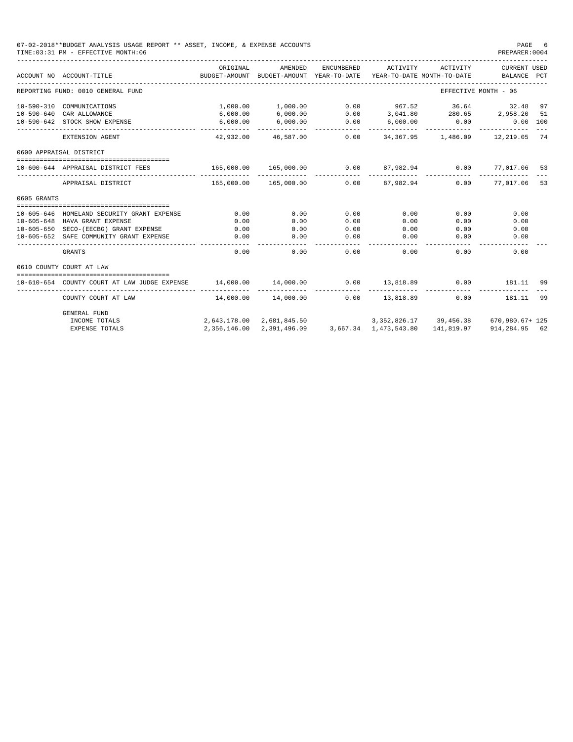07-02-2018**BUDGET ANALYSIS USAGE REPORT ** ASSET, INCOME, & EXPENSE ACCOUNTS
TIME:03:31 PM - EFFECTIVE MONTH:06
PREPARER:0004

| ACCOUNT NO | ACCOUNT-TITLE | ORIGINAL BUDGET-AMOUNT | AMENDED BUDGET-AMOUNT | ENCUMBERED YEAR-TO-DATE | ACTIVITY YEAR-TO-DATE | ACTIVITY MONTH-TO-DATE | CURRENT USED BALANCE | PCT |
|---|---|---|---|---|---|---|---|---|
| REPORTING FUND: 0010 GENERAL FUND | | | | | | EFFECTIVE MONTH - 06 | | |
| 10-590-310 | COMMUNICATIONS | 1,000.00 | 1,000.00 | 0.00 | 967.52 | 36.64 | 32.48 | 97 |
| 10-590-640 | CAR ALLOWANCE | 6,000.00 | 6,000.00 | 0.00 | 3,041.80 | 280.65 | 2,958.20 | 51 |
| 10-590-642 | STOCK SHOW EXPENSE | 6,000.00 | 6,000.00 | 0.00 | 6,000.00 | 0.00 | 0.00 | 100 |
| | EXTENSION AGENT | 42,932.00 | 46,587.00 | 0.00 | 34,367.95 | 1,486.09 | 12,219.05 | 74 |
| 0600 APPRAISAL DISTRICT | | | | | | | | |
| 10-600-644 | APPRAISAL DISTRICT FEES | 165,000.00 | 165,000.00 | 0.00 | 87,982.94 | 0.00 | 77,017.06 | 53 |
| | APPRAISAL DISTRICT | 165,000.00 | 165,000.00 | 0.00 | 87,982.94 | 0.00 | 77,017.06 | 53 |
| 0605 GRANTS | | | | | | | | |
| 10-605-646 | HOMELAND SECURITY GRANT EXPENSE | 0.00 | 0.00 | 0.00 | 0.00 | 0.00 | 0.00 | |
| 10-605-648 | HAVA GRANT EXPENSE | 0.00 | 0.00 | 0.00 | 0.00 | 0.00 | 0.00 | |
| 10-605-650 | SECO-(EECBG) GRANT EXPENSE | 0.00 | 0.00 | 0.00 | 0.00 | 0.00 | 0.00 | |
| 10-605-652 | SAFE COMMUNITY GRANT EXPENSE | 0.00 | 0.00 | 0.00 | 0.00 | 0.00 | 0.00 | |
| | GRANTS | 0.00 | 0.00 | 0.00 | 0.00 | 0.00 | 0.00 | |
| 0610 COUNTY COURT AT LAW | | | | | | | | |
| 10-610-654 | COUNTY COURT AT LAW JUDGE EXPENSE | 14,000.00 | 14,000.00 | 0.00 | 13,818.89 | 0.00 | 181.11 | 99 |
| | COUNTY COURT AT LAW | 14,000.00 | 14,000.00 | 0.00 | 13,818.89 | 0.00 | 181.11 | 99 |
| | GENERAL FUND | | | | | | | |
| | INCOME TOTALS | 2,643,178.00 | 2,681,845.50 | | 3,352,826.17 | 39,456.38 | 670,980.67+ | 125 |
| | EXPENSE TOTALS | 2,356,146.00 | 2,391,496.09 | 3,667.34 | 1,473,543.80 | 141,819.97 | 914,284.95 | 62 |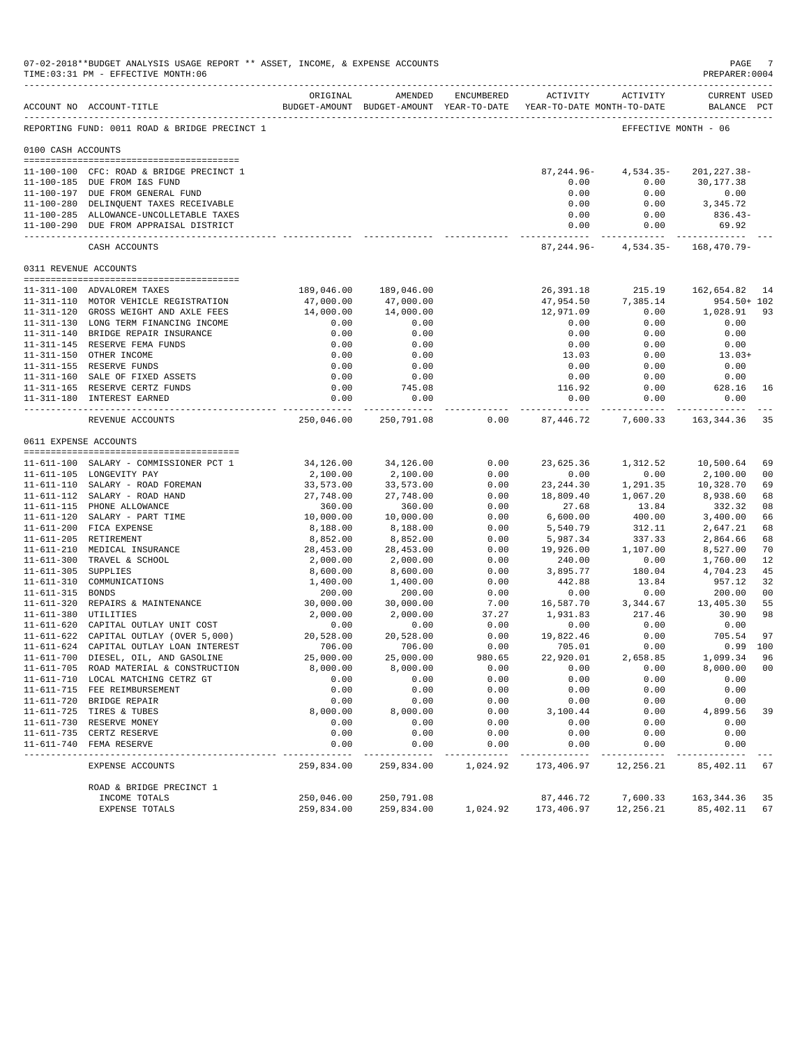07-02-2018**BUDGET ANALYSIS USAGE REPORT ** ASSET, INCOME, & EXPENSE ACCOUNTS
TIME:03:31 PM - EFFECTIVE MONTH:06

REPORTING FUND: 0011 ROAD & BRIDGE PRECINCT 1 — EFFECTIVE MONTH - 06

| ACCOUNT NO | ACCOUNT-TITLE | ORIGINAL BUDGET-AMOUNT | AMENDED BUDGET-AMOUNT | ENCUMBERED YEAR-TO-DATE | ACTIVITY YEAR-TO-DATE | ACTIVITY MONTH-TO-DATE | CURRENT BALANCE | USED PCT |
|---|---|---|---|---|---|---|---|---|
| **0100 CASH ACCOUNTS** | | | | | | | | |
| 11-100-100 | CFC: ROAD & BRIDGE PRECINCT 1 | | | | 87,244.96- | 4,534.35- | 201,227.38- | |
| 11-100-185 | DUE FROM I&S FUND | | | | 0.00 | 0.00 | 30,177.38 | |
| 11-100-197 | DUE FROM GENERAL FUND | | | | 0.00 | 0.00 | 0.00 | |
| 11-100-280 | DELINQUENT TAXES RECEIVABLE | | | | 0.00 | 0.00 | 3,345.72 | |
| 11-100-285 | ALLOWANCE-UNCOLLETABLE TAXES | | | | 0.00 | 0.00 | 836.43- | |
| 11-100-290 | DUE FROM APPRAISAL DISTRICT | | | | 0.00 | 0.00 | 69.92 | |
| | CASH ACCOUNTS | | | | 87,244.96- | 4,534.35- | 168,470.79- | |
| **0311 REVENUE ACCOUNTS** | | | | | | | | |
| 11-311-100 | ADVALOREM TAXES | 189,046.00 | 189,046.00 | | 26,391.18 | 215.19 | 162,654.82 | 14 |
| 11-311-110 | MOTOR VEHICLE REGISTRATION | 47,000.00 | 47,000.00 | | 47,954.50 | 7,385.14 | 954.50+ | 102 |
| 11-311-120 | GROSS WEIGHT AND AXLE FEES | 14,000.00 | 14,000.00 | | 12,971.09 | 0.00 | 1,028.91 | 93 |
| 11-311-130 | LONG TERM FINANCING INCOME | 0.00 | 0.00 | | 0.00 | 0.00 | 0.00 | |
| 11-311-140 | BRIDGE REPAIR INSURANCE | 0.00 | 0.00 | | 0.00 | 0.00 | 0.00 | |
| 11-311-145 | RESERVE FEMA FUNDS | 0.00 | 0.00 | | 0.00 | 0.00 | 0.00 | |
| 11-311-150 | OTHER INCOME | 0.00 | 0.00 | | 13.03 | 0.00 | 13.03+ | |
| 11-311-155 | RESERVE FUNDS | 0.00 | 0.00 | | 0.00 | 0.00 | 0.00 | |
| 11-311-160 | SALE OF FIXED ASSETS | 0.00 | 0.00 | | 0.00 | 0.00 | 0.00 | |
| 11-311-165 | RESERVE CERTZ FUNDS | 0.00 | 745.08 | | 116.92 | 0.00 | 628.16 | 16 |
| 11-311-180 | INTEREST EARNED | 0.00 | 0.00 | | 0.00 | 0.00 | 0.00 | |
| | REVENUE ACCOUNTS | 250,046.00 | 250,791.08 | 0.00 | 87,446.72 | 7,600.33 | 163,344.36 | 35 |
| **0611 EXPENSE ACCOUNTS** | | | | | | | | |
| 11-611-100 | SALARY - COMMISSIONER PCT 1 | 34,126.00 | 34,126.00 | 0.00 | 23,625.36 | 1,312.52 | 10,500.64 | 69 |
| 11-611-105 | LONGEVITY PAY | 2,100.00 | 2,100.00 | 0.00 | 0.00 | 0.00 | 2,100.00 | 00 |
| 11-611-110 | SALARY - ROAD FOREMAN | 33,573.00 | 33,573.00 | 0.00 | 23,244.30 | 1,291.35 | 10,328.70 | 69 |
| 11-611-112 | SALARY - ROAD HAND | 27,748.00 | 27,748.00 | 0.00 | 18,809.40 | 1,067.20 | 8,938.60 | 68 |
| 11-611-115 | PHONE ALLOWANCE | 360.00 | 360.00 | 0.00 | 27.68 | 13.84 | 332.32 | 08 |
| 11-611-120 | SALARY - PART TIME | 10,000.00 | 10,000.00 | 0.00 | 6,600.00 | 400.00 | 3,400.00 | 66 |
| 11-611-200 | FICA EXPENSE | 8,188.00 | 8,188.00 | 0.00 | 5,540.79 | 312.11 | 2,647.21 | 68 |
| 11-611-205 | RETIREMENT | 8,852.00 | 8,852.00 | 0.00 | 5,987.34 | 337.33 | 2,864.66 | 68 |
| 11-611-210 | MEDICAL INSURANCE | 28,453.00 | 28,453.00 | 0.00 | 19,926.00 | 1,107.00 | 8,527.00 | 70 |
| 11-611-300 | TRAVEL & SCHOOL | 2,000.00 | 2,000.00 | 0.00 | 240.00 | 0.00 | 1,760.00 | 12 |
| 11-611-305 | SUPPLIES | 8,600.00 | 8,600.00 | 0.00 | 3,895.77 | 180.04 | 4,704.23 | 45 |
| 11-611-310 | COMMUNICATIONS | 1,400.00 | 1,400.00 | 0.00 | 442.88 | 13.84 | 957.12 | 32 |
| 11-611-315 | BONDS | 200.00 | 200.00 | 0.00 | 0.00 | 0.00 | 200.00 | 00 |
| 11-611-320 | REPAIRS & MAINTENANCE | 30,000.00 | 30,000.00 | 7.00 | 16,587.70 | 3,344.67 | 13,405.30 | 55 |
| 11-611-380 | UTILITIES | 2,000.00 | 2,000.00 | 37.27 | 1,931.83 | 217.46 | 30.90 | 98 |
| 11-611-620 | CAPITAL OUTLAY UNIT COST | 0.00 | 0.00 | 0.00 | 0.00 | 0.00 | 0.00 | |
| 11-611-622 | CAPITAL OUTLAY (OVER 5,000) | 20,528.00 | 20,528.00 | 0.00 | 19,822.46 | 0.00 | 705.54 | 97 |
| 11-611-624 | CAPITAL OUTLAY LOAN INTEREST | 706.00 | 706.00 | 0.00 | 705.01 | 0.00 | 0.99 | 100 |
| 11-611-700 | DIESEL, OIL, AND GASOLINE | 25,000.00 | 25,000.00 | 980.65 | 22,920.01 | 2,658.85 | 1,099.34 | 96 |
| 11-611-705 | ROAD MATERIAL & CONSTRUCTION | 8,000.00 | 8,000.00 | 0.00 | 0.00 | 0.00 | 8,000.00 | 00 |
| 11-611-710 | LOCAL MATCHING CETRZ GT | 0.00 | 0.00 | 0.00 | 0.00 | 0.00 | 0.00 | |
| 11-611-715 | FEE REIMBURSEMENT | 0.00 | 0.00 | 0.00 | 0.00 | 0.00 | 0.00 | |
| 11-611-720 | BRIDGE REPAIR | 0.00 | 0.00 | 0.00 | 0.00 | 0.00 | 0.00 | |
| 11-611-725 | TIRES & TUBES | 8,000.00 | 8,000.00 | 0.00 | 3,100.44 | 0.00 | 4,899.56 | 39 |
| 11-611-730 | RESERVE MONEY | 0.00 | 0.00 | 0.00 | 0.00 | 0.00 | 0.00 | |
| 11-611-735 | CERTZ RESERVE | 0.00 | 0.00 | 0.00 | 0.00 | 0.00 | 0.00 | |
| 11-611-740 | FEMA RESERVE | 0.00 | 0.00 | 0.00 | 0.00 | 0.00 | 0.00 | |
| | EXPENSE ACCOUNTS | 259,834.00 | 259,834.00 | 1,024.92 | 173,406.97 | 12,256.21 | 85,402.11 | 67 |
| | ROAD & BRIDGE PRECINCT 1 | | | | | | | |
| | INCOME TOTALS | 250,046.00 | 250,791.08 | | 87,446.72 | 7,600.33 | 163,344.36 | 35 |
| | EXPENSE TOTALS | 259,834.00 | 259,834.00 | 1,024.92 | 173,406.97 | 12,256.21 | 85,402.11 | 67 |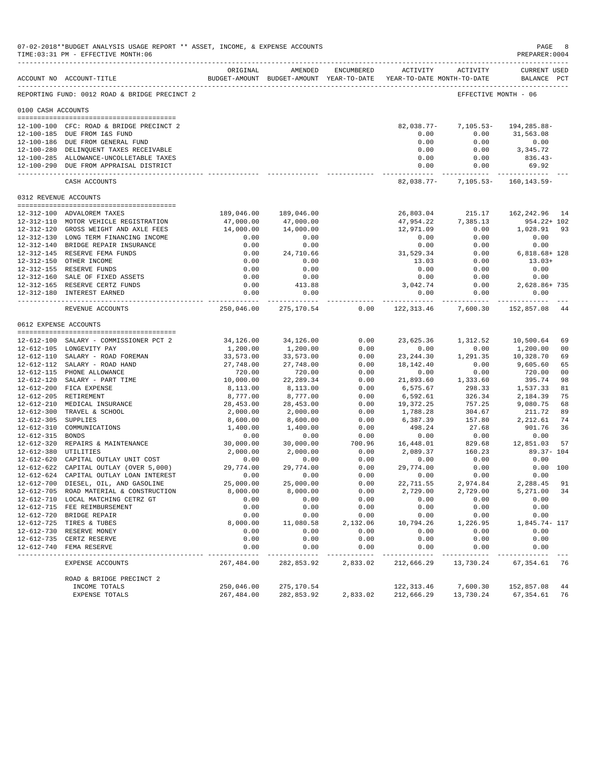07-02-2018**BUDGET ANALYSIS USAGE REPORT ** ASSET, INCOME, & EXPENSE ACCOUNTS
TIME:03:31 PM - EFFECTIVE MONTH:06

PREPARER:0004

REPORTING FUND: 0012 ROAD & BRIDGE PRECINCT 2 — EFFECTIVE MONTH - 06

| ACCOUNT NO | ACCOUNT-TITLE | ORIGINAL BUDGET-AMOUNT | AMENDED BUDGET-AMOUNT | ENCUMBERED YEAR-TO-DATE | ACTIVITY YEAR-TO-DATE | ACTIVITY MONTH-TO-DATE | CURRENT BALANCE | USED PCT |
|---|---|---|---|---|---|---|---|---|
| **0100 CASH ACCOUNTS** | | | | | | | | |
| 12-100-100 | CFC: ROAD & BRIDGE PRECINCT 2 | | | | 82,038.77- | 7,105.53- | 194,285.88- | |
| 12-100-185 | DUE FROM I&S FUND | | | | 0.00 | 0.00 | 31,563.08 | |
| 12-100-186 | DUE FROM GENERAL FUND | | | | 0.00 | 0.00 | 0.00 | |
| 12-100-280 | DELINQUENT TAXES RECEIVABLE | | | | 0.00 | 0.00 | 3,345.72 | |
| 12-100-285 | ALLOWANCE-UNCOLLETABLE TAXES | | | | 0.00 | 0.00 | 836.43- | |
| 12-100-290 | DUE FROM APPRAISAL DISTRICT | | | | 0.00 | 0.00 | 69.92 | |
| | CASH ACCOUNTS | | | | 82,038.77- | 7,105.53- | 160,143.59- | |
| **0312 REVENUE ACCOUNTS** | | | | | | | | |
| 12-312-100 | ADVALOREM TAXES | 189,046.00 | 189,046.00 | | 26,803.04 | 215.17 | 162,242.96 | 14 |
| 12-312-110 | MOTOR VEHICLE REGISTRATION | 47,000.00 | 47,000.00 | | 47,954.22 | 7,385.13 | 954.22+ | 102 |
| 12-312-120 | GROSS WEIGHT AND AXLE FEES | 14,000.00 | 14,000.00 | | 12,971.09 | 0.00 | 1,028.91 | 93 |
| 12-312-130 | LONG TERM FINANCING INCOME | 0.00 | 0.00 | | 0.00 | 0.00 | 0.00 | |
| 12-312-140 | BRIDGE REPAIR INSURANCE | 0.00 | 0.00 | | 0.00 | 0.00 | 0.00 | |
| 12-312-145 | RESERVE FEMA FUNDS | 0.00 | 24,710.66 | | 31,529.34 | 0.00 | 6,818.68+ | 128 |
| 12-312-150 | OTHER INCOME | 0.00 | 0.00 | | 13.03 | 0.00 | 13.03+ | |
| 12-312-155 | RESERVE FUNDS | 0.00 | 0.00 | | 0.00 | 0.00 | 0.00 | |
| 12-312-160 | SALE OF FIXED ASSETS | 0.00 | 0.00 | | 0.00 | 0.00 | 0.00 | |
| 12-312-165 | RESERVE CERTZ FUNDS | 0.00 | 413.88 | | 3,042.74 | 0.00 | 2,628.86+ | 735 |
| 12-312-180 | INTEREST EARNED | 0.00 | 0.00 | | 0.00 | 0.00 | 0.00 | |
| | REVENUE ACCOUNTS | 250,046.00 | 275,170.54 | 0.00 | 122,313.46 | 7,600.30 | 152,857.08 | 44 |
| **0612 EXPENSE ACCOUNTS** | | | | | | | | |
| 12-612-100 | SALARY - COMMISSIONER PCT 2 | 34,126.00 | 34,126.00 | 0.00 | 23,625.36 | 1,312.52 | 10,500.64 | 69 |
| 12-612-105 | LONGEVITY PAY | 1,200.00 | 1,200.00 | 0.00 | 0.00 | 0.00 | 1,200.00 | 00 |
| 12-612-110 | SALARY - ROAD FOREMAN | 33,573.00 | 33,573.00 | 0.00 | 23,244.30 | 1,291.35 | 10,328.70 | 69 |
| 12-612-112 | SALARY - ROAD HAND | 27,748.00 | 27,748.00 | 0.00 | 18,142.40 | 0.00 | 9,605.60 | 65 |
| 12-612-115 | PHONE ALLOWANCE | 720.00 | 720.00 | 0.00 | 0.00 | 0.00 | 720.00 | 00 |
| 12-612-120 | SALARY - PART TIME | 10,000.00 | 22,289.34 | 0.00 | 21,893.60 | 1,333.60 | 395.74 | 98 |
| 12-612-200 | FICA EXPENSE | 8,113.00 | 8,113.00 | 0.00 | 6,575.67 | 298.33 | 1,537.33 | 81 |
| 12-612-205 | RETIREMENT | 8,777.00 | 8,777.00 | 0.00 | 6,592.61 | 326.34 | 2,184.39 | 75 |
| 12-612-210 | MEDICAL INSURANCE | 28,453.00 | 28,453.00 | 0.00 | 19,372.25 | 757.25 | 9,080.75 | 68 |
| 12-612-300 | TRAVEL & SCHOOL | 2,000.00 | 2,000.00 | 0.00 | 1,788.28 | 304.67 | 211.72 | 89 |
| 12-612-305 | SUPPLIES | 8,600.00 | 8,600.00 | 0.00 | 6,387.39 | 157.80 | 2,212.61 | 74 |
| 12-612-310 | COMMUNICATIONS | 1,400.00 | 1,400.00 | 0.00 | 498.24 | 27.68 | 901.76 | 36 |
| 12-612-315 | BONDS | 0.00 | 0.00 | 0.00 | 0.00 | 0.00 | 0.00 | |
| 12-612-320 | REPAIRS & MAINTENANCE | 30,000.00 | 30,000.00 | 700.96 | 16,448.01 | 829.68 | 12,851.03 | 57 |
| 12-612-380 | UTILITIES | 2,000.00 | 2,000.00 | 0.00 | 2,089.37 | 160.23 | 89.37- | 104 |
| 12-612-620 | CAPITAL OUTLAY UNIT COST | 0.00 | 0.00 | 0.00 | 0.00 | 0.00 | 0.00 | |
| 12-612-622 | CAPITAL OUTLAY (OVER 5,000) | 29,774.00 | 29,774.00 | 0.00 | 29,774.00 | 0.00 | 0.00 | 100 |
| 12-612-624 | CAPITAL OUTLAY LOAN INTEREST | 0.00 | 0.00 | 0.00 | 0.00 | 0.00 | 0.00 | |
| 12-612-700 | DIESEL, OIL, AND GASOLINE | 25,000.00 | 25,000.00 | 0.00 | 22,711.55 | 2,974.84 | 2,288.45 | 91 |
| 12-612-705 | ROAD MATERIAL & CONSTRUCTION | 8,000.00 | 8,000.00 | 0.00 | 2,729.00 | 2,729.00 | 5,271.00 | 34 |
| 12-612-710 | LOCAL MATCHING CETRZ GT | 0.00 | 0.00 | 0.00 | 0.00 | 0.00 | 0.00 | |
| 12-612-715 | FEE REIMBURSEMENT | 0.00 | 0.00 | 0.00 | 0.00 | 0.00 | 0.00 | |
| 12-612-720 | BRIDGE REPAIR | 0.00 | 0.00 | 0.00 | 0.00 | 0.00 | 0.00 | |
| 12-612-725 | TIRES & TUBES | 8,000.00 | 11,080.58 | 2,132.06 | 10,794.26 | 1,226.95 | 1,845.74- | 117 |
| 12-612-730 | RESERVE MONEY | 0.00 | 0.00 | 0.00 | 0.00 | 0.00 | 0.00 | |
| 12-612-735 | CERTZ RESERVE | 0.00 | 0.00 | 0.00 | 0.00 | 0.00 | 0.00 | |
| 12-612-740 | FEMA RESERVE | 0.00 | 0.00 | 0.00 | 0.00 | 0.00 | 0.00 | |
| | EXPENSE ACCOUNTS | 267,484.00 | 282,853.92 | 2,833.02 | 212,666.29 | 13,730.24 | 67,354.61 | 76 |
| | ROAD & BRIDGE PRECINCT 2 | | | | | | | |
| | INCOME TOTALS | 250,046.00 | 275,170.54 | | 122,313.46 | 7,600.30 | 152,857.08 | 44 |
| | EXPENSE TOTALS | 267,484.00 | 282,853.92 | 2,833.02 | 212,666.29 | 13,730.24 | 67,354.61 | 76 |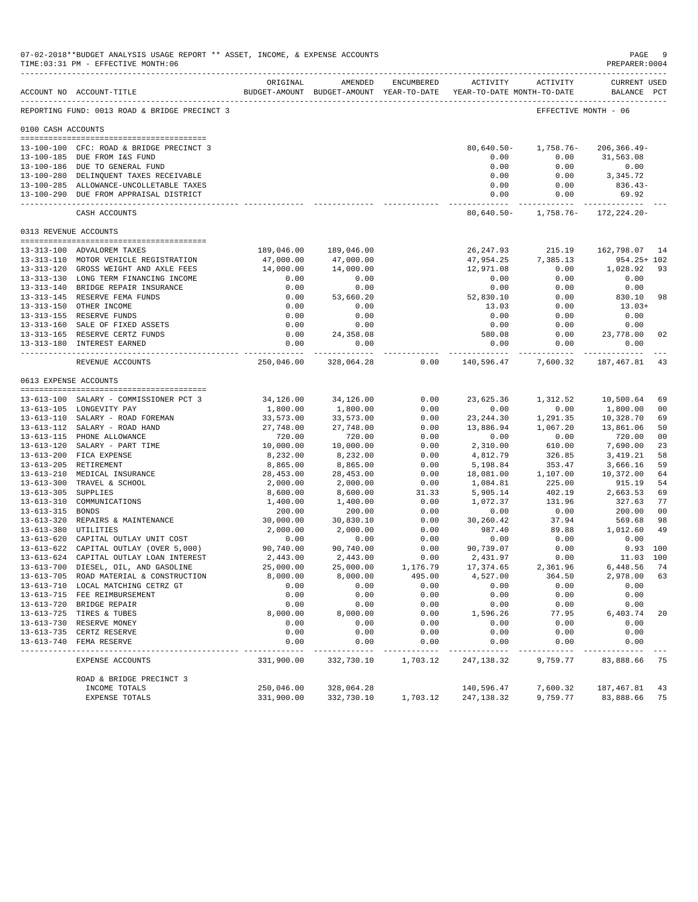07-02-2018**BUDGET ANALYSIS USAGE REPORT ** ASSET, INCOME, & EXPENSE ACCOUNTS
TIME:03:31 PM - EFFECTIVE MONTH:06

PREPARER:0004

REPORTING FUND: 0013 ROAD & BRIDGE PRECINCT 3 — EFFECTIVE MONTH - 06

| ACCOUNT NO | ACCOUNT-TITLE | ORIGINAL BUDGET-AMOUNT | AMENDED BUDGET-AMOUNT | ENCUMBERED YEAR-TO-DATE | ACTIVITY YEAR-TO-DATE | ACTIVITY MONTH-TO-DATE | CURRENT BALANCE | USED PCT |
|---|---|---|---|---|---|---|---|---|
| **0100 CASH ACCOUNTS** | | | | | | | | |
| 13-100-100 | CFC: ROAD & BRIDGE PRECINCT 3 | | | | 80,640.50- | 1,758.76- | 206,366.49- | |
| 13-100-185 | DUE FROM I&S FUND | | | | 0.00 | 0.00 | 31,563.08 | |
| 13-100-186 | DUE TO GENERAL FUND | | | | 0.00 | 0.00 | 0.00 | |
| 13-100-280 | DELINQUENT TAXES RECEIVABLE | | | | 0.00 | 0.00 | 3,345.72 | |
| 13-100-285 | ALLOWANCE-UNCOLLETABLE TAXES | | | | 0.00 | 0.00 | 836.43- | |
| 13-100-290 | DUE FROM APPRAISAL DISTRICT | | | | 0.00 | 0.00 | 69.92 | |
| | CASH ACCOUNTS | | | | 80,640.50- | 1,758.76- | 172,224.20- | |
| **0313 REVENUE ACCOUNTS** | | | | | | | | |
| 13-313-100 | ADVALOREM TAXES | 189,046.00 | 189,046.00 | | 26,247.93 | 215.19 | 162,798.07 | 14 |
| 13-313-110 | MOTOR VEHICLE REGISTRATION | 47,000.00 | 47,000.00 | | 47,954.25 | 7,385.13 | 954.25+ | 102 |
| 13-313-120 | GROSS WEIGHT AND AXLE FEES | 14,000.00 | 14,000.00 | | 12,971.08 | 0.00 | 1,028.92 | 93 |
| 13-313-130 | LONG TERM FINANCING INCOME | 0.00 | 0.00 | | 0.00 | 0.00 | 0.00 | |
| 13-313-140 | BRIDGE REPAIR INSURANCE | 0.00 | 0.00 | | 0.00 | 0.00 | 0.00 | |
| 13-313-145 | RESERVE FEMA FUNDS | 0.00 | 53,660.20 | | 52,830.10 | 0.00 | 830.10 | 98 |
| 13-313-150 | OTHER INCOME | 0.00 | 0.00 | | 13.03 | 0.00 | 13.03+ | |
| 13-313-155 | RESERVE FUNDS | 0.00 | 0.00 | | 0.00 | 0.00 | 0.00 | |
| 13-313-160 | SALE OF FIXED ASSETS | 0.00 | 0.00 | | 0.00 | 0.00 | 0.00 | |
| 13-313-165 | RESERVE CERTZ FUNDS | 0.00 | 24,358.08 | | 580.08 | 0.00 | 23,778.00 | 02 |
| 13-313-180 | INTEREST EARNED | 0.00 | 0.00 | | 0.00 | 0.00 | 0.00 | |
| | REVENUE ACCOUNTS | 250,046.00 | 328,064.28 | 0.00 | 140,596.47 | 7,600.32 | 187,467.81 | 43 |
| **0613 EXPENSE ACCOUNTS** | | | | | | | | |
| 13-613-100 | SALARY - COMMISSIONER PCT 3 | 34,126.00 | 34,126.00 | 0.00 | 23,625.36 | 1,312.52 | 10,500.64 | 69 |
| 13-613-105 | LONGEVITY PAY | 1,800.00 | 1,800.00 | 0.00 | 0.00 | 0.00 | 1,800.00 | 00 |
| 13-613-110 | SALARY - ROAD FOREMAN | 33,573.00 | 33,573.00 | 0.00 | 23,244.30 | 1,291.35 | 10,328.70 | 69 |
| 13-613-112 | SALARY - ROAD HAND | 27,748.00 | 27,748.00 | 0.00 | 13,886.94 | 1,067.20 | 13,861.06 | 50 |
| 13-613-115 | PHONE ALLOWANCE | 720.00 | 720.00 | 0.00 | 0.00 | 0.00 | 720.00 | 00 |
| 13-613-120 | SALARY - PART TIME | 10,000.00 | 10,000.00 | 0.00 | 2,310.00 | 610.00 | 7,690.00 | 23 |
| 13-613-200 | FICA EXPENSE | 8,232.00 | 8,232.00 | 0.00 | 4,812.79 | 326.85 | 3,419.21 | 58 |
| 13-613-205 | RETIREMENT | 8,865.00 | 8,865.00 | 0.00 | 5,198.84 | 353.47 | 3,666.16 | 59 |
| 13-613-210 | MEDICAL INSURANCE | 28,453.00 | 28,453.00 | 0.00 | 18,081.00 | 1,107.00 | 10,372.00 | 64 |
| 13-613-300 | TRAVEL & SCHOOL | 2,000.00 | 2,000.00 | 0.00 | 1,084.81 | 225.00 | 915.19 | 54 |
| 13-613-305 | SUPPLIES | 8,600.00 | 8,600.00 | 31.33 | 5,905.14 | 402.19 | 2,663.53 | 69 |
| 13-613-310 | COMMUNICATIONS | 1,400.00 | 1,400.00 | 0.00 | 1,072.37 | 131.96 | 327.63 | 77 |
| 13-613-315 | BONDS | 200.00 | 200.00 | 0.00 | 0.00 | 0.00 | 200.00 | 00 |
| 13-613-320 | REPAIRS & MAINTENANCE | 30,000.00 | 30,830.10 | 0.00 | 30,260.42 | 37.94 | 569.68 | 98 |
| 13-613-380 | UTILITIES | 2,000.00 | 2,000.00 | 0.00 | 987.40 | 89.88 | 1,012.60 | 49 |
| 13-613-620 | CAPITAL OUTLAY UNIT COST | 0.00 | 0.00 | 0.00 | 0.00 | 0.00 | 0.00 | |
| 13-613-622 | CAPITAL OUTLAY (OVER 5,000) | 90,740.00 | 90,740.00 | 0.00 | 90,739.07 | 0.00 | 0.93 | 100 |
| 13-613-624 | CAPITAL OUTLAY LOAN INTEREST | 2,443.00 | 2,443.00 | 0.00 | 2,431.97 | 0.00 | 11.03 | 100 |
| 13-613-700 | DIESEL, OIL, AND GASOLINE | 25,000.00 | 25,000.00 | 1,176.79 | 17,374.65 | 2,361.96 | 6,448.56 | 74 |
| 13-613-705 | ROAD MATERIAL & CONSTRUCTION | 8,000.00 | 8,000.00 | 495.00 | 4,527.00 | 364.50 | 2,978.00 | 63 |
| 13-613-710 | LOCAL MATCHING CETRZ GT | 0.00 | 0.00 | 0.00 | 0.00 | 0.00 | 0.00 | |
| 13-613-715 | FEE REIMBURSEMENT | 0.00 | 0.00 | 0.00 | 0.00 | 0.00 | 0.00 | |
| 13-613-720 | BRIDGE REPAIR | 0.00 | 0.00 | 0.00 | 0.00 | 0.00 | 0.00 | |
| 13-613-725 | TIRES & TUBES | 8,000.00 | 8,000.00 | 0.00 | 1,596.26 | 77.95 | 6,403.74 | 20 |
| 13-613-730 | RESERVE MONEY | 0.00 | 0.00 | 0.00 | 0.00 | 0.00 | 0.00 | |
| 13-613-735 | CERTZ RESERVE | 0.00 | 0.00 | 0.00 | 0.00 | 0.00 | 0.00 | |
| 13-613-740 | FEMA RESERVE | 0.00 | 0.00 | 0.00 | 0.00 | 0.00 | 0.00 | |
| | EXPENSE ACCOUNTS | 331,900.00 | 332,730.10 | 1,703.12 | 247,138.32 | 9,759.77 | 83,888.66 | 75 |
| | ROAD & BRIDGE PRECINCT 3 | | | | | | | |
| | INCOME TOTALS | 250,046.00 | 328,064.28 | | 140,596.47 | 7,600.32 | 187,467.81 | 43 |
| | EXPENSE TOTALS | 331,900.00 | 332,730.10 | 1,703.12 | 247,138.32 | 9,759.77 | 83,888.66 | 75 |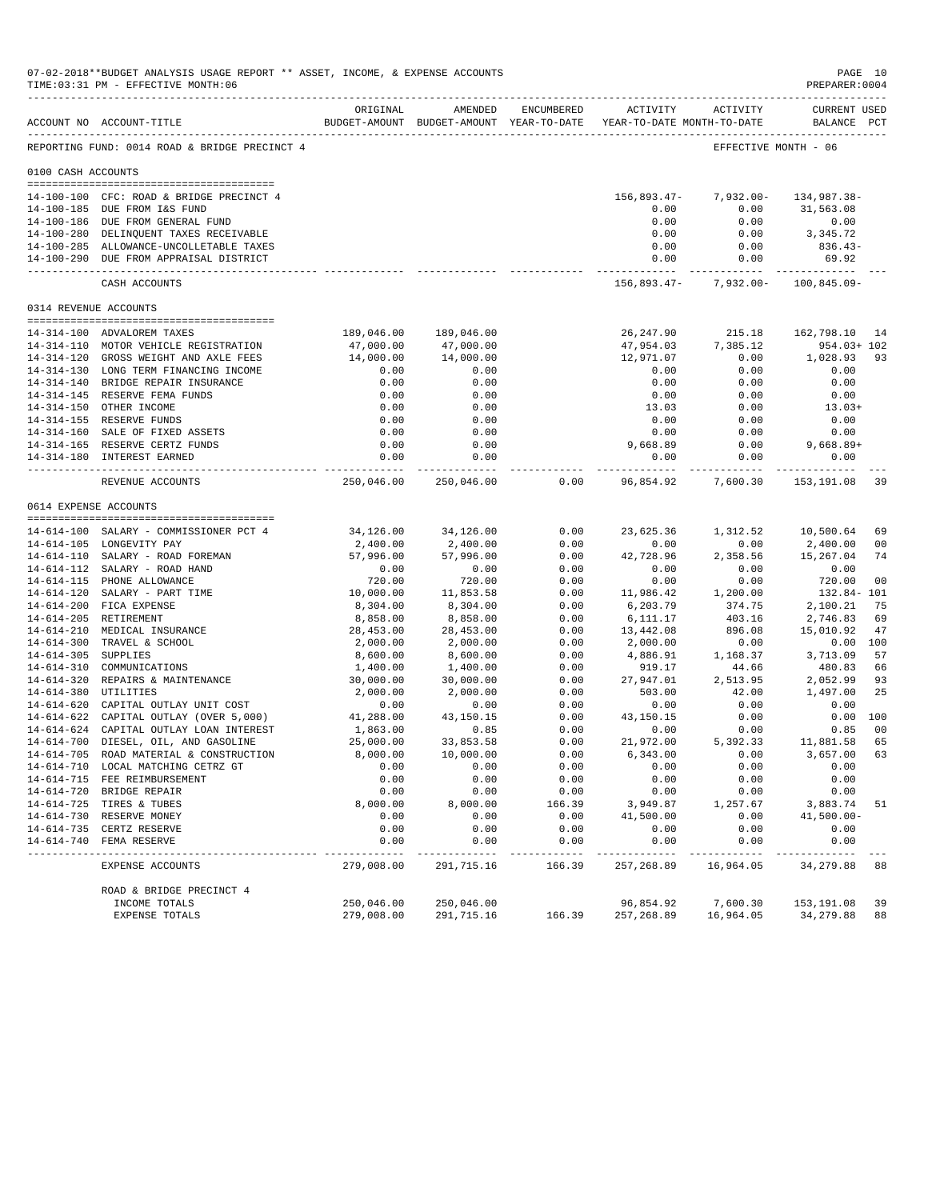07-02-2018**BUDGET ANALYSIS USAGE REPORT ** ASSET, INCOME, & EXPENSE ACCOUNTS
TIME:03:31 PM - EFFECTIVE MONTH:06

PREPARER:0004

REPORTING FUND: 0014 ROAD & BRIDGE PRECINCT 4 — EFFECTIVE MONTH - 06

| ACCOUNT NO | ACCOUNT-TITLE | ORIGINAL BUDGET-AMOUNT | AMENDED BUDGET-AMOUNT | ENCUMBERED YEAR-TO-DATE | ACTIVITY YEAR-TO-DATE | ACTIVITY MONTH-TO-DATE | CURRENT BALANCE | USED PCT |
|---|---|---|---|---|---|---|---|---|
| **0100 CASH ACCOUNTS** | | | | | | | | |
| 14-100-100 | CFC: ROAD & BRIDGE PRECINCT 4 | | | | 156,893.47- | 7,932.00- | 134,987.38- | |
| 14-100-185 | DUE FROM I&S FUND | | | | 0.00 | 0.00 | 31,563.08 | |
| 14-100-186 | DUE FROM GENERAL FUND | | | | 0.00 | 0.00 | 0.00 | |
| 14-100-280 | DELINQUENT TAXES RECEIVABLE | | | | 0.00 | 0.00 | 3,345.72 | |
| 14-100-285 | ALLOWANCE-UNCOLLETABLE TAXES | | | | 0.00 | 0.00 | 836.43- | |
| 14-100-290 | DUE FROM APPRAISAL DISTRICT | | | | 0.00 | 0.00 | 69.92 | |
| | CASH ACCOUNTS | | | | 156,893.47- | 7,932.00- | 100,845.09- | |
| **0314 REVENUE ACCOUNTS** | | | | | | | | |
| 14-314-100 | ADVALOREM TAXES | 189,046.00 | 189,046.00 | | 26,247.90 | 215.18 | 162,798.10 | 14 |
| 14-314-110 | MOTOR VEHICLE REGISTRATION | 47,000.00 | 47,000.00 | | 47,954.03 | 7,385.12 | 954.03+ | 102 |
| 14-314-120 | GROSS WEIGHT AND AXLE FEES | 14,000.00 | 14,000.00 | | 12,971.07 | 0.00 | 1,028.93 | 93 |
| 14-314-130 | LONG TERM FINANCING INCOME | 0.00 | 0.00 | | 0.00 | 0.00 | 0.00 | |
| 14-314-140 | BRIDGE REPAIR INSURANCE | 0.00 | 0.00 | | 0.00 | 0.00 | 0.00 | |
| 14-314-145 | RESERVE FEMA FUNDS | 0.00 | 0.00 | | 0.00 | 0.00 | 0.00 | |
| 14-314-150 | OTHER INCOME | 0.00 | 0.00 | | 13.03 | 0.00 | 13.03+ | |
| 14-314-155 | RESERVE FUNDS | 0.00 | 0.00 | | 0.00 | 0.00 | 0.00 | |
| 14-314-160 | SALE OF FIXED ASSETS | 0.00 | 0.00 | | 0.00 | 0.00 | 0.00 | |
| 14-314-165 | RESERVE CERTZ FUNDS | 0.00 | 0.00 | | 9,668.89 | 0.00 | 9,668.89+ | |
| 14-314-180 | INTEREST EARNED | 0.00 | 0.00 | | 0.00 | 0.00 | 0.00 | |
| | REVENUE ACCOUNTS | 250,046.00 | 250,046.00 | 0.00 | 96,854.92 | 7,600.30 | 153,191.08 | 39 |
| **0614 EXPENSE ACCOUNTS** | | | | | | | | |
| 14-614-100 | SALARY - COMMISSIONER PCT 4 | 34,126.00 | 34,126.00 | 0.00 | 23,625.36 | 1,312.52 | 10,500.64 | 69 |
| 14-614-105 | LONGEVITY PAY | 2,400.00 | 2,400.00 | 0.00 | 0.00 | 0.00 | 2,400.00 | 00 |
| 14-614-110 | SALARY - ROAD FOREMAN | 57,996.00 | 57,996.00 | 0.00 | 42,728.96 | 2,358.56 | 15,267.04 | 74 |
| 14-614-112 | SALARY - ROAD HAND | 0.00 | 0.00 | 0.00 | 0.00 | 0.00 | 0.00 | |
| 14-614-115 | PHONE ALLOWANCE | 720.00 | 720.00 | 0.00 | 0.00 | 0.00 | 720.00 | 00 |
| 14-614-120 | SALARY - PART TIME | 10,000.00 | 11,853.58 | 0.00 | 11,986.42 | 1,200.00 | 132.84- | 101 |
| 14-614-200 | FICA EXPENSE | 8,304.00 | 8,304.00 | 0.00 | 6,203.79 | 374.75 | 2,100.21 | 75 |
| 14-614-205 | RETIREMENT | 8,858.00 | 8,858.00 | 0.00 | 6,111.17 | 403.16 | 2,746.83 | 69 |
| 14-614-210 | MEDICAL INSURANCE | 28,453.00 | 28,453.00 | 0.00 | 13,442.08 | 896.08 | 15,010.92 | 47 |
| 14-614-300 | TRAVEL & SCHOOL | 2,000.00 | 2,000.00 | 0.00 | 2,000.00 | 0.00 | 0.00 | 100 |
| 14-614-305 | SUPPLIES | 8,600.00 | 8,600.00 | 0.00 | 4,886.91 | 1,168.37 | 3,713.09 | 57 |
| 14-614-310 | COMMUNICATIONS | 1,400.00 | 1,400.00 | 0.00 | 919.17 | 44.66 | 480.83 | 66 |
| 14-614-320 | REPAIRS & MAINTENANCE | 30,000.00 | 30,000.00 | 0.00 | 27,947.01 | 2,513.95 | 2,052.99 | 93 |
| 14-614-380 | UTILITIES | 2,000.00 | 2,000.00 | 0.00 | 503.00 | 42.00 | 1,497.00 | 25 |
| 14-614-620 | CAPITAL OUTLAY UNIT COST | 0.00 | 0.00 | 0.00 | 0.00 | 0.00 | 0.00 | |
| 14-614-622 | CAPITAL OUTLAY (OVER 5,000) | 41,288.00 | 43,150.15 | 0.00 | 43,150.15 | 0.00 | 0.00 | 100 |
| 14-614-624 | CAPITAL OUTLAY LOAN INTEREST | 1,863.00 | 0.85 | 0.00 | 0.00 | 0.00 | 0.85 | 00 |
| 14-614-700 | DIESEL, OIL, AND GASOLINE | 25,000.00 | 33,853.58 | 0.00 | 21,972.00 | 5,392.33 | 11,881.58 | 65 |
| 14-614-705 | ROAD MATERIAL & CONSTRUCTION | 8,000.00 | 10,000.00 | 0.00 | 6,343.00 | 0.00 | 3,657.00 | 63 |
| 14-614-710 | LOCAL MATCHING CETRZ GT | 0.00 | 0.00 | 0.00 | 0.00 | 0.00 | 0.00 | |
| 14-614-715 | FEE REIMBURSEMENT | 0.00 | 0.00 | 0.00 | 0.00 | 0.00 | 0.00 | |
| 14-614-720 | BRIDGE REPAIR | 0.00 | 0.00 | 0.00 | 0.00 | 0.00 | 0.00 | |
| 14-614-725 | TIRES & TUBES | 8,000.00 | 8,000.00 | 166.39 | 3,949.87 | 1,257.67 | 3,883.74 | 51 |
| 14-614-730 | RESERVE MONEY | 0.00 | 0.00 | 0.00 | 41,500.00 | 0.00 | 41,500.00- | |
| 14-614-735 | CERTZ RESERVE | 0.00 | 0.00 | 0.00 | 0.00 | 0.00 | 0.00 | |
| 14-614-740 | FEMA RESERVE | 0.00 | 0.00 | 0.00 | 0.00 | 0.00 | 0.00 | |
| | EXPENSE ACCOUNTS | 279,008.00 | 291,715.16 | 166.39 | 257,268.89 | 16,964.05 | 34,279.88 | 88 |
| | **ROAD & BRIDGE PRECINCT 4** | | | | | | | |
| | INCOME TOTALS | 250,046.00 | 250,046.00 | | 96,854.92 | 7,600.30 | 153,191.08 | 39 |
| | EXPENSE TOTALS | 279,008.00 | 291,715.16 | 166.39 | 257,268.89 | 16,964.05 | 34,279.88 | 88 |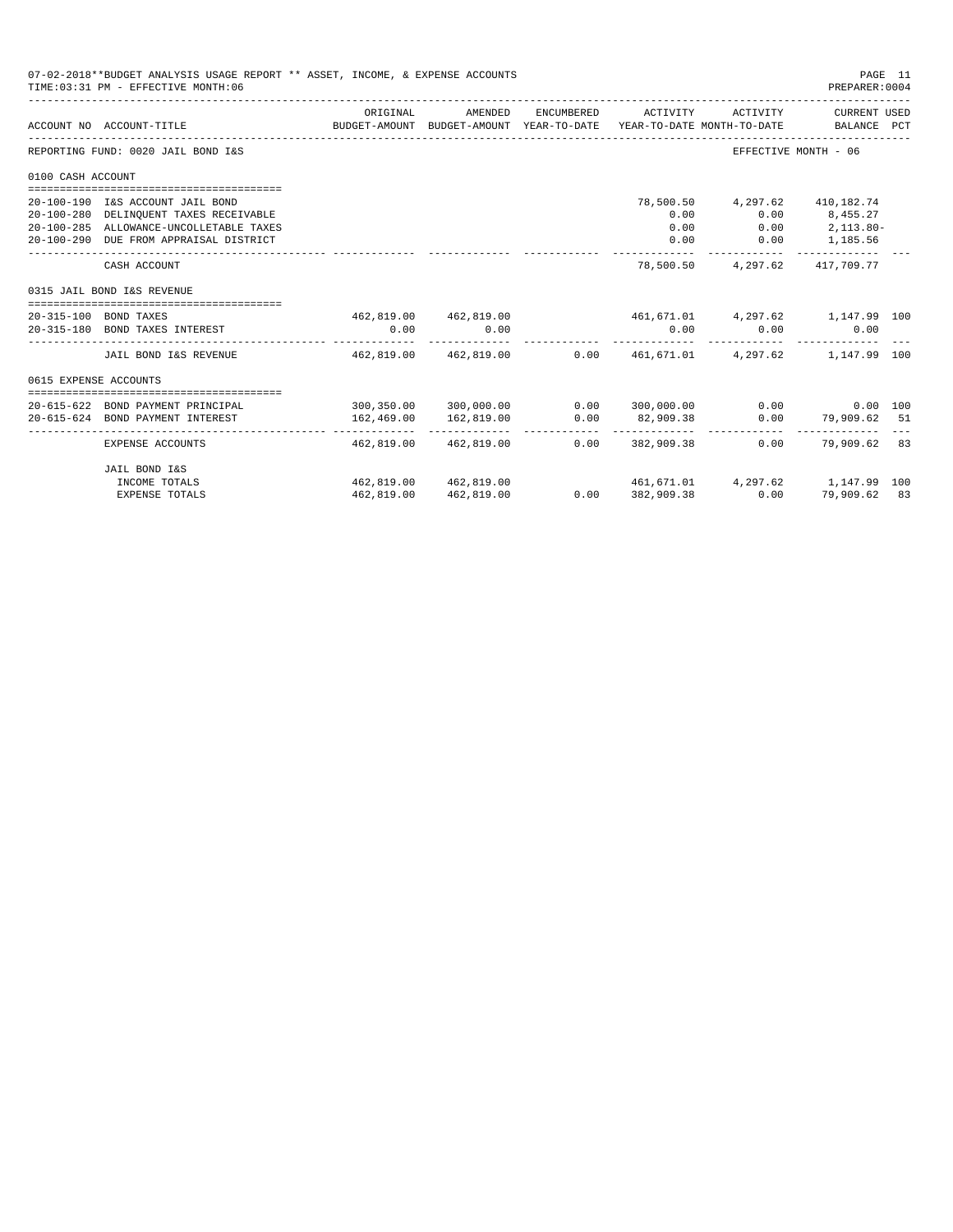07-02-2018**BUDGET ANALYSIS USAGE REPORT ** ASSET, INCOME, & EXPENSE ACCOUNTS
TIME:03:31 PM - EFFECTIVE MONTH:06

PREPARER:0004

REPORTING FUND: 0020 JAIL BOND I&S — EFFECTIVE MONTH - 06

| ACCOUNT NO | ACCOUNT-TITLE | ORIGINAL BUDGET-AMOUNT | AMENDED BUDGET-AMOUNT | ENCUMBERED YEAR-TO-DATE | ACTIVITY YEAR-TO-DATE | ACTIVITY MONTH-TO-DATE | CURRENT USED BALANCE | PCT |
|---|---|---|---|---|---|---|---|---|
| **0100 CASH ACCOUNT** | | | | | | | | |
| 20-100-190 | I&S ACCOUNT JAIL BOND | | | | 78,500.50 | 4,297.62 | 410,182.74 | |
| 20-100-280 | DELINQUENT TAXES RECEIVABLE | | | | 0.00 | 0.00 | 8,455.27 | |
| 20-100-285 | ALLOWANCE-UNCOLLETABLE TAXES | | | | 0.00 | 0.00 | 2,113.80- | |
| 20-100-290 | DUE FROM APPRAISAL DISTRICT | | | | 0.00 | 0.00 | 1,185.56 | |
| | CASH ACCOUNT | | | | 78,500.50 | 4,297.62 | 417,709.77 | |
| **0315 JAIL BOND I&S REVENUE** | | | | | | | | |
| 20-315-100 | BOND TAXES | 462,819.00 | 462,819.00 | | 461,671.01 | 4,297.62 | 1,147.99 | 100 |
| 20-315-180 | BOND TAXES INTEREST | 0.00 | 0.00 | | 0.00 | 0.00 | 0.00 | |
| | JAIL BOND I&S REVENUE | 462,819.00 | 462,819.00 | 0.00 | 461,671.01 | 4,297.62 | 1,147.99 | 100 |
| **0615 EXPENSE ACCOUNTS** | | | | | | | | |
| 20-615-622 | BOND PAYMENT PRINCIPAL | 300,350.00 | 300,000.00 | 0.00 | 300,000.00 | 0.00 | 0.00 | 100 |
| 20-615-624 | BOND PAYMENT INTEREST | 162,469.00 | 162,819.00 | 0.00 | 82,909.38 | 0.00 | 79,909.62 | 51 |
| | EXPENSE ACCOUNTS | 462,819.00 | 462,819.00 | 0.00 | 382,909.38 | 0.00 | 79,909.62 | 83 |
| | **JAIL BOND I&S** | | | | | | | |
| | INCOME TOTALS | 462,819.00 | 462,819.00 | | 461,671.01 | 4,297.62 | 1,147.99 | 100 |
| | EXPENSE TOTALS | 462,819.00 | 462,819.00 | 0.00 | 382,909.38 | 0.00 | 79,909.62 | 83 |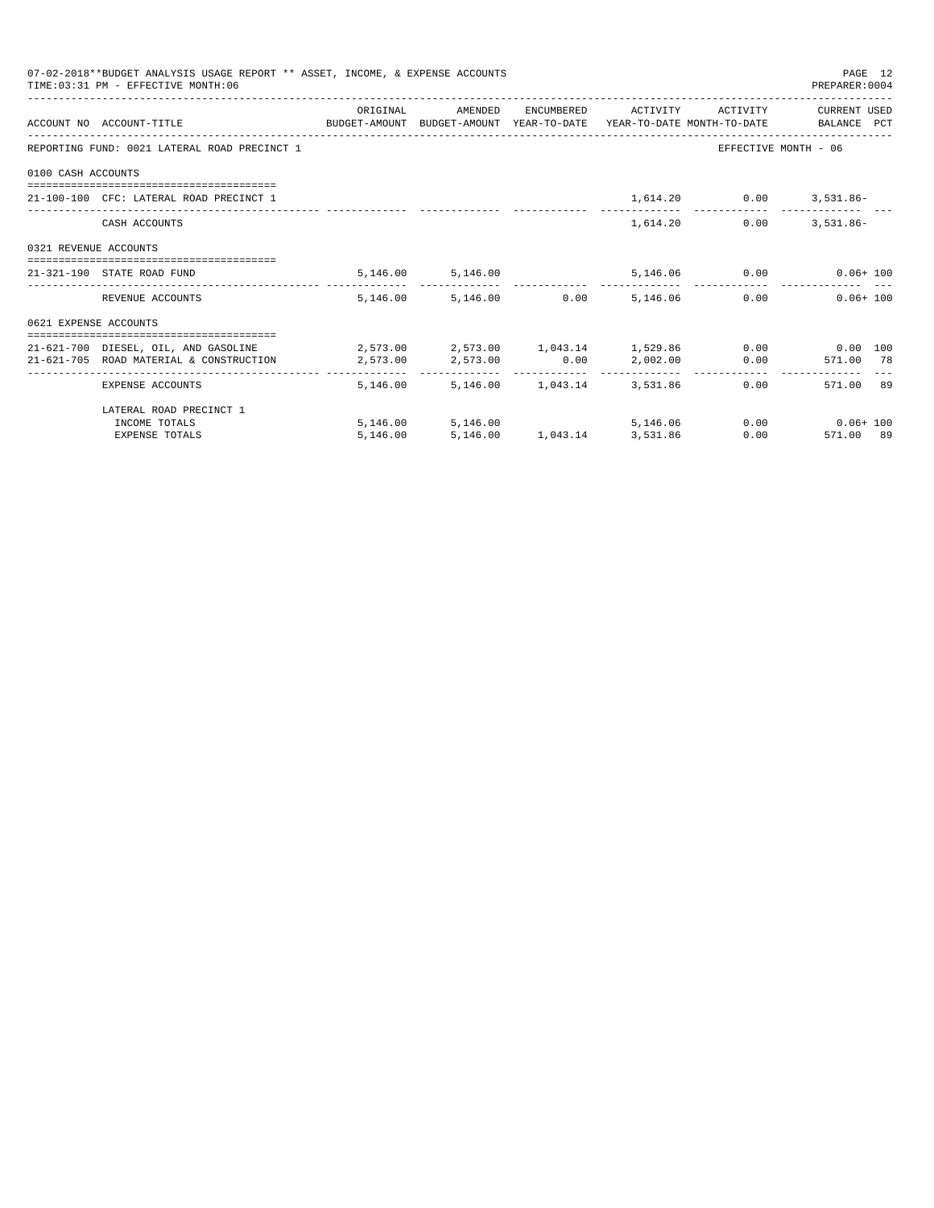07-02-2018**BUDGET ANALYSIS USAGE REPORT ** ASSET, INCOME, & EXPENSE ACCOUNTS
TIME:03:31 PM - EFFECTIVE MONTH:06

PREPARER:0004

| ACCOUNT NO | ACCOUNT-TITLE | ORIGINAL BUDGET-AMOUNT | AMENDED BUDGET-AMOUNT | ENCUMBERED YEAR-TO-DATE | ACTIVITY YEAR-TO-DATE | ACTIVITY MONTH-TO-DATE | CURRENT USED BALANCE | PCT |
|---|---|---|---|---|---|---|---|---|
| REPORTING FUND: 0021 LATERAL ROAD PRECINCT 1 | | | | | | EFFECTIVE MONTH - 06 | | |
| 0100 CASH ACCOUNTS | | | | | | | | |
| 21-100-100 | CFC: LATERAL ROAD PRECINCT 1 | | | | 1,614.20 | 0.00 | 3,531.86- | |
| | CASH ACCOUNTS | | | | 1,614.20 | 0.00 | 3,531.86- | |
| 0321 REVENUE ACCOUNTS | | | | | | | | |
| 21-321-190 | STATE ROAD FUND | 5,146.00 | 5,146.00 | | 5,146.06 | 0.00 | 0.06+ | 100 |
| | REVENUE ACCOUNTS | 5,146.00 | 5,146.00 | 0.00 | 5,146.06 | 0.00 | 0.06+ | 100 |
| 0621 EXPENSE ACCOUNTS | | | | | | | | |
| 21-621-700 | DIESEL, OIL, AND GASOLINE | 2,573.00 | 2,573.00 | 1,043.14 | 1,529.86 | 0.00 | 0.00 | 100 |
| 21-621-705 | ROAD MATERIAL & CONSTRUCTION | 2,573.00 | 2,573.00 | 0.00 | 2,002.00 | 0.00 | 571.00 | 78 |
| | EXPENSE ACCOUNTS | 5,146.00 | 5,146.00 | 1,043.14 | 3,531.86 | 0.00 | 571.00 | 89 |
| | LATERAL ROAD PRECINCT 1 | | | | | | | |
| | INCOME TOTALS | 5,146.00 | 5,146.00 | | 5,146.06 | 0.00 | 0.06+ | 100 |
| | EXPENSE TOTALS | 5,146.00 | 5,146.00 | 1,043.14 | 3,531.86 | 0.00 | 571.00 | 89 |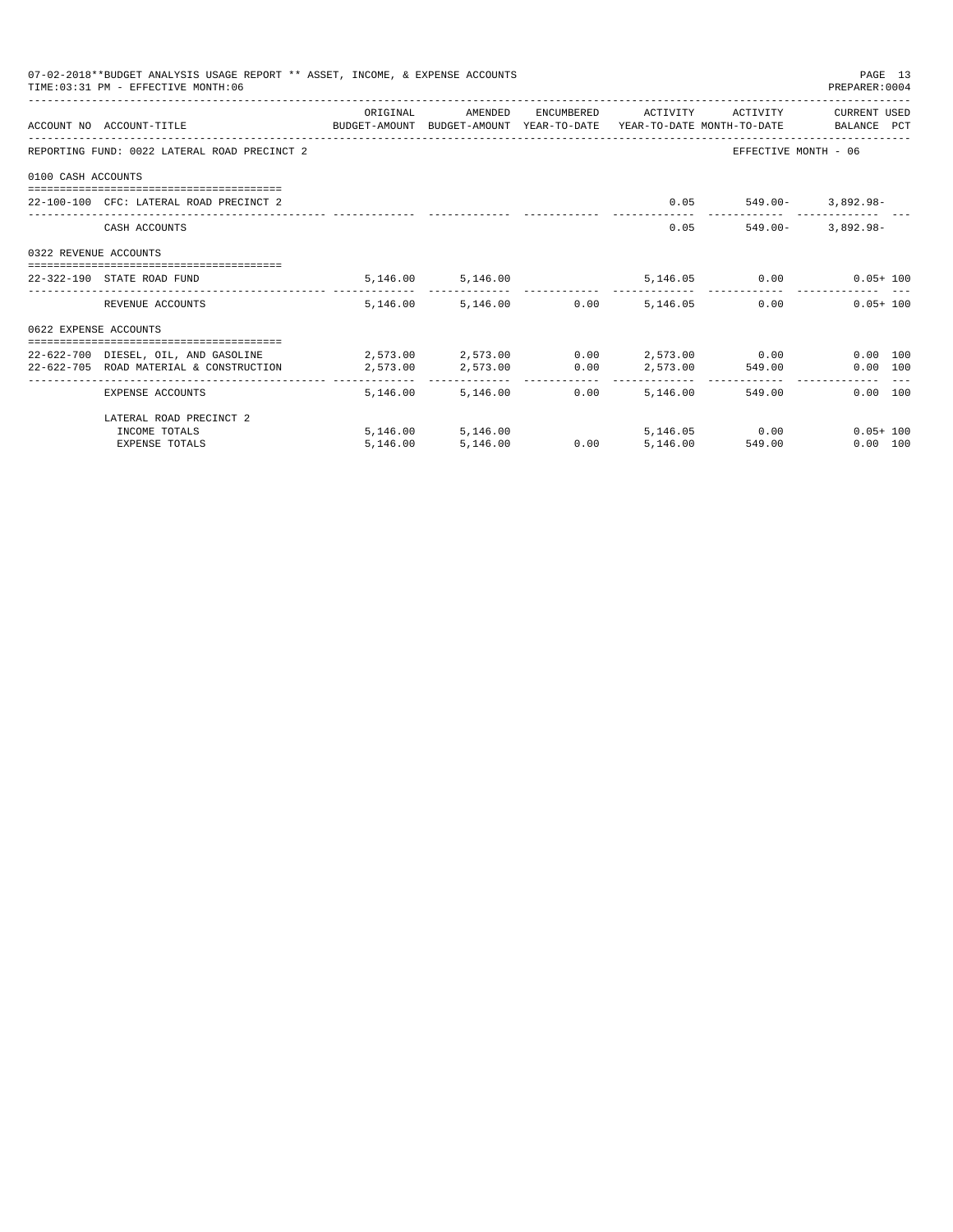07-02-2018**BUDGET ANALYSIS USAGE REPORT ** ASSET, INCOME, & EXPENSE ACCOUNTS
TIME:03:31 PM - EFFECTIVE MONTH:06

PREPARER:0004

| ACCOUNT NO | ACCOUNT-TITLE | ORIGINAL BUDGET-AMOUNT | AMENDED BUDGET-AMOUNT | ENCUMBERED YEAR-TO-DATE | ACTIVITY YEAR-TO-DATE | ACTIVITY MONTH-TO-DATE | CURRENT USED BALANCE | PCT |
|---|---|---|---|---|---|---|---|---|
| REPORTING FUND: 0022 LATERAL ROAD PRECINCT 2 | | | | | | EFFECTIVE MONTH - 06 | | |
| 0100 CASH ACCOUNTS | | | | | | | | |
| 22-100-100 | CFC: LATERAL ROAD PRECINCT 2 | | | | 0.05 | 549.00- | 3,892.98- | |
| | CASH ACCOUNTS | | | | 0.05 | 549.00- | 3,892.98- | |
| 0322 REVENUE ACCOUNTS | | | | | | | | |
| 22-322-190 | STATE ROAD FUND | 5,146.00 | 5,146.00 | | 5,146.05 | 0.00 | 0.05+ | 100 |
| | REVENUE ACCOUNTS | 5,146.00 | 5,146.00 | 0.00 | 5,146.05 | 0.00 | 0.05+ | 100 |
| 0622 EXPENSE ACCOUNTS | | | | | | | | |
| 22-622-700 | DIESEL, OIL, AND GASOLINE | 2,573.00 | 2,573.00 | 0.00 | 2,573.00 | 0.00 | 0.00 | 100 |
| 22-622-705 | ROAD MATERIAL & CONSTRUCTION | 2,573.00 | 2,573.00 | 0.00 | 2,573.00 | 549.00 | 0.00 | 100 |
| | EXPENSE ACCOUNTS | 5,146.00 | 5,146.00 | 0.00 | 5,146.00 | 549.00 | 0.00 | 100 |
| | LATERAL ROAD PRECINCT 2 | | | | | | | |
| | INCOME TOTALS | 5,146.00 | 5,146.00 | | 5,146.05 | 0.00 | 0.05+ | 100 |
| | EXPENSE TOTALS | 5,146.00 | 5,146.00 | 0.00 | 5,146.00 | 549.00 | 0.00 | 100 |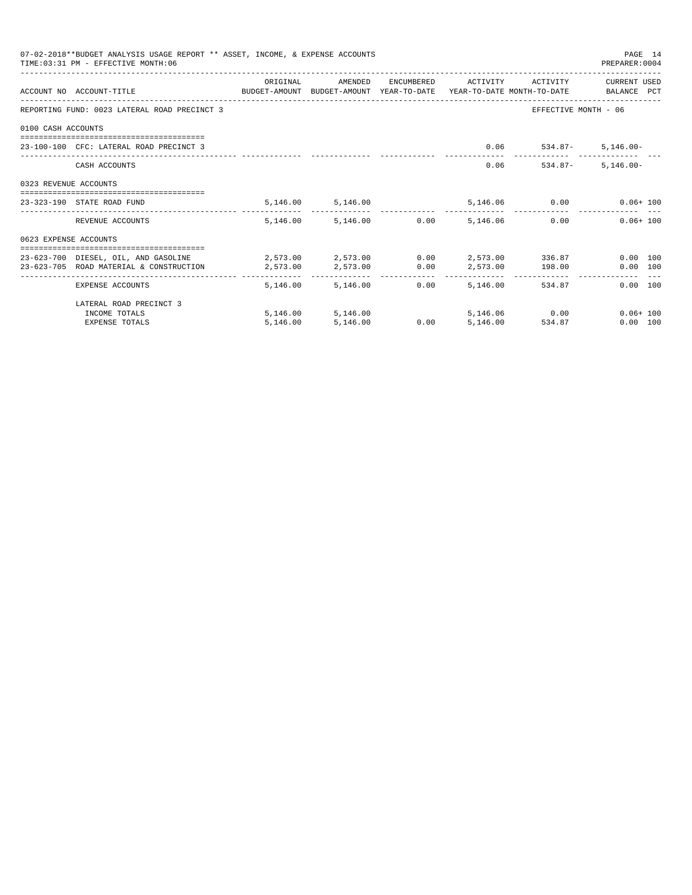07-02-2018**BUDGET ANALYSIS USAGE REPORT ** ASSET, INCOME, & EXPENSE ACCOUNTS
TIME:03:31 PM - EFFECTIVE MONTH:06
PREPARER:0004

| ACCOUNT NO | ACCOUNT-TITLE | ORIGINAL BUDGET-AMOUNT | AMENDED BUDGET-AMOUNT | ENCUMBERED YEAR-TO-DATE | ACTIVITY YEAR-TO-DATE | ACTIVITY MONTH-TO-DATE | CURRENT USED BALANCE | PCT |
|---|---|---|---|---|---|---|---|---|
| REPORTING FUND: 0023 LATERAL ROAD PRECINCT 3 | | | | | | EFFECTIVE MONTH - 06 | | |
| 0100 CASH ACCOUNTS | | | | | | | | |
| 23-100-100 | CFC: LATERAL ROAD PRECINCT 3 | | | | 0.06 | 534.87- | 5,146.00- | |
| | CASH ACCOUNTS | | | | 0.06 | 534.87- | 5,146.00- | |
| 0323 REVENUE ACCOUNTS | | | | | | | | |
| 23-323-190 | STATE ROAD FUND | 5,146.00 | 5,146.00 | | 5,146.06 | 0.00 | 0.06+ | 100 |
| | REVENUE ACCOUNTS | 5,146.00 | 5,146.00 | 0.00 | 5,146.06 | 0.00 | 0.06+ | 100 |
| 0623 EXPENSE ACCOUNTS | | | | | | | | |
| 23-623-700 | DIESEL, OIL, AND GASOLINE | 2,573.00 | 2,573.00 | 0.00 | 2,573.00 | 336.87 | 0.00 | 100 |
| 23-623-705 | ROAD MATERIAL & CONSTRUCTION | 2,573.00 | 2,573.00 | 0.00 | 2,573.00 | 198.00 | 0.00 | 100 |
| | EXPENSE ACCOUNTS | 5,146.00 | 5,146.00 | 0.00 | 5,146.00 | 534.87 | 0.00 | 100 |
| | LATERAL ROAD PRECINCT 3 | | | | | | | |
| | INCOME TOTALS | 5,146.00 | 5,146.00 | | 5,146.06 | 0.00 | 0.06+ | 100 |
| | EXPENSE TOTALS | 5,146.00 | 5,146.00 | 0.00 | 5,146.00 | 534.87 | 0.00 | 100 |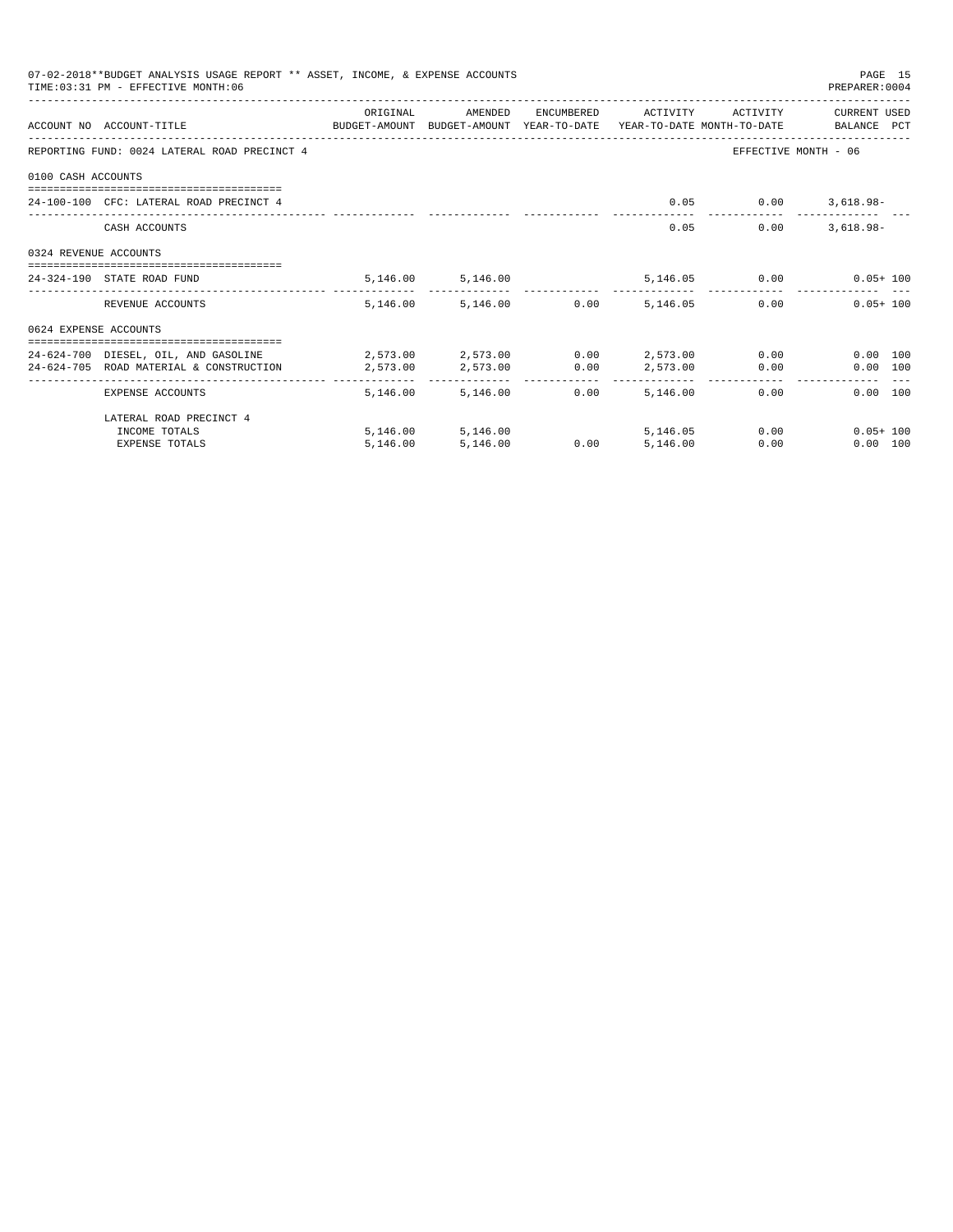07-02-2018**BUDGET ANALYSIS USAGE REPORT ** ASSET, INCOME, & EXPENSE ACCOUNTS
TIME:03:31 PM - EFFECTIVE MONTH:06
PREPARER:0004

REPORTING FUND: 0024 LATERAL ROAD PRECINCT 4 — EFFECTIVE MONTH - 06

| ACCOUNT NO | ACCOUNT-TITLE | ORIGINAL BUDGET-AMOUNT | AMENDED BUDGET-AMOUNT | ENCUMBERED YEAR-TO-DATE | ACTIVITY YEAR-TO-DATE | ACTIVITY MONTH-TO-DATE | CURRENT USED BALANCE | PCT |
|---|---|---|---|---|---|---|---|---|
| **0100 CASH ACCOUNTS** | | | | | | | | |
| 24-100-100 | CFC: LATERAL ROAD PRECINCT 4 | | | | 0.05 | 0.00 | 3,618.98- | |
| | CASH ACCOUNTS | | | | 0.05 | 0.00 | 3,618.98- | |
| **0324 REVENUE ACCOUNTS** | | | | | | | | |
| 24-324-190 | STATE ROAD FUND | 5,146.00 | 5,146.00 | | 5,146.05 | 0.00 | 0.05+ | 100 |
| | REVENUE ACCOUNTS | 5,146.00 | 5,146.00 | 0.00 | 5,146.05 | 0.00 | 0.05+ | 100 |
| **0624 EXPENSE ACCOUNTS** | | | | | | | | |
| 24-624-700 | DIESEL, OIL, AND GASOLINE | 2,573.00 | 2,573.00 | 0.00 | 2,573.00 | 0.00 | 0.00 | 100 |
| 24-624-705 | ROAD MATERIAL & CONSTRUCTION | 2,573.00 | 2,573.00 | 0.00 | 2,573.00 | 0.00 | 0.00 | 100 |
| | EXPENSE ACCOUNTS | 5,146.00 | 5,146.00 | 0.00 | 5,146.00 | 0.00 | 0.00 | 100 |
| | LATERAL ROAD PRECINCT 4 | | | | | | | |
| | INCOME TOTALS | 5,146.00 | 5,146.00 | | 5,146.05 | 0.00 | 0.05+ | 100 |
| | EXPENSE TOTALS | 5,146.00 | 5,146.00 | 0.00 | 5,146.00 | 0.00 | 0.00 | 100 |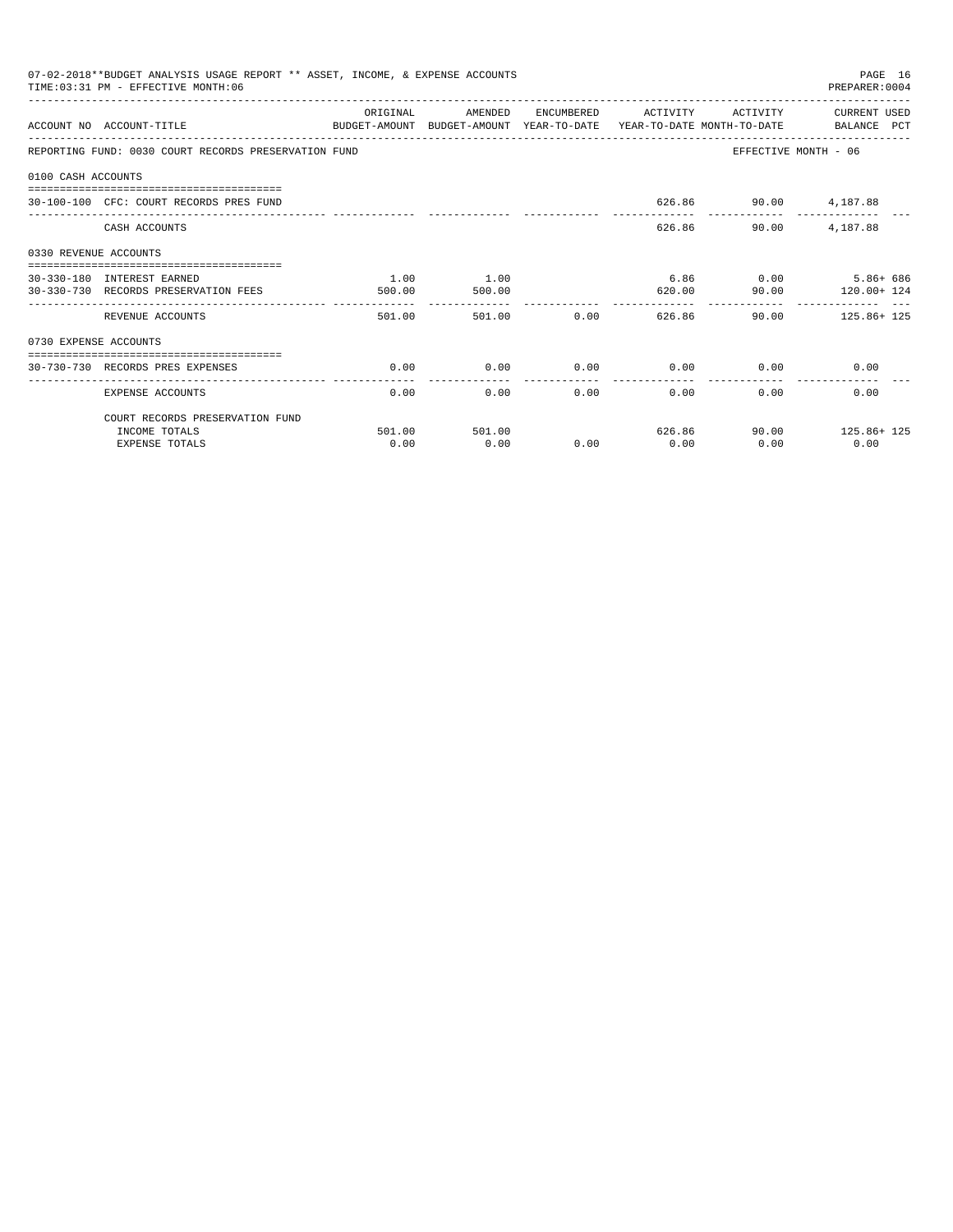07-02-2018**BUDGET ANALYSIS USAGE REPORT ** ASSET, INCOME, & EXPENSE ACCOUNTS
TIME:03:31 PM - EFFECTIVE MONTH:06

PREPARER:0004

| ACCOUNT NO | ACCOUNT-TITLE | ORIGINAL BUDGET-AMOUNT | AMENDED BUDGET-AMOUNT | ENCUMBERED YEAR-TO-DATE | ACTIVITY YEAR-TO-DATE | ACTIVITY MONTH-TO-DATE | CURRENT USED BALANCE | PCT |
|---|---|---|---|---|---|---|---|---|
| REPORTING FUND: 0030 COURT RECORDS PRESERVATION FUND | | | | | | EFFECTIVE MONTH - 06 | | |
| 0100 CASH ACCOUNTS | | | | | | | | |
| 30-100-100 | CFC: COURT RECORDS PRES FUND | | | | 626.86 | 90.00 | 4,187.88 | |
| | CASH ACCOUNTS | | | | 626.86 | 90.00 | 4,187.88 | |
| 0330 REVENUE ACCOUNTS | | | | | | | | |
| 30-330-180 | INTEREST EARNED | 1.00 | 1.00 | | 6.86 | 0.00 | 5.86+ | 686 |
| 30-330-730 | RECORDS PRESERVATION FEES | 500.00 | 500.00 | | 620.00 | 90.00 | 120.00+ | 124 |
| | REVENUE ACCOUNTS | 501.00 | 501.00 | 0.00 | 626.86 | 90.00 | 125.86+ | 125 |
| 0730 EXPENSE ACCOUNTS | | | | | | | | |
| 30-730-730 | RECORDS PRES EXPENSES | 0.00 | 0.00 | 0.00 | 0.00 | 0.00 | 0.00 | |
| | EXPENSE ACCOUNTS | 0.00 | 0.00 | 0.00 | 0.00 | 0.00 | 0.00 | |
| | COURT RECORDS PRESERVATION FUND | | | | | | | |
| | INCOME TOTALS | 501.00 | 501.00 | | 626.86 | 90.00 | 125.86+ | 125 |
| | EXPENSE TOTALS | 0.00 | 0.00 | 0.00 | 0.00 | 0.00 | 0.00 | |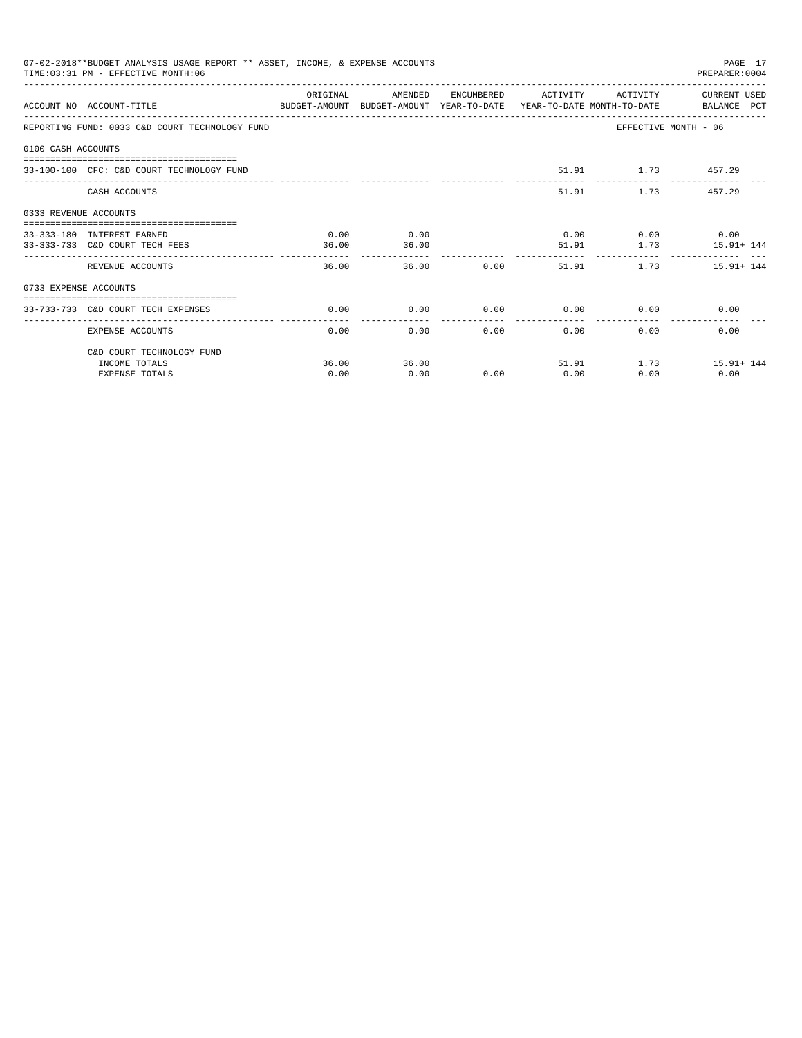07-02-2018**BUDGET ANALYSIS USAGE REPORT ** ASSET, INCOME, & EXPENSE ACCOUNTS
TIME:03:31 PM - EFFECTIVE MONTH:06

PREPARER:0004

| ACCOUNT NO | ACCOUNT-TITLE | ORIGINAL BUDGET-AMOUNT | AMENDED BUDGET-AMOUNT | ENCUMBERED YEAR-TO-DATE | ACTIVITY YEAR-TO-DATE | ACTIVITY MONTH-TO-DATE | CURRENT USED BALANCE | PCT |
|---|---|---|---|---|---|---|---|---|
| REPORTING FUND: 0033 C&D COURT TECHNOLOGY FUND | | | | | | EFFECTIVE MONTH - 06 | | |
| 0100 CASH ACCOUNTS | | | | | | | | |
| 33-100-100 | CFC: C&D COURT TECHNOLOGY FUND | | | | 51.91 | 1.73 | 457.29 | |
| | CASH ACCOUNTS | | | | 51.91 | 1.73 | 457.29 | |
| 0333 REVENUE ACCOUNTS | | | | | | | | |
| 33-333-180 | INTEREST EARNED | 0.00 | 0.00 | | 0.00 | 0.00 | 0.00 | |
| 33-333-733 | C&D COURT TECH FEES | 36.00 | 36.00 | | 51.91 | 1.73 | 15.91+ | 144 |
| | REVENUE ACCOUNTS | 36.00 | 36.00 | 0.00 | 51.91 | 1.73 | 15.91+ | 144 |
| 0733 EXPENSE ACCOUNTS | | | | | | | | |
| 33-733-733 | C&D COURT TECH EXPENSES | 0.00 | 0.00 | 0.00 | 0.00 | 0.00 | 0.00 | |
| | EXPENSE ACCOUNTS | 0.00 | 0.00 | 0.00 | 0.00 | 0.00 | 0.00 | |
| | C&D COURT TECHNOLOGY FUND | | | | | | | |
| | INCOME TOTALS | 36.00 | 36.00 | | 51.91 | 1.73 | 15.91+ | 144 |
| | EXPENSE TOTALS | 0.00 | 0.00 | 0.00 | 0.00 | 0.00 | 0.00 | |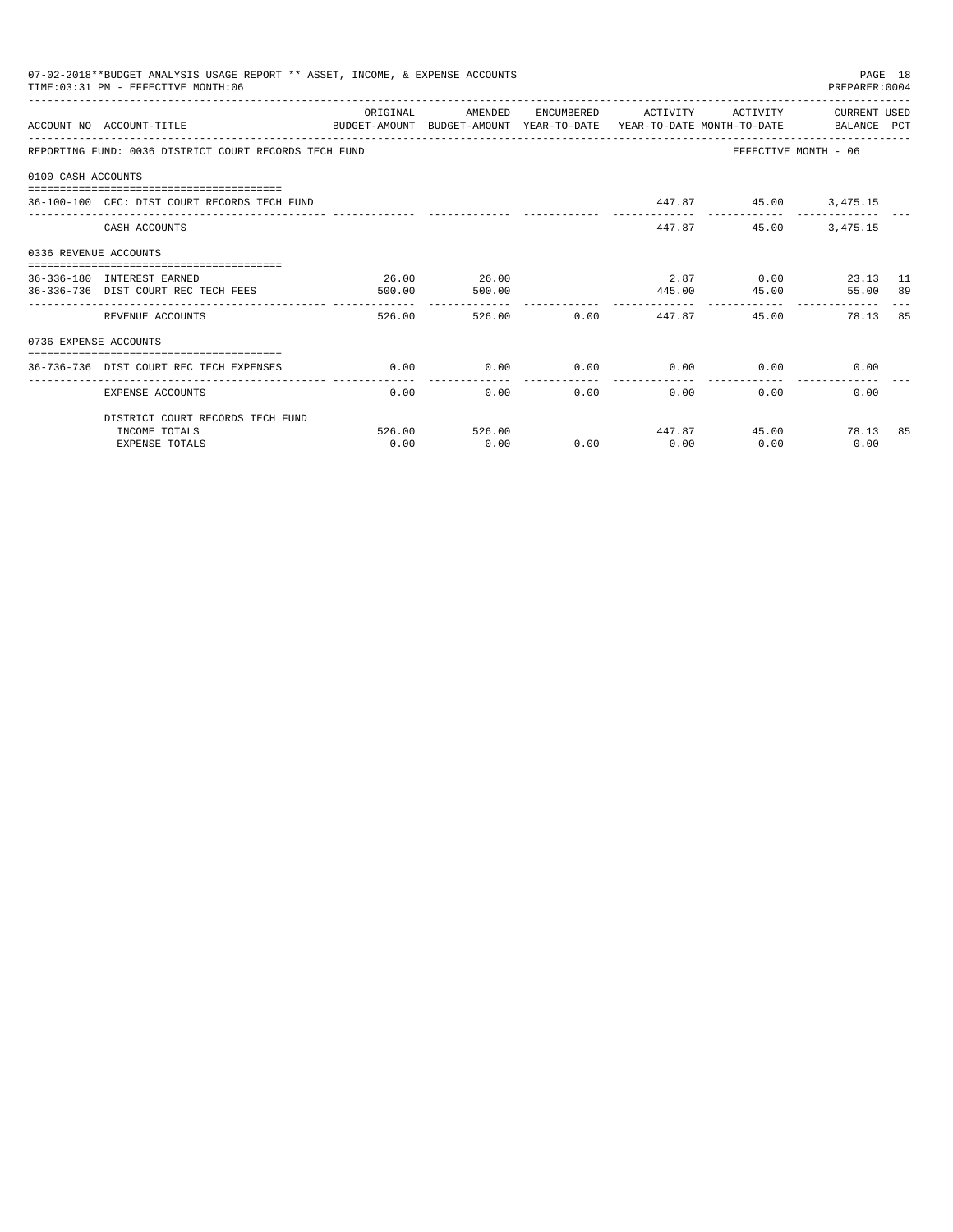07-02-2018**BUDGET ANALYSIS USAGE REPORT ** ASSET, INCOME, & EXPENSE ACCOUNTS

TIME:03:31 PM - EFFECTIVE MONTH:06

PREPARER:0004

| ACCOUNT NO | ACCOUNT-TITLE | ORIGINAL BUDGET-AMOUNT | AMENDED BUDGET-AMOUNT | ENCUMBERED YEAR-TO-DATE | ACTIVITY YEAR-TO-DATE | ACTIVITY MONTH-TO-DATE | CURRENT USED BALANCE | PCT |
|---|---|---|---|---|---|---|---|---|
| REPORTING FUND: 0036 DISTRICT COURT RECORDS TECH FUND | | | | | | EFFECTIVE MONTH - 06 | | |
| 0100 CASH ACCOUNTS | | | | | | | | |
| 36-100-100 | CFC: DIST COURT RECORDS TECH FUND | | | | 447.87 | 45.00 | 3,475.15 | |
| | CASH ACCOUNTS | | | | 447.87 | 45.00 | 3,475.15 | |
| 0336 REVENUE ACCOUNTS | | | | | | | | |
| 36-336-180 | INTEREST EARNED | 26.00 | 26.00 | | 2.87 | 0.00 | 23.13 | 11 |
| 36-336-736 | DIST COURT REC TECH FEES | 500.00 | 500.00 | | 445.00 | 45.00 | 55.00 | 89 |
| | REVENUE ACCOUNTS | 526.00 | 526.00 | 0.00 | 447.87 | 45.00 | 78.13 | 85 |
| 0736 EXPENSE ACCOUNTS | | | | | | | | |
| 36-736-736 | DIST COURT REC TECH EXPENSES | 0.00 | 0.00 | 0.00 | 0.00 | 0.00 | 0.00 | |
| | EXPENSE ACCOUNTS | 0.00 | 0.00 | 0.00 | 0.00 | 0.00 | 0.00 | |
| | DISTRICT COURT RECORDS TECH FUND | | | | | | | |
| | INCOME TOTALS | 526.00 | 526.00 | | 447.87 | 45.00 | 78.13 | 85 |
| | EXPENSE TOTALS | 0.00 | 0.00 | 0.00 | 0.00 | 0.00 | 0.00 | |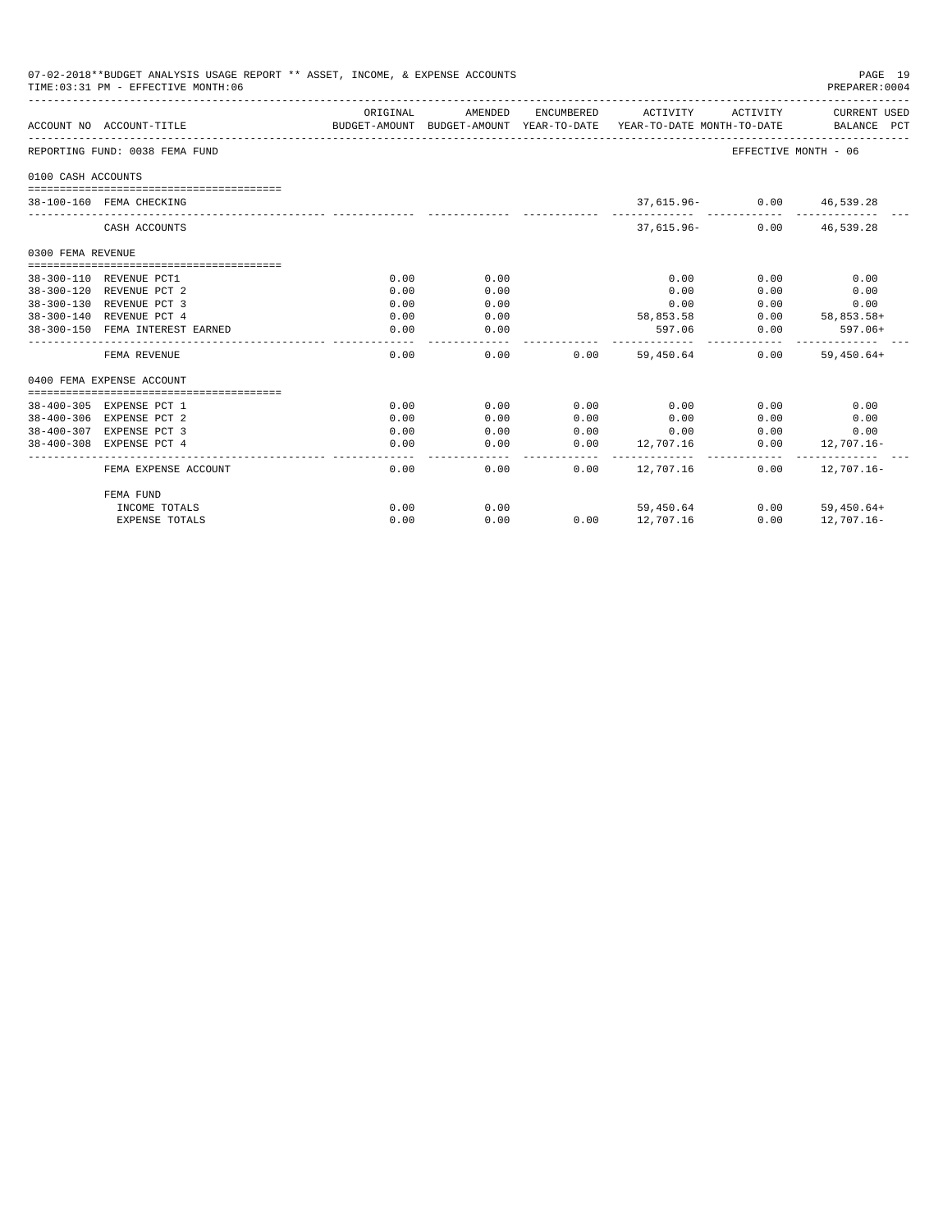07-02-2018**BUDGET ANALYSIS USAGE REPORT ** ASSET, INCOME, & EXPENSE ACCOUNTS
TIME:03:31 PM - EFFECTIVE MONTH:06
PREPARER:0004

| ACCOUNT NO | ACCOUNT-TITLE | ORIGINAL BUDGET-AMOUNT | AMENDED BUDGET-AMOUNT | ENCUMBERED YEAR-TO-DATE | ACTIVITY YEAR-TO-DATE | ACTIVITY MONTH-TO-DATE | CURRENT USED BALANCE | PCT |
|---|---|---|---|---|---|---|---|---|
| REPORTING FUND: 0038 FEMA FUND | | | | | | | EFFECTIVE MONTH - 06 | |
| 0100 CASH ACCOUNTS | | | | | | | | |
| 38-100-160 | FEMA CHECKING | | | | 37,615.96- | 0.00 | 46,539.28 | |
| | CASH ACCOUNTS | | | | 37,615.96- | 0.00 | 46,539.28 | |
| 0300 FEMA REVENUE | | | | | | | | |
| 38-300-110 | REVENUE PCT1 | 0.00 | 0.00 | | 0.00 | 0.00 | 0.00 | |
| 38-300-120 | REVENUE PCT 2 | 0.00 | 0.00 | | 0.00 | 0.00 | 0.00 | |
| 38-300-130 | REVENUE PCT 3 | 0.00 | 0.00 | | 0.00 | 0.00 | 0.00 | |
| 38-300-140 | REVENUE PCT 4 | 0.00 | 0.00 | | 58,853.58 | 0.00 | 58,853.58+ | |
| 38-300-150 | FEMA INTEREST EARNED | 0.00 | 0.00 | | 597.06 | 0.00 | 597.06+ | |
| | FEMA REVENUE | 0.00 | 0.00 | 0.00 | 59,450.64 | 0.00 | 59,450.64+ | |
| 0400 FEMA EXPENSE ACCOUNT | | | | | | | | |
| 38-400-305 | EXPENSE PCT 1 | 0.00 | 0.00 | 0.00 | 0.00 | 0.00 | 0.00 | |
| 38-400-306 | EXPENSE PCT 2 | 0.00 | 0.00 | 0.00 | 0.00 | 0.00 | 0.00 | |
| 38-400-307 | EXPENSE PCT 3 | 0.00 | 0.00 | 0.00 | 0.00 | 0.00 | 0.00 | |
| 38-400-308 | EXPENSE PCT 4 | 0.00 | 0.00 | 0.00 | 12,707.16 | 0.00 | 12,707.16- | |
| | FEMA EXPENSE ACCOUNT | 0.00 | 0.00 | 0.00 | 12,707.16 | 0.00 | 12,707.16- | |
| | FEMA FUND | | | | | | | |
| | INCOME TOTALS | 0.00 | 0.00 | | 59,450.64 | 0.00 | 59,450.64+ | |
| | EXPENSE TOTALS | 0.00 | 0.00 | 0.00 | 12,707.16 | 0.00 | 12,707.16- | |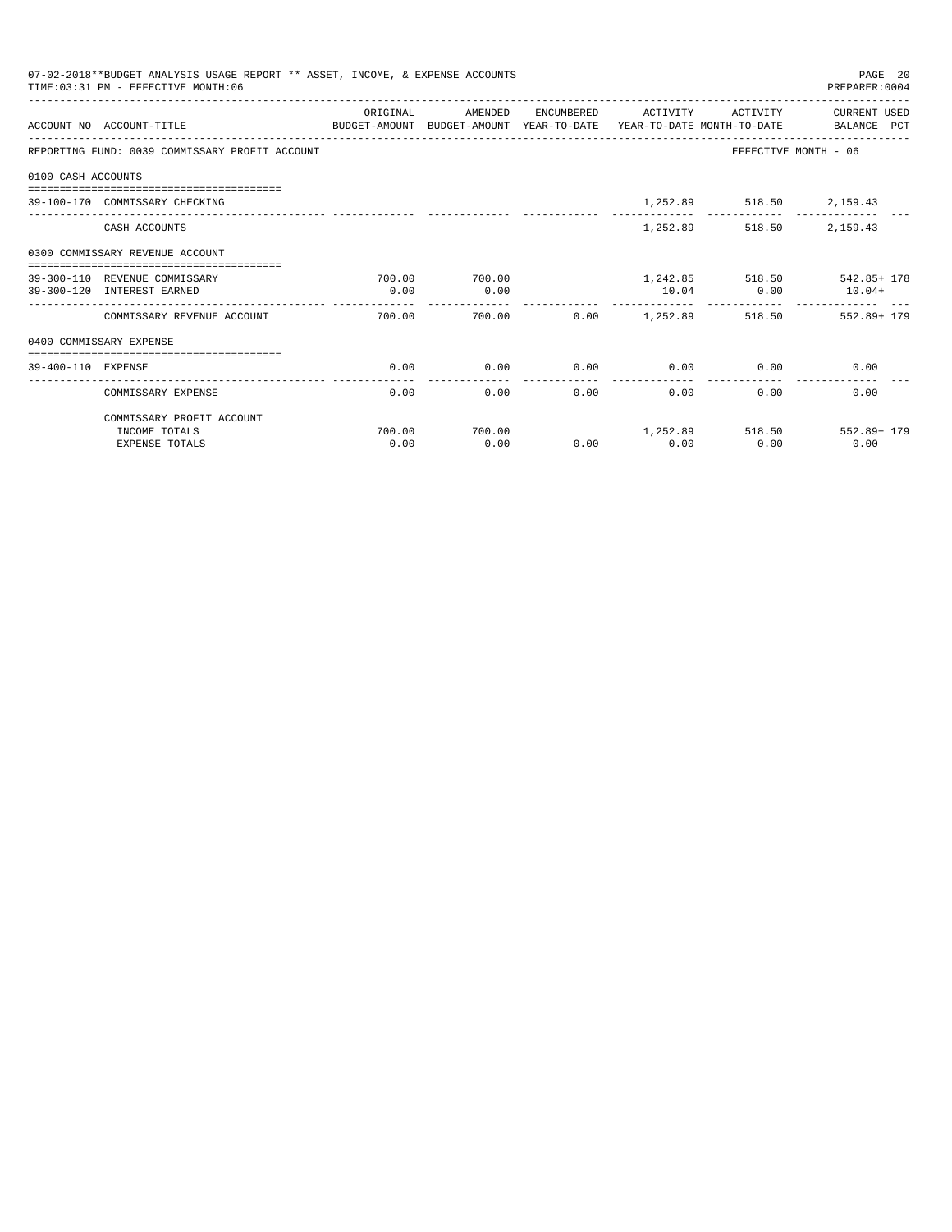07-02-2018**BUDGET ANALYSIS USAGE REPORT ** ASSET, INCOME, & EXPENSE ACCOUNTS

TIME:03:31 PM - EFFECTIVE MONTH:06

PREPARER:0004

| ACCOUNT NO | ACCOUNT-TITLE | ORIGINAL BUDGET-AMOUNT | AMENDED BUDGET-AMOUNT | ENCUMBERED YEAR-TO-DATE | ACTIVITY YEAR-TO-DATE | ACTIVITY MONTH-TO-DATE | CURRENT USED BALANCE | PCT |
|---|---|---|---|---|---|---|---|---|
| REPORTING FUND: 0039 COMMISSARY PROFIT ACCOUNT | | | | | | EFFECTIVE MONTH - 06 | | |
| 0100 CASH ACCOUNTS | | | | | | | | |
| 39-100-170 | COMMISSARY CHECKING | | | | 1,252.89 | 518.50 | 2,159.43 | |
| | CASH ACCOUNTS | | | | 1,252.89 | 518.50 | 2,159.43 | |
| 0300 COMMISSARY REVENUE ACCOUNT | | | | | | | | |
| 39-300-110 | REVENUE COMMISSARY | 700.00 | 700.00 | | 1,242.85 | 518.50 | 542.85+ | 178 |
| 39-300-120 | INTEREST EARNED | 0.00 | 0.00 | | 10.04 | 0.00 | 10.04+ | |
| | COMMISSARY REVENUE ACCOUNT | 700.00 | 700.00 | 0.00 | 1,252.89 | 518.50 | 552.89+ | 179 |
| 0400 COMMISSARY EXPENSE | | | | | | | | |
| 39-400-110 | EXPENSE | 0.00 | 0.00 | 0.00 | 0.00 | 0.00 | 0.00 | |
| | COMMISSARY EXPENSE | 0.00 | 0.00 | 0.00 | 0.00 | 0.00 | 0.00 | |
| | COMMISSARY PROFIT ACCOUNT | | | | | | | |
| | INCOME TOTALS | 700.00 | 700.00 | | 1,252.89 | 518.50 | 552.89+ | 179 |
| | EXPENSE TOTALS | 0.00 | 0.00 | 0.00 | 0.00 | 0.00 | 0.00 | |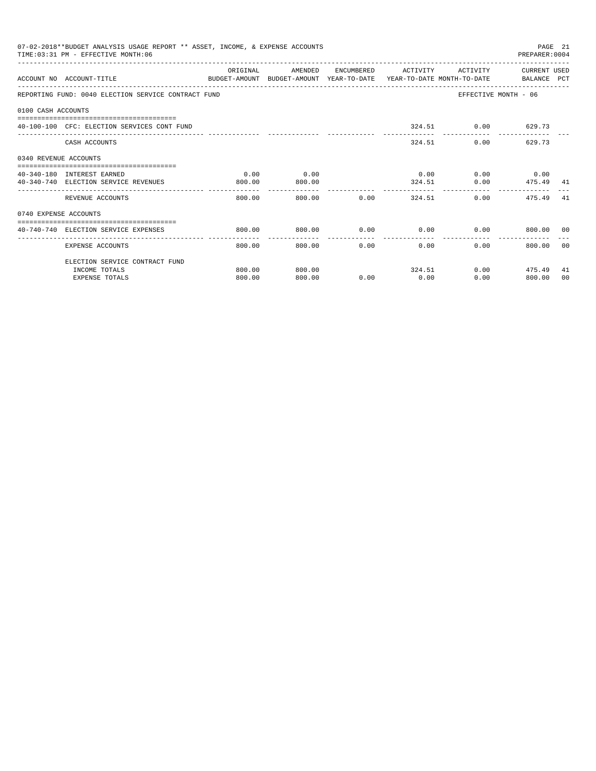07-02-2018**BUDGET ANALYSIS USAGE REPORT ** ASSET, INCOME, & EXPENSE ACCOUNTS
TIME:03:31 PM - EFFECTIVE MONTH:06
PREPARER:0004

REPORTING FUND: 0040 ELECTION SERVICE CONTRACT FUND — EFFECTIVE MONTH - 06

| ACCOUNT NO | ACCOUNT-TITLE | ORIGINAL BUDGET-AMOUNT | AMENDED BUDGET-AMOUNT | ENCUMBERED YEAR-TO-DATE | ACTIVITY YEAR-TO-DATE | ACTIVITY MONTH-TO-DATE | CURRENT BALANCE | USED PCT |
|---|---|---|---|---|---|---|---|---|
| **0100 CASH ACCOUNTS** | | | | | | | | |
| 40-100-100 | CFC: ELECTION SERVICES CONT FUND | | | | 324.51 | 0.00 | 629.73 | |
| | CASH ACCOUNTS | | | | 324.51 | 0.00 | 629.73 | |
| **0340 REVENUE ACCOUNTS** | | | | | | | | |
| 40-340-180 | INTEREST EARNED | 0.00 | 0.00 | | 0.00 | 0.00 | 0.00 | |
| 40-340-740 | ELECTION SERVICE REVENUES | 800.00 | 800.00 | | 324.51 | 0.00 | 475.49 | 41 |
| | REVENUE ACCOUNTS | 800.00 | 800.00 | 0.00 | 324.51 | 0.00 | 475.49 | 41 |
| **0740 EXPENSE ACCOUNTS** | | | | | | | | |
| 40-740-740 | ELECTION SERVICE EXPENSES | 800.00 | 800.00 | 0.00 | 0.00 | 0.00 | 800.00 | 00 |
| | EXPENSE ACCOUNTS | 800.00 | 800.00 | 0.00 | 0.00 | 0.00 | 800.00 | 00 |
| | ELECTION SERVICE CONTRACT FUND | | | | | | | |
| | INCOME TOTALS | 800.00 | 800.00 | | 324.51 | 0.00 | 475.49 | 41 |
| | EXPENSE TOTALS | 800.00 | 800.00 | 0.00 | 0.00 | 0.00 | 800.00 | 00 |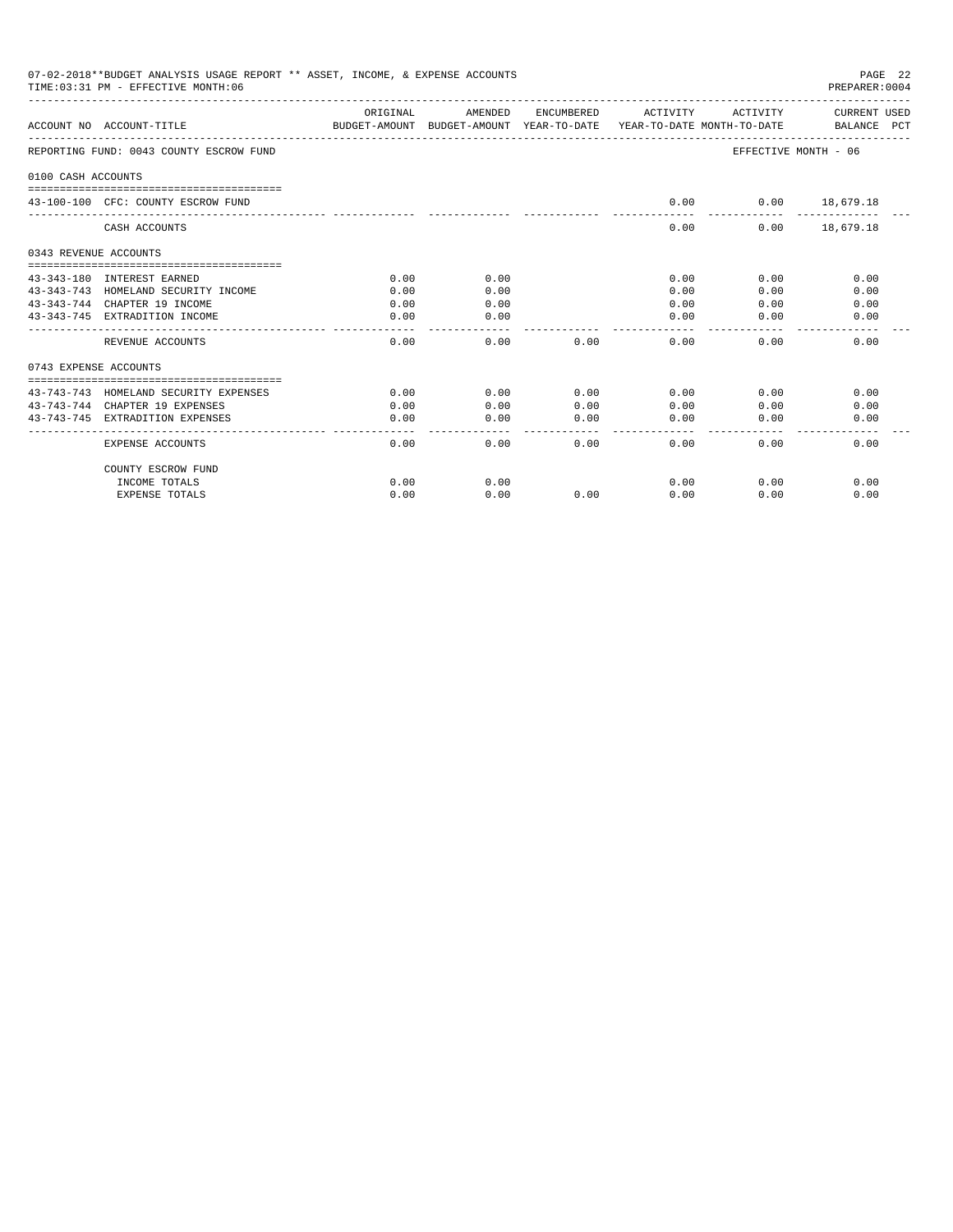07-02-2018**BUDGET ANALYSIS USAGE REPORT ** ASSET, INCOME, & EXPENSE ACCOUNTS
TIME:03:31 PM - EFFECTIVE MONTH:06
PREPARER:0004

| ACCOUNT NO | ACCOUNT-TITLE | ORIGINAL BUDGET-AMOUNT | AMENDED BUDGET-AMOUNT | ENCUMBERED YEAR-TO-DATE | ACTIVITY YEAR-TO-DATE | ACTIVITY MONTH-TO-DATE | CURRENT USED BALANCE PCT |
|---|---|---|---|---|---|---|---|
| REPORTING FUND: 0043 COUNTY ESCROW FUND | | | | | | | EFFECTIVE MONTH - 06 |
| 0100 CASH ACCOUNTS | | | | | | | |
| 43-100-100 | CFC: COUNTY ESCROW FUND | | | | 0.00 | 0.00 | 18,679.18 |
| | CASH ACCOUNTS | | | | 0.00 | 0.00 | 18,679.18 |
| 0343 REVENUE ACCOUNTS | | | | | | | |
| 43-343-180 | INTEREST EARNED | 0.00 | 0.00 | | 0.00 | 0.00 | 0.00 |
| 43-343-743 | HOMELAND SECURITY INCOME | 0.00 | 0.00 | | 0.00 | 0.00 | 0.00 |
| 43-343-744 | CHAPTER 19 INCOME | 0.00 | 0.00 | | 0.00 | 0.00 | 0.00 |
| 43-343-745 | EXTRADITION INCOME | 0.00 | 0.00 | | 0.00 | 0.00 | 0.00 |
| | REVENUE ACCOUNTS | 0.00 | 0.00 | 0.00 | 0.00 | 0.00 | 0.00 |
| 0743 EXPENSE ACCOUNTS | | | | | | | |
| 43-743-743 | HOMELAND SECURITY EXPENSES | 0.00 | 0.00 | 0.00 | 0.00 | 0.00 | 0.00 |
| 43-743-744 | CHAPTER 19 EXPENSES | 0.00 | 0.00 | 0.00 | 0.00 | 0.00 | 0.00 |
| 43-743-745 | EXTRADITION EXPENSES | 0.00 | 0.00 | 0.00 | 0.00 | 0.00 | 0.00 |
| | EXPENSE ACCOUNTS | 0.00 | 0.00 | 0.00 | 0.00 | 0.00 | 0.00 |
| | COUNTY ESCROW FUND | | | | | | |
| | INCOME TOTALS | 0.00 | 0.00 | | 0.00 | 0.00 | 0.00 |
| | EXPENSE TOTALS | 0.00 | 0.00 | 0.00 | 0.00 | 0.00 | 0.00 |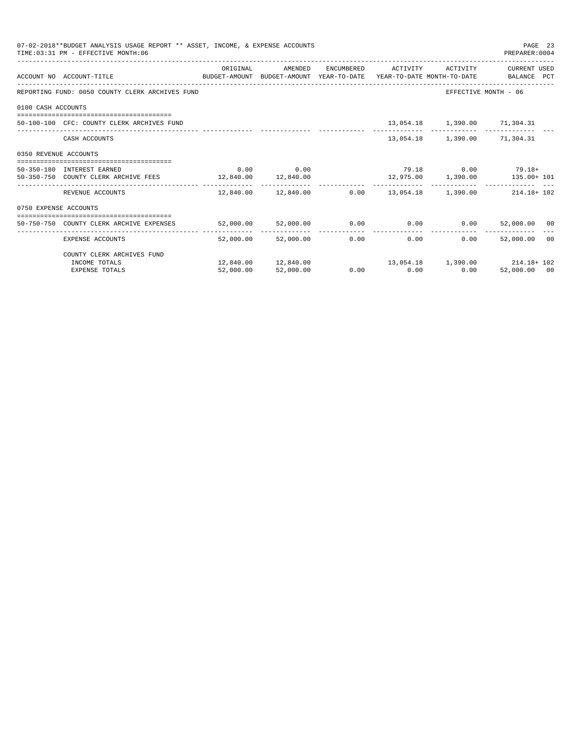07-02-2018**BUDGET ANALYSIS USAGE REPORT ** ASSET, INCOME, & EXPENSE ACCOUNTS

TIME:03:31 PM - EFFECTIVE MONTH:06

PREPARER:0004

| ACCOUNT NO | ACCOUNT-TITLE | ORIGINAL BUDGET-AMOUNT | AMENDED BUDGET-AMOUNT | ENCUMBERED YEAR-TO-DATE | ACTIVITY YEAR-TO-DATE | ACTIVITY MONTH-TO-DATE | CURRENT BALANCE | USED PCT |
|---|---|---|---|---|---|---|---|---|
| REPORTING FUND: 0050 COUNTY CLERK ARCHIVES FUND | | | | | | | EFFECTIVE MONTH - 06 | |
| 0100 CASH ACCOUNTS | | | | | | | | |
| 50-100-100 | CFC: COUNTY CLERK ARCHIVES FUND | | | | 13,054.18 | 1,390.00 | 71,304.31 | |
| | CASH ACCOUNTS | | | | 13,054.18 | 1,390.00 | 71,304.31 | |
| 0350 REVENUE ACCOUNTS | | | | | | | | |
| 50-350-180 | INTEREST EARNED | 0.00 | 0.00 | | 79.18 | 0.00 | 79.18+ | |
| 50-350-750 | COUNTY CLERK ARCHIVE FEES | 12,840.00 | 12,840.00 | | 12,975.00 | 1,390.00 | 135.00+ | 101 |
| | REVENUE ACCOUNTS | 12,840.00 | 12,840.00 | 0.00 | 13,054.18 | 1,390.00 | 214.18+ | 102 |
| 0750 EXPENSE ACCOUNTS | | | | | | | | |
| 50-750-750 | COUNTY CLERK ARCHIVE EXPENSES | 52,000.00 | 52,000.00 | 0.00 | 0.00 | 0.00 | 52,000.00 | 00 |
| | EXPENSE ACCOUNTS | 52,000.00 | 52,000.00 | 0.00 | 0.00 | 0.00 | 52,000.00 | 00 |
| | COUNTY CLERK ARCHIVES FUND | | | | | | | |
| | INCOME TOTALS | 12,840.00 | 12,840.00 | | 13,054.18 | 1,390.00 | 214.18+ | 102 |
| | EXPENSE TOTALS | 52,000.00 | 52,000.00 | 0.00 | 0.00 | 0.00 | 52,000.00 | 00 |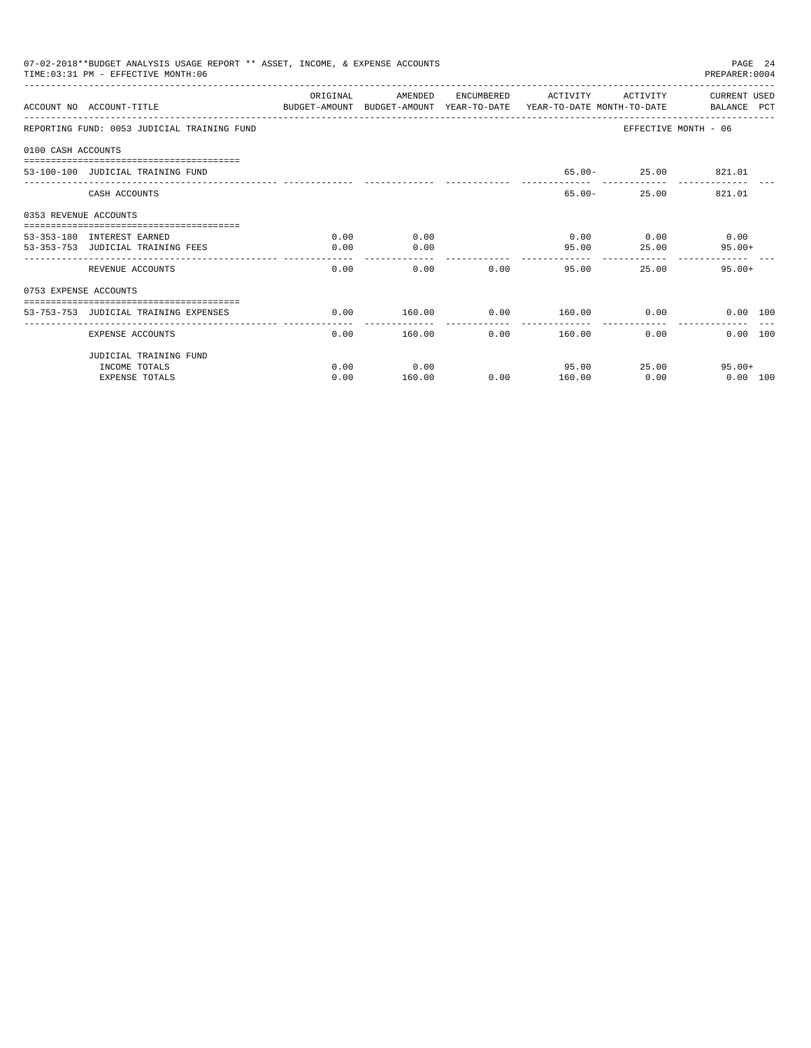07-02-2018**BUDGET ANALYSIS USAGE REPORT ** ASSET, INCOME, & EXPENSE ACCOUNTS
TIME:03:31 PM - EFFECTIVE MONTH:06

PREPARER:0004

| ACCOUNT NO | ACCOUNT-TITLE | ORIGINAL BUDGET-AMOUNT | AMENDED BUDGET-AMOUNT | ENCUMBERED YEAR-TO-DATE | ACTIVITY YEAR-TO-DATE | ACTIVITY MONTH-TO-DATE | CURRENT USED BALANCE | PCT |
|---|---|---|---|---|---|---|---|---|
| REPORTING FUND: 0053 JUDICIAL TRAINING FUND | | | | | | EFFECTIVE MONTH - 06 | | |
| 0100 CASH ACCOUNTS | | | | | | | | |
| 53-100-100 | JUDICIAL TRAINING FUND | | | | 65.00- | 25.00 | 821.01 | |
| | CASH ACCOUNTS | | | | 65.00- | 25.00 | 821.01 | |
| 0353 REVENUE ACCOUNTS | | | | | | | | |
| 53-353-180 | INTEREST EARNED | 0.00 | 0.00 | | 0.00 | 0.00 | 0.00 | |
| 53-353-753 | JUDICIAL TRAINING FEES | 0.00 | 0.00 | | 95.00 | 25.00 | 95.00+ | |
| | REVENUE ACCOUNTS | 0.00 | 0.00 | 0.00 | 95.00 | 25.00 | 95.00+ | |
| 0753 EXPENSE ACCOUNTS | | | | | | | | |
| 53-753-753 | JUDICIAL TRAINING EXPENSES | 0.00 | 160.00 | 0.00 | 160.00 | 0.00 | 0.00 | 100 |
| | EXPENSE ACCOUNTS | 0.00 | 160.00 | 0.00 | 160.00 | 0.00 | 0.00 | 100 |
| | JUDICIAL TRAINING FUND | | | | | | | |
| | INCOME TOTALS | 0.00 | 0.00 | | 95.00 | 25.00 | 95.00+ | |
| | EXPENSE TOTALS | 0.00 | 160.00 | 0.00 | 160.00 | 0.00 | 0.00 | 100 |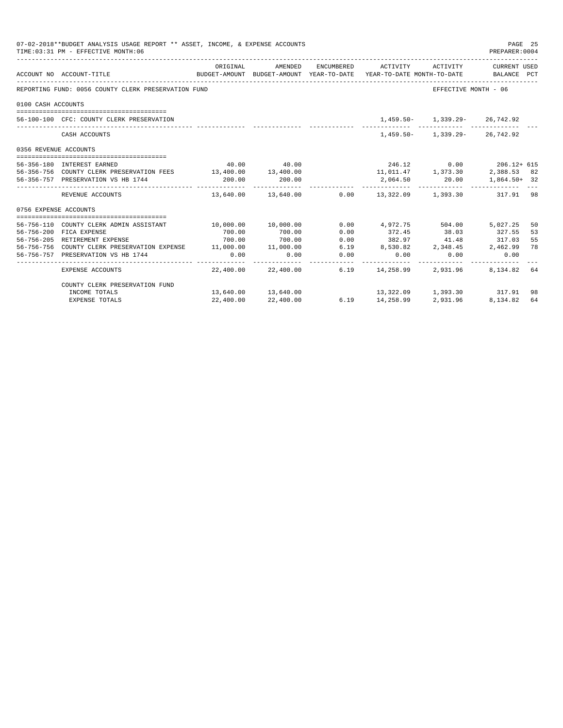07-02-2018**BUDGET ANALYSIS USAGE REPORT ** ASSET, INCOME, & EXPENSE ACCOUNTS
TIME:03:31 PM - EFFECTIVE MONTH:06

PREPARER:0004

| ACCOUNT NO | ACCOUNT-TITLE | ORIGINAL BUDGET-AMOUNT | AMENDED BUDGET-AMOUNT | ENCUMBERED YEAR-TO-DATE | ACTIVITY YEAR-TO-DATE | ACTIVITY MONTH-TO-DATE | CURRENT USED BALANCE | PCT |
|---|---|---|---|---|---|---|---|---|
| REPORTING FUND: 0056 COUNTY CLERK PRESERVATION FUND | | | | | | EFFECTIVE MONTH - 06 | | |
| 0100 CASH ACCOUNTS | | | | | | | | |
| 56-100-100 | CFC: COUNTY CLERK PRESERVATION | | | | 1,459.50- | 1,339.29- | 26,742.92 | |
| | CASH ACCOUNTS | | | | 1,459.50- | 1,339.29- | 26,742.92 | |
| 0356 REVENUE ACCOUNTS | | | | | | | | |
| 56-356-180 | INTEREST EARNED | 40.00 | 40.00 | | 246.12 | 0.00 | 206.12+ | 615 |
| 56-356-756 | COUNTY CLERK PRESERVATION FEES | 13,400.00 | 13,400.00 | | 11,011.47 | 1,373.30 | 2,388.53 | 82 |
| 56-356-757 | PRESERVATION VS HB 1744 | 200.00 | 200.00 | | 2,064.50 | 20.00 | 1,864.50+ | 32 |
| | REVENUE ACCOUNTS | 13,640.00 | 13,640.00 | 0.00 | 13,322.09 | 1,393.30 | 317.91 | 98 |
| 0756 EXPENSE ACCOUNTS | | | | | | | | |
| 56-756-110 | COUNTY CLERK ADMIN ASSISTANT | 10,000.00 | 10,000.00 | 0.00 | 4,972.75 | 504.00 | 5,027.25 | 50 |
| 56-756-200 | FICA EXPENSE | 700.00 | 700.00 | 0.00 | 372.45 | 38.03 | 327.55 | 53 |
| 56-756-205 | RETIREMENT EXPENSE | 700.00 | 700.00 | 0.00 | 382.97 | 41.48 | 317.03 | 55 |
| 56-756-756 | COUNTY CLERK PRESERVATION EXPENSE | 11,000.00 | 11,000.00 | 6.19 | 8,530.82 | 2,348.45 | 2,462.99 | 78 |
| 56-756-757 | PRESERVATION VS HB 1744 | 0.00 | 0.00 | 0.00 | 0.00 | 0.00 | 0.00 | |
| | EXPENSE ACCOUNTS | 22,400.00 | 22,400.00 | 6.19 | 14,258.99 | 2,931.96 | 8,134.82 | 64 |
| | COUNTY CLERK PRESERVATION FUND | | | | | | | |
| | INCOME TOTALS | 13,640.00 | 13,640.00 | | 13,322.09 | 1,393.30 | 317.91 | 98 |
| | EXPENSE TOTALS | 22,400.00 | 22,400.00 | 6.19 | 14,258.99 | 2,931.96 | 8,134.82 | 64 |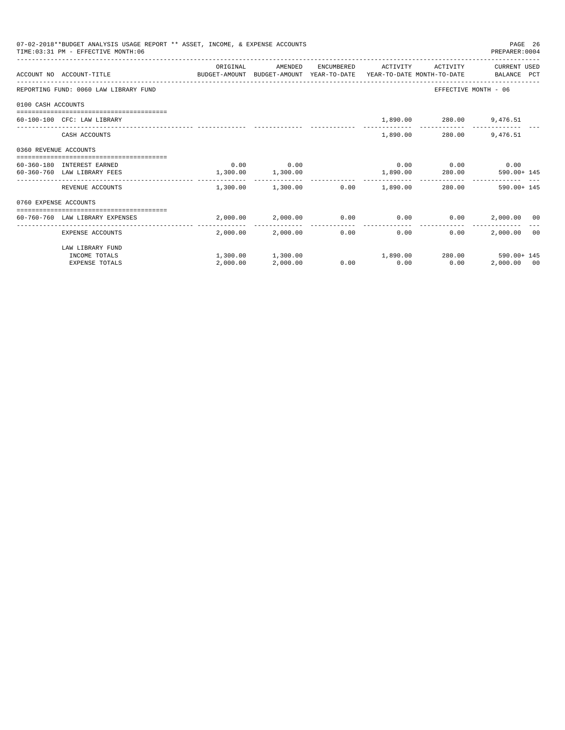07-02-2018**BUDGET ANALYSIS USAGE REPORT ** ASSET, INCOME, & EXPENSE ACCOUNTS
TIME:03:31 PM - EFFECTIVE MONTH:06
PREPARER:0004

| ACCOUNT NO | ACCOUNT-TITLE | ORIGINAL BUDGET-AMOUNT | AMENDED BUDGET-AMOUNT | ENCUMBERED YEAR-TO-DATE | ACTIVITY YEAR-TO-DATE | ACTIVITY MONTH-TO-DATE | CURRENT USED BALANCE | PCT |
|---|---|---|---|---|---|---|---|---|
| REPORTING FUND: 0060 LAW LIBRARY FUND | | | | | | EFFECTIVE MONTH - 06 | | |
| 0100 CASH ACCOUNTS | | | | | | | | |
| 60-100-100 | CFC: LAW LIBRARY | | | | 1,890.00 | 280.00 | 9,476.51 | |
| | CASH ACCOUNTS | | | | 1,890.00 | 280.00 | 9,476.51 | |
| 0360 REVENUE ACCOUNTS | | | | | | | | |
| 60-360-180 | INTEREST EARNED | 0.00 | 0.00 | | 0.00 | 0.00 | 0.00 | |
| 60-360-760 | LAW LIBRARY FEES | 1,300.00 | 1,300.00 | | 1,890.00 | 280.00 | 590.00+ | 145 |
| | REVENUE ACCOUNTS | 1,300.00 | 1,300.00 | 0.00 | 1,890.00 | 280.00 | 590.00+ | 145 |
| 0760 EXPENSE ACCOUNTS | | | | | | | | |
| 60-760-760 | LAW LIBRARY EXPENSES | 2,000.00 | 2,000.00 | 0.00 | 0.00 | 0.00 | 2,000.00 | 00 |
| | EXPENSE ACCOUNTS | 2,000.00 | 2,000.00 | 0.00 | 0.00 | 0.00 | 2,000.00 | 00 |
| | LAW LIBRARY FUND | | | | | | | |
| | INCOME TOTALS | 1,300.00 | 1,300.00 | | 1,890.00 | 280.00 | 590.00+ | 145 |
| | EXPENSE TOTALS | 2,000.00 | 2,000.00 | 0.00 | 0.00 | 0.00 | 2,000.00 | 00 |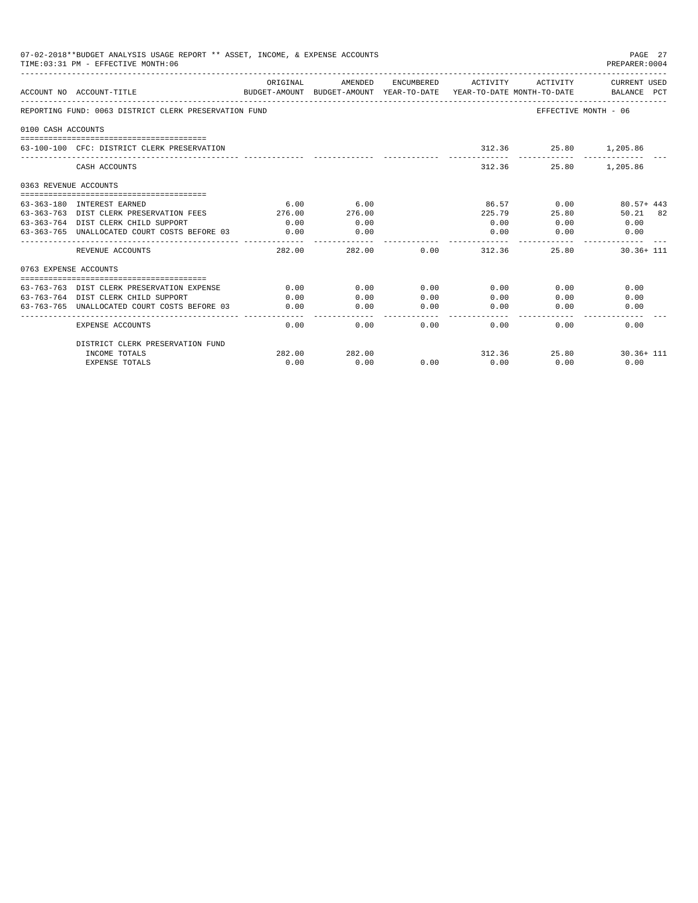07-02-2018**BUDGET ANALYSIS USAGE REPORT ** ASSET, INCOME, & EXPENSE ACCOUNTS

TIME:03:31 PM - EFFECTIVE MONTH:06

PREPARER:0004

| ACCOUNT NO | ACCOUNT-TITLE | ORIGINAL BUDGET-AMOUNT | AMENDED BUDGET-AMOUNT | ENCUMBERED YEAR-TO-DATE | ACTIVITY YEAR-TO-DATE | ACTIVITY MONTH-TO-DATE | CURRENT USED BALANCE | PCT |
|---|---|---|---|---|---|---|---|---|
| REPORTING FUND: 0063 DISTRICT CLERK PRESERVATION FUND | | | | | | EFFECTIVE MONTH - 06 | | |
| 0100 CASH ACCOUNTS | | | | | | | | |
| 63-100-100 | CFC: DISTRICT CLERK PRESERVATION | | | | 312.36 | 25.80 | 1,205.86 | |
| | CASH ACCOUNTS | | | | 312.36 | 25.80 | 1,205.86 | |
| 0363 REVENUE ACCOUNTS | | | | | | | | |
| 63-363-180 | INTEREST EARNED | 6.00 | 6.00 | | 86.57 | 0.00 | 80.57+ | 443 |
| 63-363-763 | DIST CLERK PRESERVATION FEES | 276.00 | 276.00 | | 225.79 | 25.80 | 50.21 | 82 |
| 63-363-764 | DIST CLERK CHILD SUPPORT | 0.00 | 0.00 | | 0.00 | 0.00 | 0.00 | |
| 63-363-765 | UNALLOCATED COURT COSTS BEFORE 03 | 0.00 | 0.00 | | 0.00 | 0.00 | 0.00 | |
| | REVENUE ACCOUNTS | 282.00 | 282.00 | 0.00 | 312.36 | 25.80 | 30.36+ | 111 |
| 0763 EXPENSE ACCOUNTS | | | | | | | | |
| 63-763-763 | DIST CLERK PRESERVATION EXPENSE | 0.00 | 0.00 | 0.00 | 0.00 | 0.00 | 0.00 | |
| 63-763-764 | DIST CLERK CHILD SUPPORT | 0.00 | 0.00 | 0.00 | 0.00 | 0.00 | 0.00 | |
| 63-763-765 | UNALLOCATED COURT COSTS BEFORE 03 | 0.00 | 0.00 | 0.00 | 0.00 | 0.00 | 0.00 | |
| | EXPENSE ACCOUNTS | 0.00 | 0.00 | 0.00 | 0.00 | 0.00 | 0.00 | |
| | DISTRICT CLERK PRESERVATION FUND | | | | | | | |
| | INCOME TOTALS | 282.00 | 282.00 | | 312.36 | 25.80 | 30.36+ | 111 |
| | EXPENSE TOTALS | 0.00 | 0.00 | 0.00 | 0.00 | 0.00 | 0.00 | |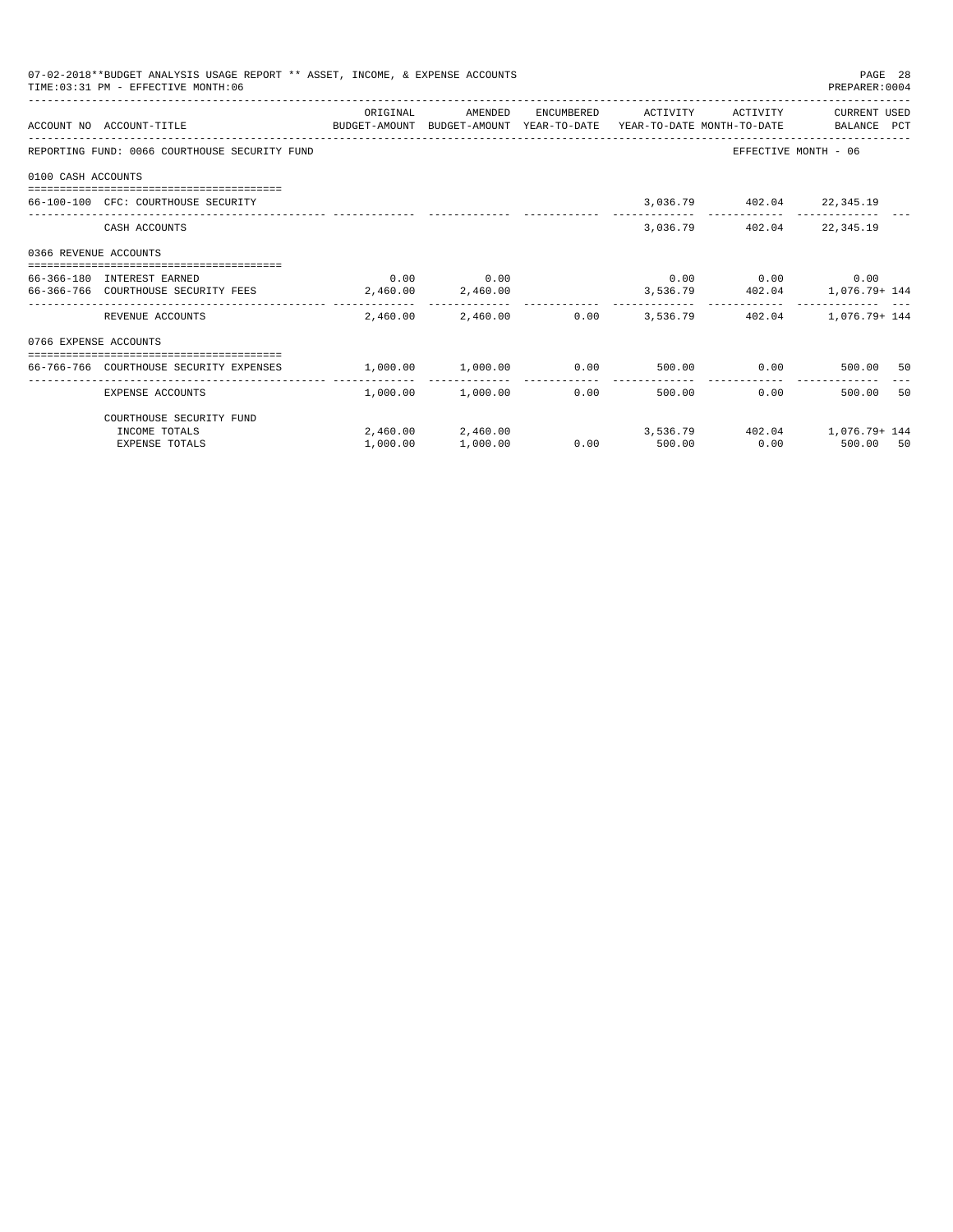07-02-2018**BUDGET ANALYSIS USAGE REPORT ** ASSET, INCOME, & EXPENSE ACCOUNTS
TIME:03:31 PM - EFFECTIVE MONTH:06

PREPARER:0004

| ACCOUNT NO | ACCOUNT-TITLE | ORIGINAL BUDGET-AMOUNT | AMENDED BUDGET-AMOUNT | ENCUMBERED YEAR-TO-DATE | ACTIVITY YEAR-TO-DATE | ACTIVITY MONTH-TO-DATE | CURRENT USED BALANCE | PCT |
|---|---|---|---|---|---|---|---|---|
| REPORTING FUND: 0066 COURTHOUSE SECURITY FUND | | | | | | EFFECTIVE MONTH - 06 | | |
| 0100 CASH ACCOUNTS | | | | | | | | |
| 66-100-100 | CFC: COURTHOUSE SECURITY | | | | 3,036.79 | 402.04 | 22,345.19 | |
| | CASH ACCOUNTS | | | | 3,036.79 | 402.04 | 22,345.19 | |
| 0366 REVENUE ACCOUNTS | | | | | | | | |
| 66-366-180 | INTEREST EARNED | 0.00 | 0.00 | | 0.00 | 0.00 | 0.00 | |
| 66-366-766 | COURTHOUSE SECURITY FEES | 2,460.00 | 2,460.00 | | 3,536.79 | 402.04 | 1,076.79+ | 144 |
| | REVENUE ACCOUNTS | 2,460.00 | 2,460.00 | 0.00 | 3,536.79 | 402.04 | 1,076.79+ | 144 |
| 0766 EXPENSE ACCOUNTS | | | | | | | | |
| 66-766-766 | COURTHOUSE SECURITY EXPENSES | 1,000.00 | 1,000.00 | 0.00 | 500.00 | 0.00 | 500.00 | 50 |
| | EXPENSE ACCOUNTS | 1,000.00 | 1,000.00 | 0.00 | 500.00 | 0.00 | 500.00 | 50 |
| | COURTHOUSE SECURITY FUND | | | | | | | |
| | INCOME TOTALS | 2,460.00 | 2,460.00 | | 3,536.79 | 402.04 | 1,076.79+ | 144 |
| | EXPENSE TOTALS | 1,000.00 | 1,000.00 | 0.00 | 500.00 | 0.00 | 500.00 | 50 |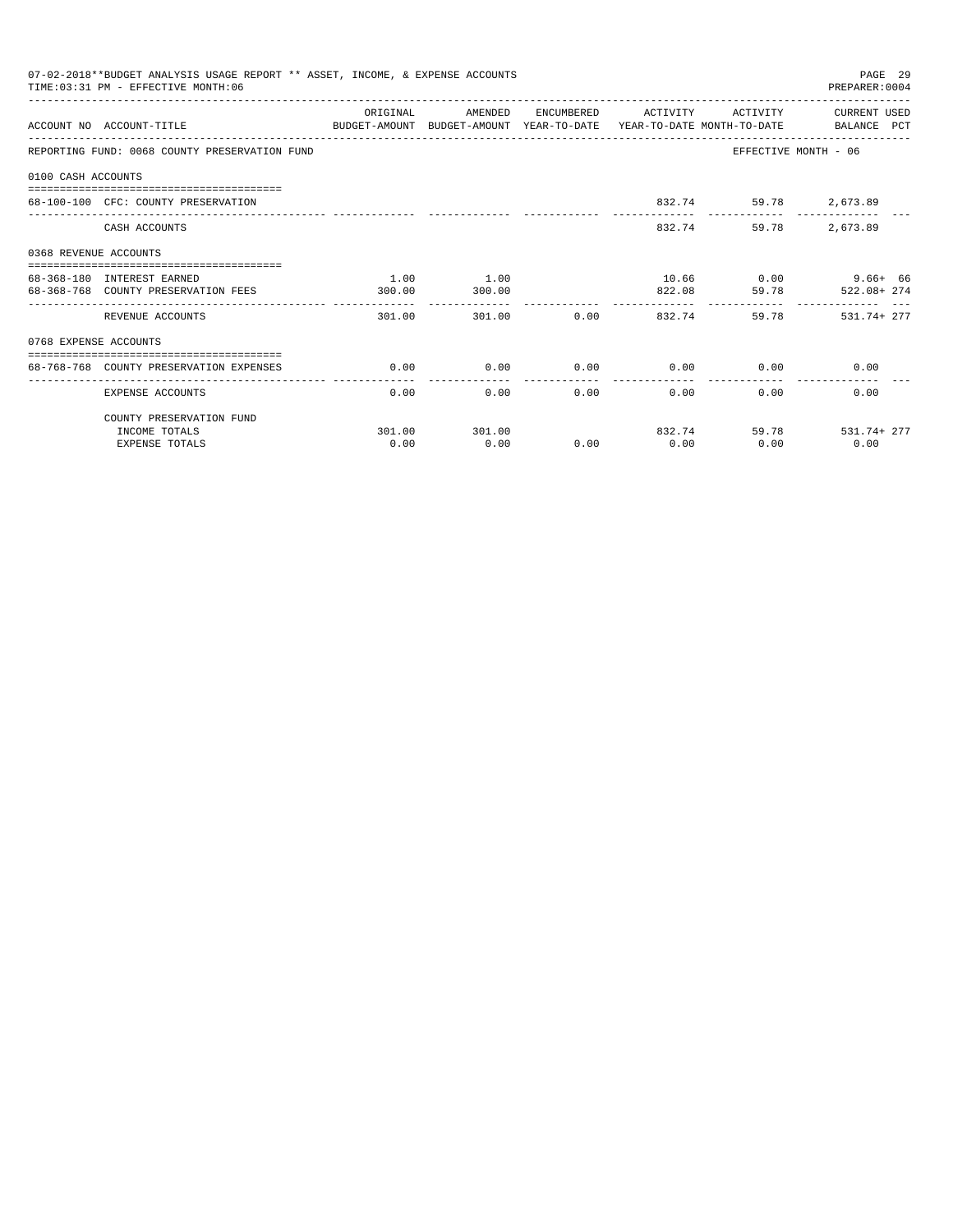07-02-2018**BUDGET ANALYSIS USAGE REPORT ** ASSET, INCOME, & EXPENSE ACCOUNTS
TIME:03:31 PM - EFFECTIVE MONTH:06
PREPARER:0004

| ACCOUNT NO | ACCOUNT-TITLE | ORIGINAL BUDGET-AMOUNT | AMENDED BUDGET-AMOUNT | ENCUMBERED YEAR-TO-DATE | ACTIVITY YEAR-TO-DATE | ACTIVITY MONTH-TO-DATE | CURRENT USED BALANCE | PCT |
|---|---|---|---|---|---|---|---|---|
| REPORTING FUND: 0068 COUNTY PRESERVATION FUND | | | | | | EFFECTIVE MONTH - 06 | | |
| 0100 CASH ACCOUNTS | | | | | | | | |
| 68-100-100 | CFC: COUNTY PRESERVATION | | | | 832.74 | 59.78 | 2,673.89 | |
| | CASH ACCOUNTS | | | | 832.74 | 59.78 | 2,673.89 | |
| 0368 REVENUE ACCOUNTS | | | | | | | | |
| 68-368-180 | INTEREST EARNED | 1.00 | 1.00 | | 10.66 | 0.00 | 9.66+ | 66 |
| 68-368-768 | COUNTY PRESERVATION FEES | 300.00 | 300.00 | | 822.08 | 59.78 | 522.08+ | 274 |
| | REVENUE ACCOUNTS | 301.00 | 301.00 | 0.00 | 832.74 | 59.78 | 531.74+ | 277 |
| 0768 EXPENSE ACCOUNTS | | | | | | | | |
| 68-768-768 | COUNTY PRESERVATION EXPENSES | 0.00 | 0.00 | 0.00 | 0.00 | 0.00 | 0.00 | |
| | EXPENSE ACCOUNTS | 0.00 | 0.00 | 0.00 | 0.00 | 0.00 | 0.00 | |
| | COUNTY PRESERVATION FUND | | | | | | | |
| | INCOME TOTALS | 301.00 | 301.00 | | 832.74 | 59.78 | 531.74+ | 277 |
| | EXPENSE TOTALS | 0.00 | 0.00 | 0.00 | 0.00 | 0.00 | 0.00 | |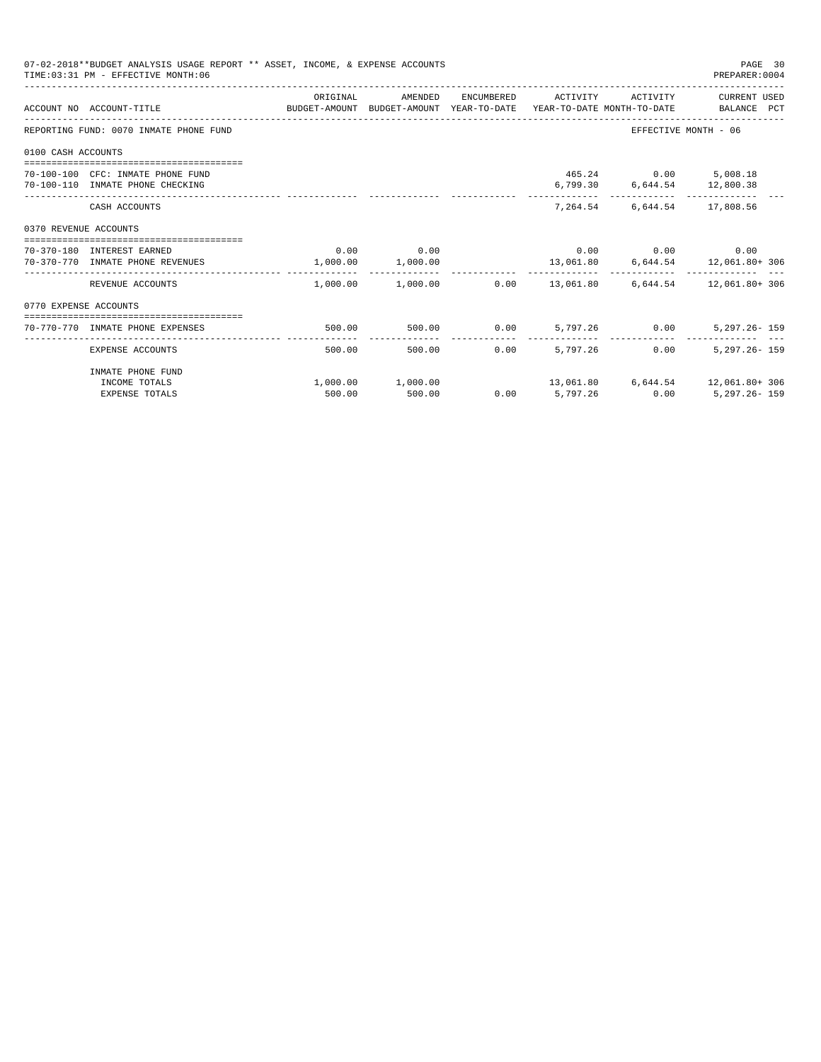07-02-2018**BUDGET ANALYSIS USAGE REPORT ** ASSET, INCOME, & EXPENSE ACCOUNTS
TIME:03:31 PM - EFFECTIVE MONTH:06

PREPARER:0004

| ACCOUNT NO | ACCOUNT-TITLE | ORIGINAL BUDGET-AMOUNT | AMENDED BUDGET-AMOUNT | ENCUMBERED YEAR-TO-DATE | ACTIVITY YEAR-TO-DATE | ACTIVITY MONTH-TO-DATE | CURRENT USED BALANCE | PCT |
|---|---|---|---|---|---|---|---|---|
| REPORTING FUND: 0070 INMATE PHONE FUND | | | | | | EFFECTIVE MONTH - 06 | | |
| 0100 CASH ACCOUNTS | | | | | | | | |
| 70-100-100 | CFC: INMATE PHONE FUND | | | | 465.24 | 0.00 | 5,008.18 | |
| 70-100-110 | INMATE PHONE CHECKING | | | | 6,799.30 | 6,644.54 | 12,800.38 | |
| | CASH ACCOUNTS | | | | 7,264.54 | 6,644.54 | 17,808.56 | |
| 0370 REVENUE ACCOUNTS | | | | | | | | |
| 70-370-180 | INTEREST EARNED | 0.00 | 0.00 | | 0.00 | 0.00 | 0.00 | |
| 70-370-770 | INMATE PHONE REVENUES | 1,000.00 | 1,000.00 | | 13,061.80 | 6,644.54 | 12,061.80+ | 306 |
| | REVENUE ACCOUNTS | 1,000.00 | 1,000.00 | 0.00 | 13,061.80 | 6,644.54 | 12,061.80+ | 306 |
| 0770 EXPENSE ACCOUNTS | | | | | | | | |
| 70-770-770 | INMATE PHONE EXPENSES | 500.00 | 500.00 | 0.00 | 5,797.26 | 0.00 | 5,297.26- | 159 |
| | EXPENSE ACCOUNTS | 500.00 | 500.00 | 0.00 | 5,797.26 | 0.00 | 5,297.26- | 159 |
| | INMATE PHONE FUND | | | | | | | |
| | INCOME TOTALS | 1,000.00 | 1,000.00 | | 13,061.80 | 6,644.54 | 12,061.80+ | 306 |
| | EXPENSE TOTALS | 500.00 | 500.00 | 0.00 | 5,797.26 | 0.00 | 5,297.26- | 159 |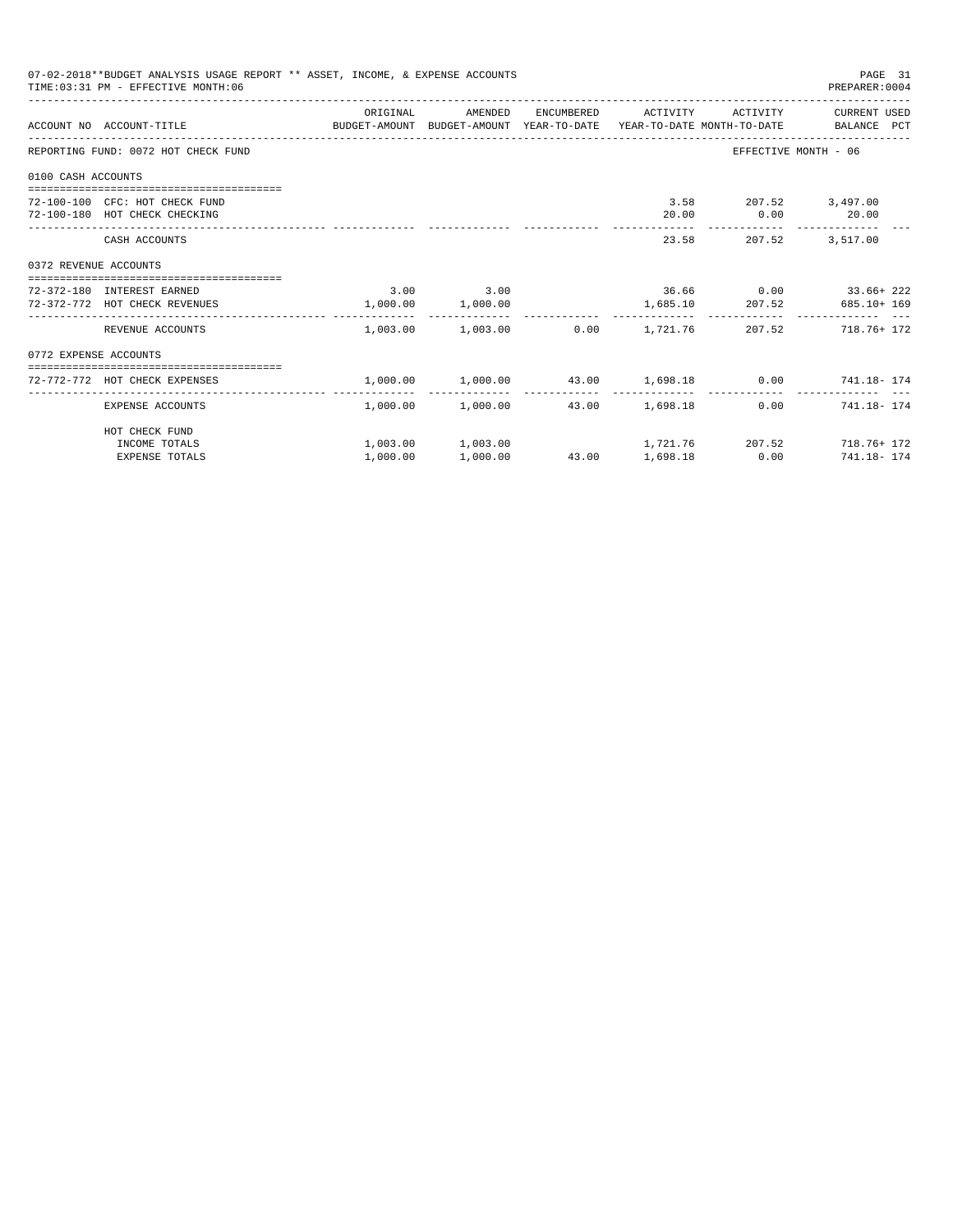07-02-2018**BUDGET ANALYSIS USAGE REPORT ** ASSET, INCOME, & EXPENSE ACCOUNTS
TIME:03:31 PM - EFFECTIVE MONTH:06
PREPARER:0004

| ACCOUNT NO ACCOUNT-TITLE | ORIGINAL BUDGET-AMOUNT | AMENDED BUDGET-AMOUNT | ENCUMBERED YEAR-TO-DATE | ACTIVITY YEAR-TO-DATE | ACTIVITY MONTH-TO-DATE | CURRENT USED BALANCE | PCT |
|---|---|---|---|---|---|---|---|
| REPORTING FUND: 0072 HOT CHECK FUND | | | | | EFFECTIVE MONTH - 06 | | |
| 0100 CASH ACCOUNTS | | | | | | | |
| 72-100-100 CFC: HOT CHECK FUND | | | | 3.58 | 207.52 | 3,497.00 | |
| 72-100-180 HOT CHECK CHECKING | | | | 20.00 | 0.00 | 20.00 | |
| CASH ACCOUNTS | | | | 23.58 | 207.52 | 3,517.00 | |
| 0372 REVENUE ACCOUNTS | | | | | | | |
| 72-372-180 INTEREST EARNED | 3.00 | 3.00 | | 36.66 | 0.00 | 33.66+ | 222 |
| 72-372-772 HOT CHECK REVENUES | 1,000.00 | 1,000.00 | | 1,685.10 | 207.52 | 685.10+ | 169 |
| REVENUE ACCOUNTS | 1,003.00 | 1,003.00 | 0.00 | 1,721.76 | 207.52 | 718.76+ | 172 |
| 0772 EXPENSE ACCOUNTS | | | | | | | |
| 72-772-772 HOT CHECK EXPENSES | 1,000.00 | 1,000.00 | 43.00 | 1,698.18 | 0.00 | 741.18- | 174 |
| EXPENSE ACCOUNTS | 1,000.00 | 1,000.00 | 43.00 | 1,698.18 | 0.00 | 741.18- | 174 |
| HOT CHECK FUND | | | | | | | |
| INCOME TOTALS | 1,003.00 | 1,003.00 | | 1,721.76 | 207.52 | 718.76+ | 172 |
| EXPENSE TOTALS | 1,000.00 | 1,000.00 | 43.00 | 1,698.18 | 0.00 | 741.18- | 174 |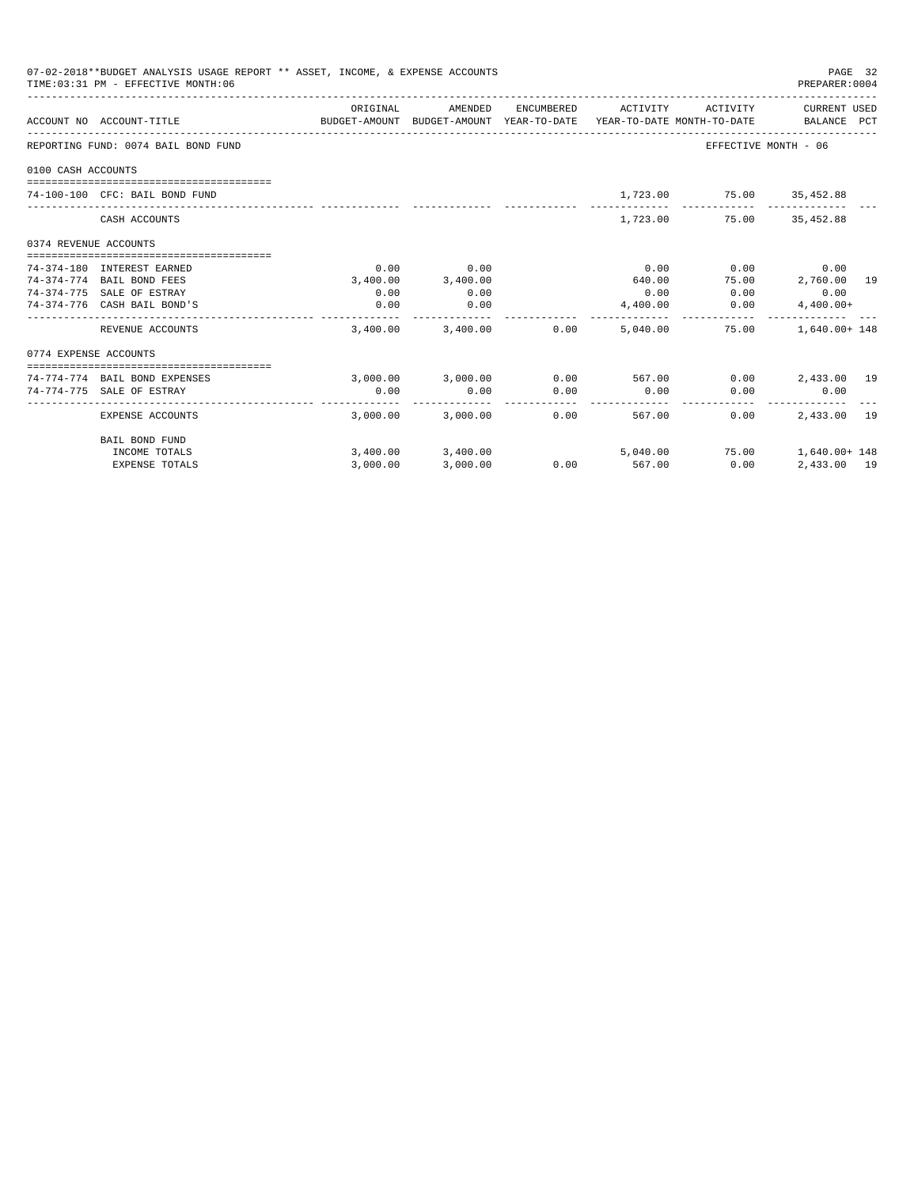07-02-2018**BUDGET ANALYSIS USAGE REPORT ** ASSET, INCOME, & EXPENSE ACCOUNTS

TIME:03:31 PM - EFFECTIVE MONTH:06

PREPARER:0004

| ACCOUNT NO | ACCOUNT-TITLE | ORIGINAL BUDGET-AMOUNT | AMENDED BUDGET-AMOUNT | ENCUMBERED YEAR-TO-DATE | ACTIVITY YEAR-TO-DATE | ACTIVITY MONTH-TO-DATE | CURRENT USED BALANCE | PCT |
|---|---|---|---|---|---|---|---|---|
| REPORTING FUND: 0074 BAIL BOND FUND | | | | | | EFFECTIVE MONTH - 06 | | |
| 0100 CASH ACCOUNTS | | | | | | | | |
| 74-100-100 | CFC: BAIL BOND FUND | | | | 1,723.00 | 75.00 | 35,452.88 | |
| | CASH ACCOUNTS | | | | 1,723.00 | 75.00 | 35,452.88 | |
| 0374 REVENUE ACCOUNTS | | | | | | | | |
| 74-374-180 | INTEREST EARNED | 0.00 | 0.00 | | 0.00 | 0.00 | 0.00 | |
| 74-374-774 | BAIL BOND FEES | 3,400.00 | 3,400.00 | | 640.00 | 75.00 | 2,760.00 | 19 |
| 74-374-775 | SALE OF ESTRAY | 0.00 | 0.00 | | 0.00 | 0.00 | 0.00 | |
| 74-374-776 | CASH BAIL BOND'S | 0.00 | 0.00 | | 4,400.00 | 0.00 | 4,400.00+ | |
| | REVENUE ACCOUNTS | 3,400.00 | 3,400.00 | 0.00 | 5,040.00 | 75.00 | 1,640.00+ | 148 |
| 0774 EXPENSE ACCOUNTS | | | | | | | | |
| 74-774-774 | BAIL BOND EXPENSES | 3,000.00 | 3,000.00 | 0.00 | 567.00 | 0.00 | 2,433.00 | 19 |
| 74-774-775 | SALE OF ESTRAY | 0.00 | 0.00 | 0.00 | 0.00 | 0.00 | 0.00 | |
| | EXPENSE ACCOUNTS | 3,000.00 | 3,000.00 | 0.00 | 567.00 | 0.00 | 2,433.00 | 19 |
| | BAIL BOND FUND | | | | | | | |
| | INCOME TOTALS | 3,400.00 | 3,400.00 | | 5,040.00 | 75.00 | 1,640.00+ | 148 |
| | EXPENSE TOTALS | 3,000.00 | 3,000.00 | 0.00 | 567.00 | 0.00 | 2,433.00 | 19 |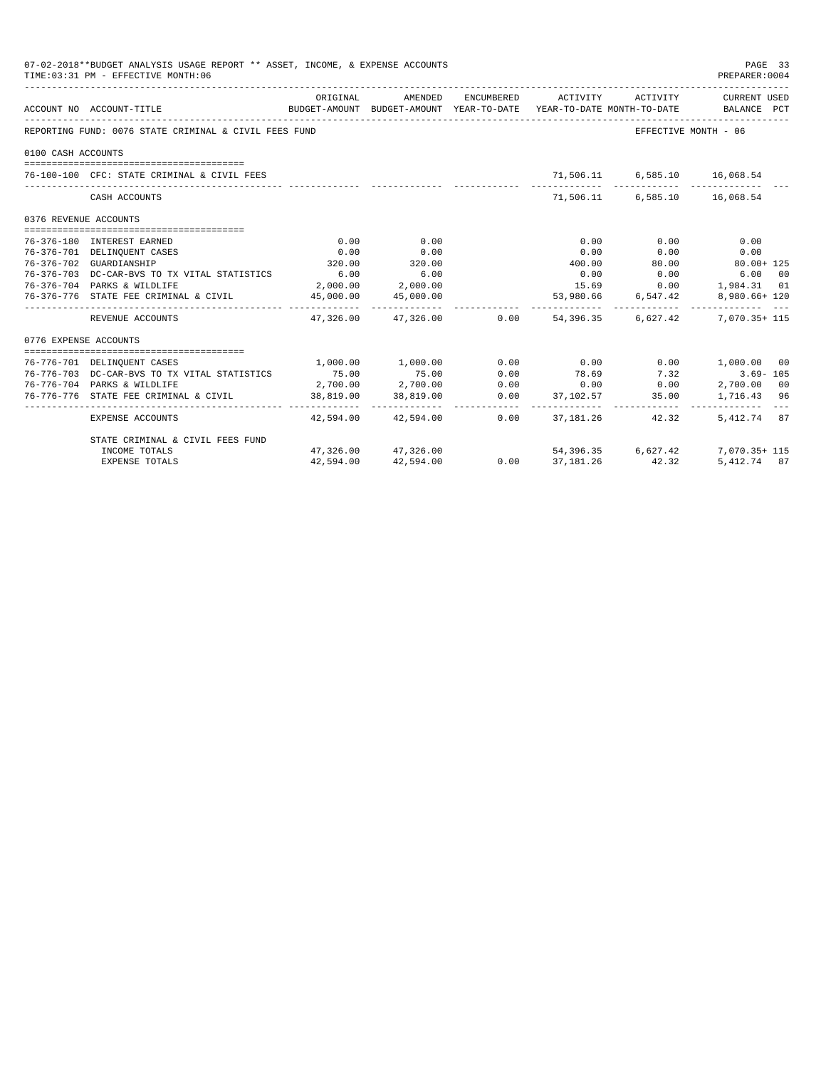07-02-2018**BUDGET ANALYSIS USAGE REPORT ** ASSET, INCOME, & EXPENSE ACCOUNTS
TIME:03:31 PM - EFFECTIVE MONTH:06

PREPARER:0004

| ACCOUNT NO | ACCOUNT-TITLE | ORIGINAL BUDGET-AMOUNT | AMENDED BUDGET-AMOUNT | ENCUMBERED YEAR-TO-DATE | ACTIVITY YEAR-TO-DATE | ACTIVITY MONTH-TO-DATE | CURRENT USED BALANCE | PCT |
|---|---|---|---|---|---|---|---|---|
| REPORTING FUND: 0076 STATE CRIMINAL & CIVIL FEES FUND | | | | | | EFFECTIVE MONTH - 06 | | |
| 0100 CASH ACCOUNTS | | | | | | | | |
| 76-100-100 | CFC: STATE CRIMINAL & CIVIL FEES | | | | 71,506.11 | 6,585.10 | 16,068.54 | |
| | CASH ACCOUNTS | | | | 71,506.11 | 6,585.10 | 16,068.54 | |
| 0376 REVENUE ACCOUNTS | | | | | | | | |
| 76-376-180 | INTEREST EARNED | 0.00 | 0.00 | | 0.00 | 0.00 | 0.00 | |
| 76-376-701 | DELINQUENT CASES | 0.00 | 0.00 | | 0.00 | 0.00 | 0.00 | |
| 76-376-702 | GUARDIANSHIP | 320.00 | 320.00 | | 400.00 | 80.00 | 80.00+ | 125 |
| 76-376-703 | DC-CAR-BVS TO TX VITAL STATISTICS | 6.00 | 6.00 | | 0.00 | 0.00 | 6.00 | 00 |
| 76-376-704 | PARKS & WILDLIFE | 2,000.00 | 2,000.00 | | 15.69 | 0.00 | 1,984.31 | 01 |
| 76-376-776 | STATE FEE CRIMINAL & CIVIL | 45,000.00 | 45,000.00 | | 53,980.66 | 6,547.42 | 8,980.66+ | 120 |
| | REVENUE ACCOUNTS | 47,326.00 | 47,326.00 | 0.00 | 54,396.35 | 6,627.42 | 7,070.35+ | 115 |
| 0776 EXPENSE ACCOUNTS | | | | | | | | |
| 76-776-701 | DELINQUENT CASES | 1,000.00 | 1,000.00 | 0.00 | 0.00 | 0.00 | 1,000.00 | 00 |
| 76-776-703 | DC-CAR-BVS TO TX VITAL STATISTICS | 75.00 | 75.00 | 0.00 | 78.69 | 7.32 | 3.69- | 105 |
| 76-776-704 | PARKS & WILDLIFE | 2,700.00 | 2,700.00 | 0.00 | 0.00 | 0.00 | 2,700.00 | 00 |
| 76-776-776 | STATE FEE CRIMINAL & CIVIL | 38,819.00 | 38,819.00 | 0.00 | 37,102.57 | 35.00 | 1,716.43 | 96 |
| | EXPENSE ACCOUNTS | 42,594.00 | 42,594.00 | 0.00 | 37,181.26 | 42.32 | 5,412.74 | 87 |
| | STATE CRIMINAL & CIVIL FEES FUND | | | | | | | |
| | INCOME TOTALS | 47,326.00 | 47,326.00 | | 54,396.35 | 6,627.42 | 7,070.35+ | 115 |
| | EXPENSE TOTALS | 42,594.00 | 42,594.00 | 0.00 | 37,181.26 | 42.32 | 5,412.74 | 87 |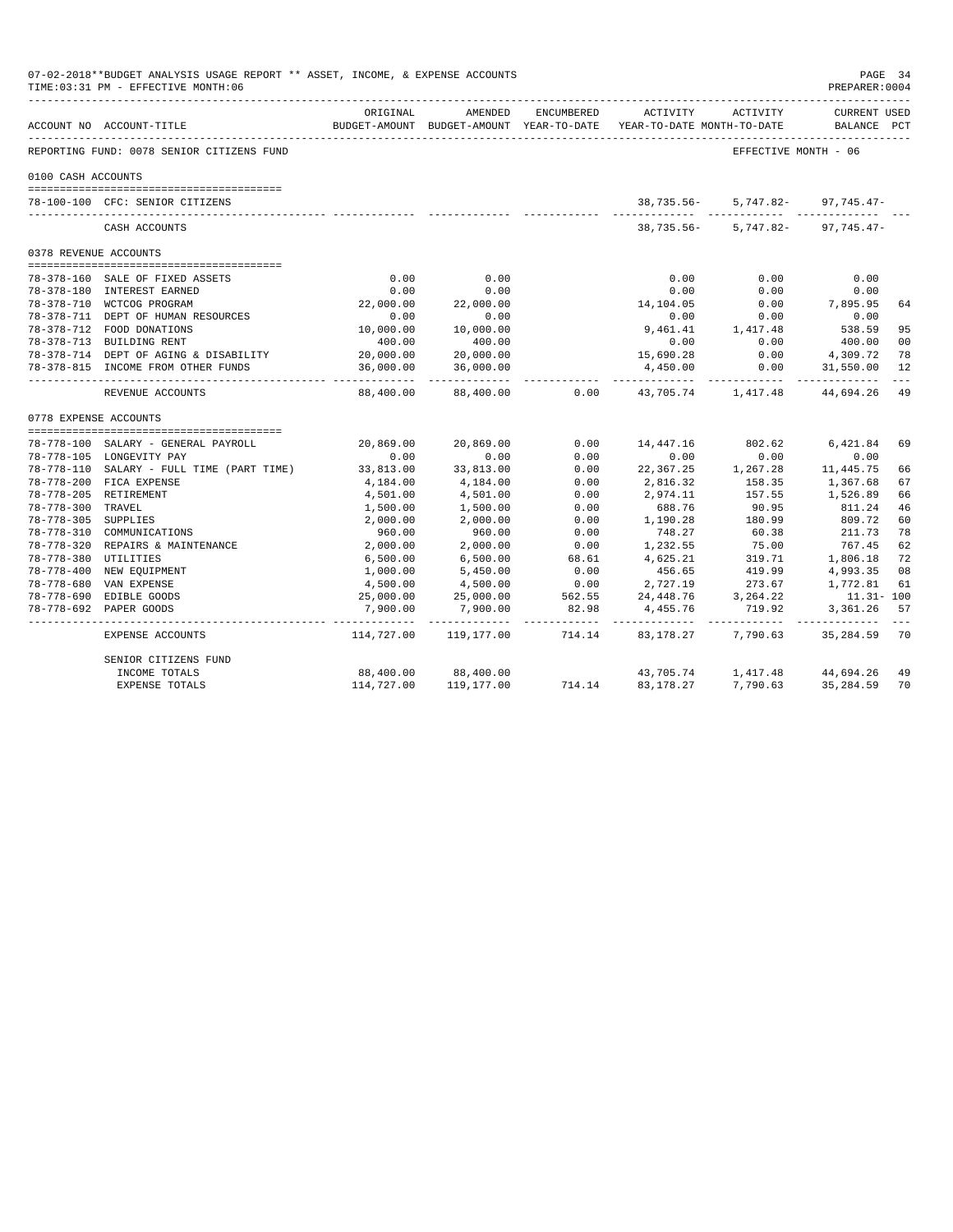07-02-2018**BUDGET ANALYSIS USAGE REPORT ** ASSET, INCOME, & EXPENSE ACCOUNTS
TIME:03:31 PM - EFFECTIVE MONTH:06
PREPARER:0004

REPORTING FUND: 0078 SENIOR CITIZENS FUND — EFFECTIVE MONTH - 06

| ACCOUNT NO | ACCOUNT-TITLE | ORIGINAL BUDGET-AMOUNT | AMENDED BUDGET-AMOUNT | ENCUMBERED YEAR-TO-DATE | ACTIVITY YEAR-TO-DATE | ACTIVITY MONTH-TO-DATE | CURRENT USED BALANCE | PCT |
|---|---|---|---|---|---|---|---|---|
| **0100 CASH ACCOUNTS** | | | | | | | | |
| 78-100-100 | CFC: SENIOR CITIZENS | | | | 38,735.56- | 5,747.82- | 97,745.47- | |
| | CASH ACCOUNTS | | | | 38,735.56- | 5,747.82- | 97,745.47- | |
| **0378 REVENUE ACCOUNTS** | | | | | | | | |
| 78-378-160 | SALE OF FIXED ASSETS | 0.00 | 0.00 | | 0.00 | 0.00 | 0.00 | |
| 78-378-180 | INTEREST EARNED | 0.00 | 0.00 | | 0.00 | 0.00 | 0.00 | |
| 78-378-710 | WCTCOG PROGRAM | 22,000.00 | 22,000.00 | | 14,104.05 | 0.00 | 7,895.95 | 64 |
| 78-378-711 | DEPT OF HUMAN RESOURCES | 0.00 | 0.00 | | 0.00 | 0.00 | 0.00 | |
| 78-378-712 | FOOD DONATIONS | 10,000.00 | 10,000.00 | | 9,461.41 | 1,417.48 | 538.59 | 95 |
| 78-378-713 | BUILDING RENT | 400.00 | 400.00 | | 0.00 | 0.00 | 400.00 | 00 |
| 78-378-714 | DEPT OF AGING & DISABILITY | 20,000.00 | 20,000.00 | | 15,690.28 | 0.00 | 4,309.72 | 78 |
| 78-378-815 | INCOME FROM OTHER FUNDS | 36,000.00 | 36,000.00 | | 4,450.00 | 0.00 | 31,550.00 | 12 |
| | REVENUE ACCOUNTS | 88,400.00 | 88,400.00 | 0.00 | 43,705.74 | 1,417.48 | 44,694.26 | 49 |
| **0778 EXPENSE ACCOUNTS** | | | | | | | | |
| 78-778-100 | SALARY - GENERAL PAYROLL | 20,869.00 | 20,869.00 | 0.00 | 14,447.16 | 802.62 | 6,421.84 | 69 |
| 78-778-105 | LONGEVITY PAY | 0.00 | 0.00 | 0.00 | 0.00 | 0.00 | 0.00 | |
| 78-778-110 | SALARY - FULL TIME (PART TIME) | 33,813.00 | 33,813.00 | 0.00 | 22,367.25 | 1,267.28 | 11,445.75 | 66 |
| 78-778-200 | FICA EXPENSE | 4,184.00 | 4,184.00 | 0.00 | 2,816.32 | 158.35 | 1,367.68 | 67 |
| 78-778-205 | RETIREMENT | 4,501.00 | 4,501.00 | 0.00 | 2,974.11 | 157.55 | 1,526.89 | 66 |
| 78-778-300 | TRAVEL | 1,500.00 | 1,500.00 | 0.00 | 688.76 | 90.95 | 811.24 | 46 |
| 78-778-305 | SUPPLIES | 2,000.00 | 2,000.00 | 0.00 | 1,190.28 | 180.99 | 809.72 | 60 |
| 78-778-310 | COMMUNICATIONS | 960.00 | 960.00 | 0.00 | 748.27 | 60.38 | 211.73 | 78 |
| 78-778-320 | REPAIRS & MAINTENANCE | 2,000.00 | 2,000.00 | 0.00 | 1,232.55 | 75.00 | 767.45 | 62 |
| 78-778-380 | UTILITIES | 6,500.00 | 6,500.00 | 68.61 | 4,625.21 | 319.71 | 1,806.18 | 72 |
| 78-778-400 | NEW EQUIPMENT | 1,000.00 | 5,450.00 | 0.00 | 456.65 | 419.99 | 4,993.35 | 08 |
| 78-778-680 | VAN EXPENSE | 4,500.00 | 4,500.00 | 0.00 | 2,727.19 | 273.67 | 1,772.81 | 61 |
| 78-778-690 | EDIBLE GOODS | 25,000.00 | 25,000.00 | 562.55 | 24,448.76 | 3,264.22 | 11.31- | 100 |
| 78-778-692 | PAPER GOODS | 7,900.00 | 7,900.00 | 82.98 | 4,455.76 | 719.92 | 3,361.26 | 57 |
| | EXPENSE ACCOUNTS | 114,727.00 | 119,177.00 | 714.14 | 83,178.27 | 7,790.63 | 35,284.59 | 70 |
| | **SENIOR CITIZENS FUND** | | | | | | | |
| | INCOME TOTALS | 88,400.00 | 88,400.00 | | 43,705.74 | 1,417.48 | 44,694.26 | 49 |
| | EXPENSE TOTALS | 114,727.00 | 119,177.00 | 714.14 | 83,178.27 | 7,790.63 | 35,284.59 | 70 |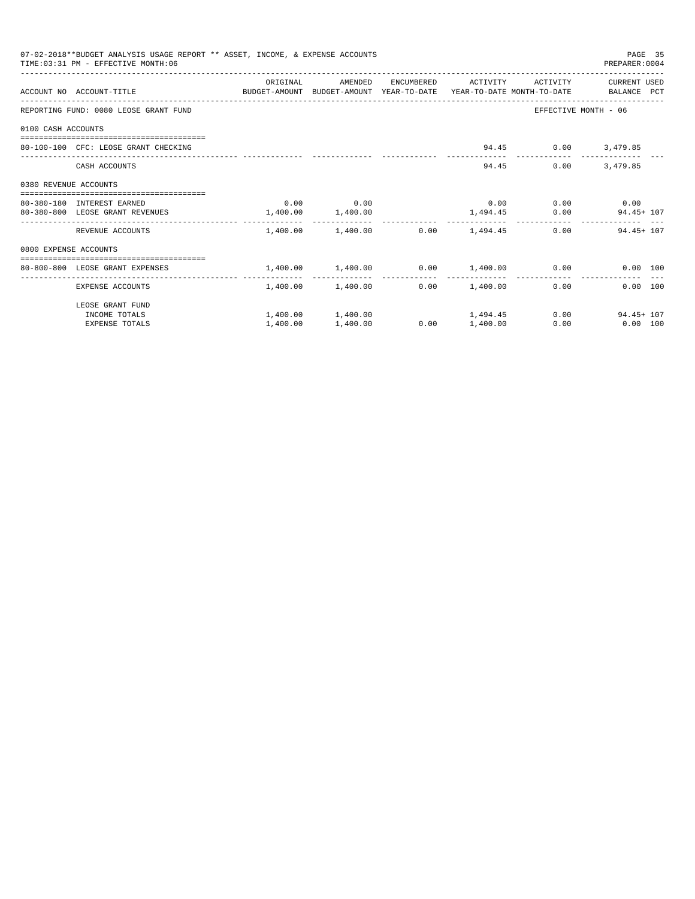07-02-2018**BUDGET ANALYSIS USAGE REPORT ** ASSET, INCOME, & EXPENSE ACCOUNTS
TIME:03:31 PM - EFFECTIVE MONTH:06

PREPARER:0004

| ACCOUNT NO | ACCOUNT-TITLE | ORIGINAL BUDGET-AMOUNT | AMENDED BUDGET-AMOUNT | ENCUMBERED YEAR-TO-DATE | ACTIVITY YEAR-TO-DATE | ACTIVITY MONTH-TO-DATE | CURRENT USED BALANCE | PCT |
|---|---|---|---|---|---|---|---|---|
| REPORTING FUND: 0080 LEOSE GRANT FUND | | | | | | EFFECTIVE MONTH - 06 | | |
| 0100 CASH ACCOUNTS | | | | | | | | |
| 80-100-100 | CFC: LEOSE GRANT CHECKING | | | | 94.45 | 0.00 | 3,479.85 | |
| | CASH ACCOUNTS | | | | 94.45 | 0.00 | 3,479.85 | |
| 0380 REVENUE ACCOUNTS | | | | | | | | |
| 80-380-180 | INTEREST EARNED | 0.00 | 0.00 | | 0.00 | 0.00 | 0.00 | |
| 80-380-800 | LEOSE GRANT REVENUES | 1,400.00 | 1,400.00 | | 1,494.45 | 0.00 | 94.45+ | 107 |
| | REVENUE ACCOUNTS | 1,400.00 | 1,400.00 | 0.00 | 1,494.45 | 0.00 | 94.45+ | 107 |
| 0800 EXPENSE ACCOUNTS | | | | | | | | |
| 80-800-800 | LEOSE GRANT EXPENSES | 1,400.00 | 1,400.00 | 0.00 | 1,400.00 | 0.00 | 0.00 | 100 |
| | EXPENSE ACCOUNTS | 1,400.00 | 1,400.00 | 0.00 | 1,400.00 | 0.00 | 0.00 | 100 |
| | LEOSE GRANT FUND | | | | | | | |
| | INCOME TOTALS | 1,400.00 | 1,400.00 | | 1,494.45 | 0.00 | 94.45+ | 107 |
| | EXPENSE TOTALS | 1,400.00 | 1,400.00 | 0.00 | 1,400.00 | 0.00 | 0.00 | 100 |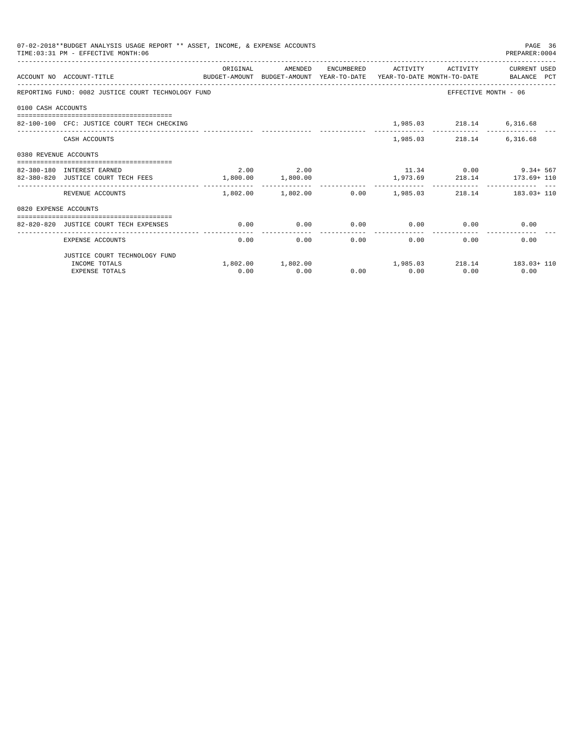07-02-2018**BUDGET ANALYSIS USAGE REPORT ** ASSET, INCOME, & EXPENSE ACCOUNTS
TIME:03:31 PM - EFFECTIVE MONTH:06
PREPARER:0004

REPORTING FUND: 0082 JUSTICE COURT TECHNOLOGY FUND — EFFECTIVE MONTH - 06

| ACCOUNT NO | ACCOUNT-TITLE | ORIGINAL BUDGET-AMOUNT | AMENDED BUDGET-AMOUNT | ENCUMBERED YEAR-TO-DATE | ACTIVITY YEAR-TO-DATE | ACTIVITY MONTH-TO-DATE | CURRENT USED BALANCE | PCT |
|---|---|---|---|---|---|---|---|---|
| **0100 CASH ACCOUNTS** | | | | | | | | |
| 82-100-100 | CFC: JUSTICE COURT TECH CHECKING | | | | 1,985.03 | 218.14 | 6,316.68 | |
| | CASH ACCOUNTS | | | | 1,985.03 | 218.14 | 6,316.68 | |
| **0380 REVENUE ACCOUNTS** | | | | | | | | |
| 82-380-180 | INTEREST EARNED | 2.00 | 2.00 | | 11.34 | 0.00 | 9.34+ | 567 |
| 82-380-820 | JUSTICE COURT TECH FEES | 1,800.00 | 1,800.00 | | 1,973.69 | 218.14 | 173.69+ | 110 |
| | REVENUE ACCOUNTS | 1,802.00 | 1,802.00 | 0.00 | 1,985.03 | 218.14 | 183.03+ | 110 |
| **0820 EXPENSE ACCOUNTS** | | | | | | | | |
| 82-820-820 | JUSTICE COURT TECH EXPENSES | 0.00 | 0.00 | 0.00 | 0.00 | 0.00 | 0.00 | |
| | EXPENSE ACCOUNTS | 0.00 | 0.00 | 0.00 | 0.00 | 0.00 | 0.00 | |
| | JUSTICE COURT TECHNOLOGY FUND | | | | | | | |
| | INCOME TOTALS | 1,802.00 | 1,802.00 | | 1,985.03 | 218.14 | 183.03+ | 110 |
| | EXPENSE TOTALS | 0.00 | 0.00 | 0.00 | 0.00 | 0.00 | 0.00 | |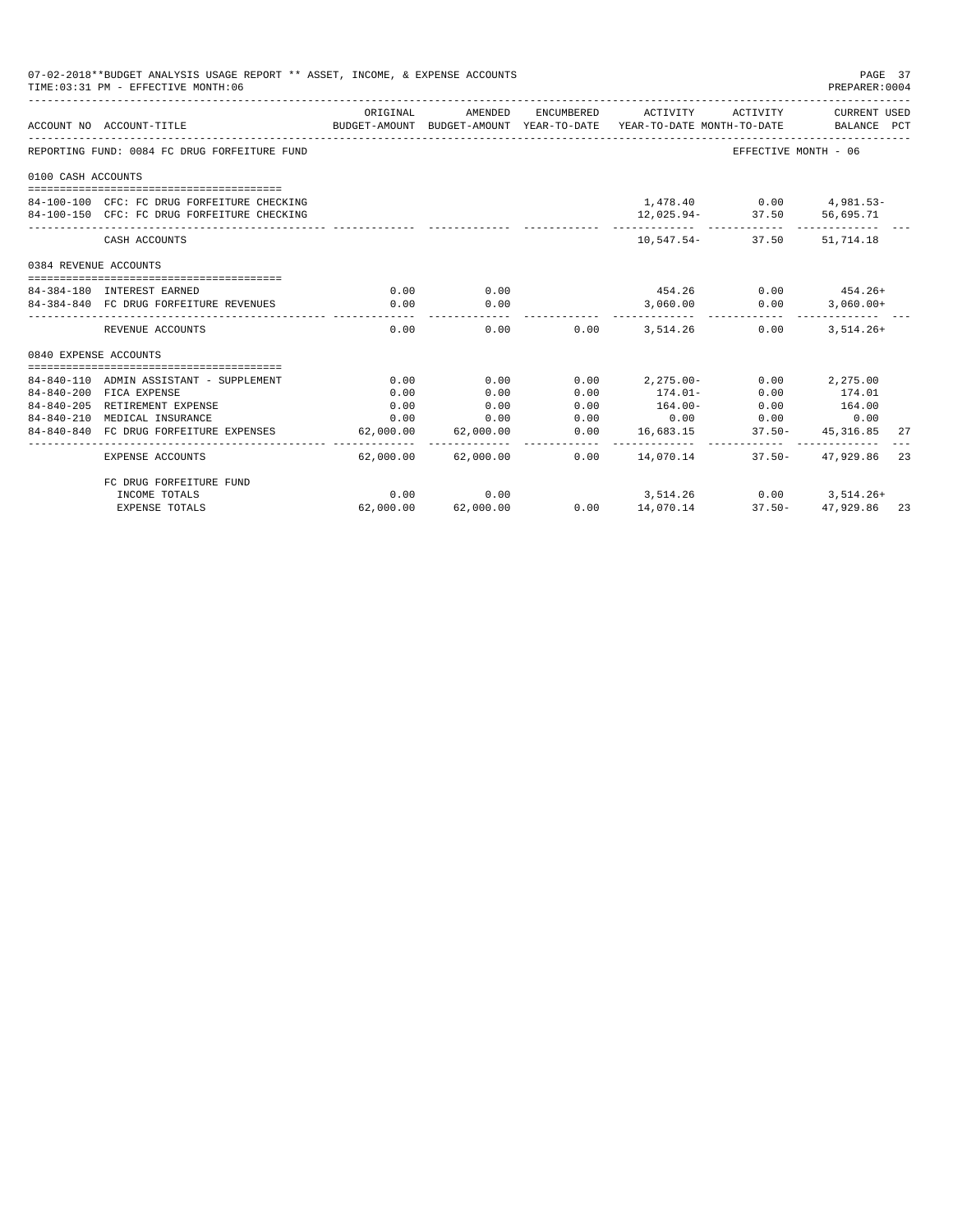07-02-2018**BUDGET ANALYSIS USAGE REPORT ** ASSET, INCOME, & EXPENSE ACCOUNTS

TIME:03:31 PM - EFFECTIVE MONTH:06

PREPARER:0004

| ACCOUNT NO | ACCOUNT-TITLE | ORIGINAL BUDGET-AMOUNT | AMENDED BUDGET-AMOUNT | ENCUMBERED YEAR-TO-DATE | ACTIVITY YEAR-TO-DATE | ACTIVITY MONTH-TO-DATE | CURRENT USED BALANCE | PCT |
|---|---|---|---|---|---|---|---|---|
| REPORTING FUND: 0084 FC DRUG FORFEITURE FUND | | | | | | EFFECTIVE MONTH - 06 | | |
| 0100 CASH ACCOUNTS | | | | | | | | |
| 84-100-100 | CFC: FC DRUG FORFEITURE CHECKING | | | | 1,478.40 | 0.00 | 4,981.53- | |
| 84-100-150 | CFC: FC DRUG FORFEITURE CHECKING | | | | 12,025.94- | 37.50 | 56,695.71 | |
| | CASH ACCOUNTS | | | | 10,547.54- | 37.50 | 51,714.18 | |
| 0384 REVENUE ACCOUNTS | | | | | | | | |
| 84-384-180 | INTEREST EARNED | 0.00 | 0.00 | | 454.26 | 0.00 | 454.26+ | |
| 84-384-840 | FC DRUG FORFEITURE REVENUES | 0.00 | 0.00 | | 3,060.00 | 0.00 | 3,060.00+ | |
| | REVENUE ACCOUNTS | 0.00 | 0.00 | 0.00 | 3,514.26 | 0.00 | 3,514.26+ | |
| 0840 EXPENSE ACCOUNTS | | | | | | | | |
| 84-840-110 | ADMIN ASSISTANT - SUPPLEMENT | 0.00 | 0.00 | 0.00 | 2,275.00- | 0.00 | 2,275.00 | |
| 84-840-200 | FICA EXPENSE | 0.00 | 0.00 | 0.00 | 174.01- | 0.00 | 174.01 | |
| 84-840-205 | RETIREMENT EXPENSE | 0.00 | 0.00 | 0.00 | 164.00- | 0.00 | 164.00 | |
| 84-840-210 | MEDICAL INSURANCE | 0.00 | 0.00 | 0.00 | 0.00 | 0.00 | 0.00 | |
| 84-840-840 | FC DRUG FORFEITURE EXPENSES | 62,000.00 | 62,000.00 | 0.00 | 16,683.15 | 37.50- | 45,316.85 | 27 |
| | EXPENSE ACCOUNTS | 62,000.00 | 62,000.00 | 0.00 | 14,070.14 | 37.50- | 47,929.86 | 23 |
| | FC DRUG FORFEITURE FUND | | | | | | | |
| | INCOME TOTALS | 0.00 | 0.00 | | 3,514.26 | 0.00 | 3,514.26+ | |
| | EXPENSE TOTALS | 62,000.00 | 62,000.00 | 0.00 | 14,070.14 | 37.50- | 47,929.86 | 23 |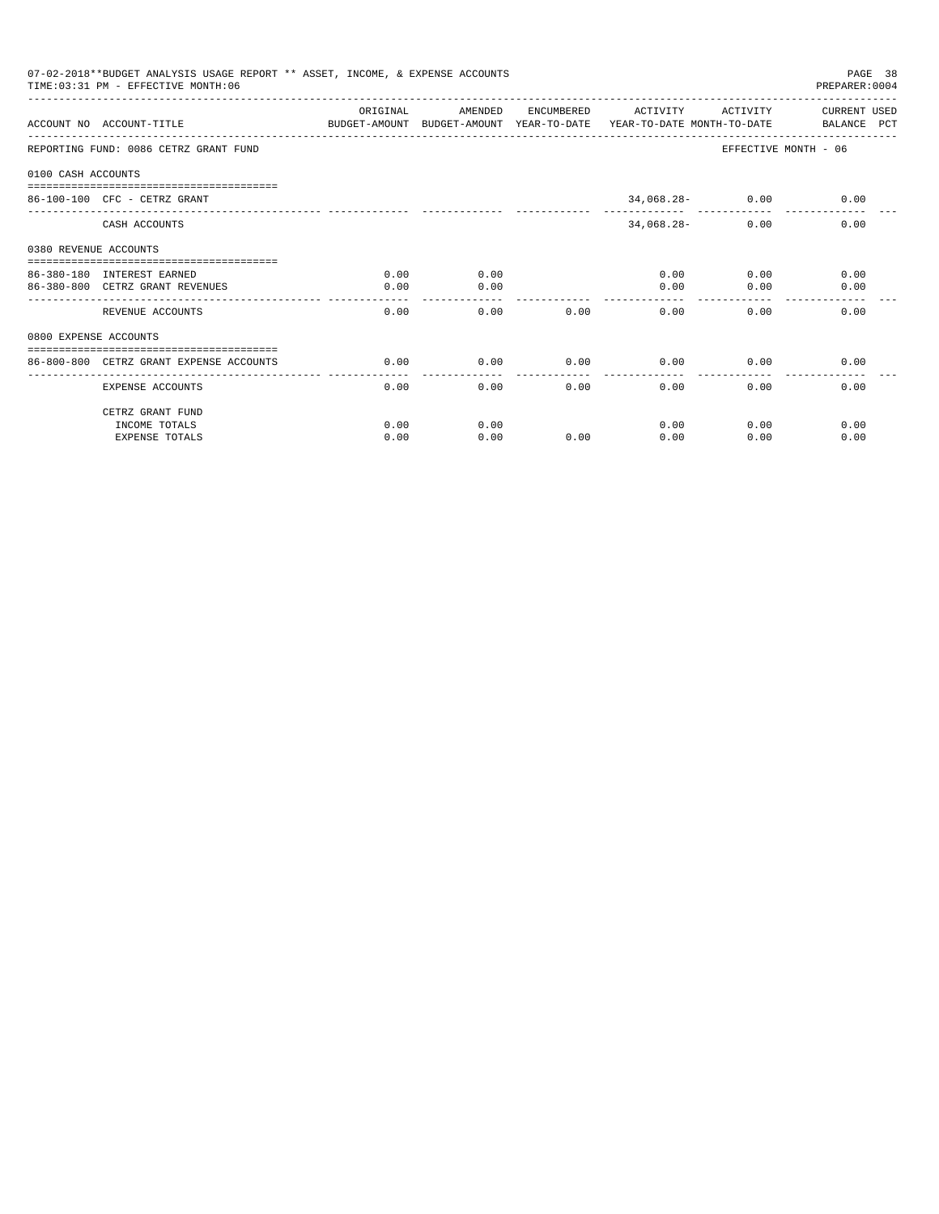07-02-2018**BUDGET ANALYSIS USAGE REPORT ** ASSET, INCOME, & EXPENSE ACCOUNTS

TIME:03:31 PM - EFFECTIVE MONTH:06

| ACCOUNT NO | ACCOUNT-TITLE | ORIGINAL BUDGET-AMOUNT | AMENDED BUDGET-AMOUNT | ENCUMBERED YEAR-TO-DATE | ACTIVITY YEAR-TO-DATE | ACTIVITY MONTH-TO-DATE | CURRENT USED BALANCE PCT |
|---|---|---|---|---|---|---|---|
| REPORTING FUND: 0086 CETRZ GRANT FUND | | | | | | EFFECTIVE MONTH - 06 | |
| 0100 CASH ACCOUNTS | | | | | | | |
| 86-100-100 | CFC - CETRZ GRANT | | | | 34,068.28- | 0.00 | 0.00 |
| | CASH ACCOUNTS | | | | 34,068.28- | 0.00 | 0.00 |
| 0380 REVENUE ACCOUNTS | | | | | | | |
| 86-380-180 | INTEREST EARNED | 0.00 | 0.00 | | 0.00 | 0.00 | 0.00 |
| 86-380-800 | CETRZ GRANT REVENUES | 0.00 | 0.00 | | 0.00 | 0.00 | 0.00 |
| | REVENUE ACCOUNTS | 0.00 | 0.00 | 0.00 | 0.00 | 0.00 | 0.00 |
| 0800 EXPENSE ACCOUNTS | | | | | | | |
| 86-800-800 | CETRZ GRANT EXPENSE ACCOUNTS | 0.00 | 0.00 | 0.00 | 0.00 | 0.00 | 0.00 |
| | EXPENSE ACCOUNTS | 0.00 | 0.00 | 0.00 | 0.00 | 0.00 | 0.00 |
| | CETRZ GRANT FUND | | | | | | |
| | INCOME TOTALS | 0.00 | 0.00 | | 0.00 | 0.00 | 0.00 |
| | EXPENSE TOTALS | 0.00 | 0.00 | 0.00 | 0.00 | 0.00 | 0.00 |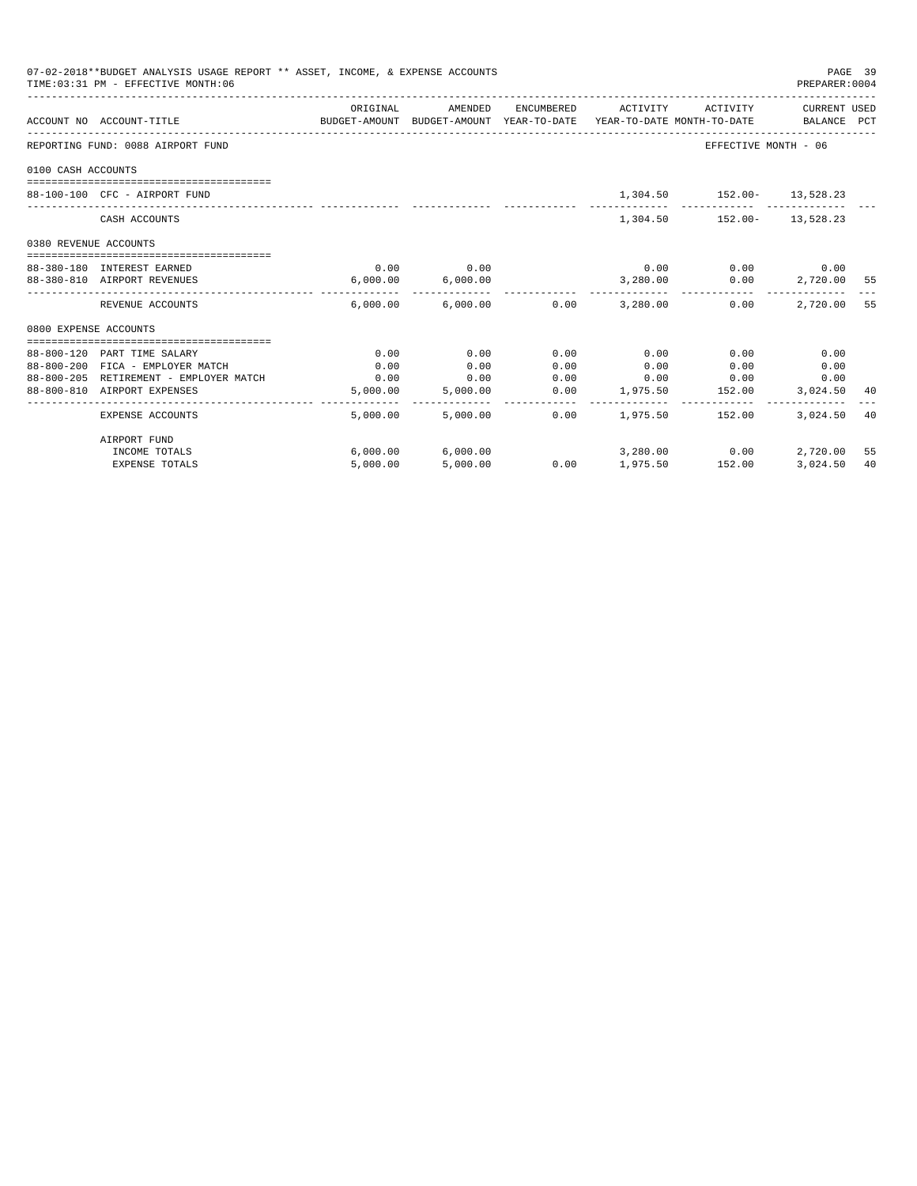07-02-2018**BUDGET ANALYSIS USAGE REPORT ** ASSET, INCOME, & EXPENSE ACCOUNTS
TIME:03:31 PM - EFFECTIVE MONTH:06
PREPARER:0004

REPORTING FUND: 0088 AIRPORT FUND — EFFECTIVE MONTH - 06

| ACCOUNT NO | ACCOUNT-TITLE | ORIGINAL BUDGET-AMOUNT | AMENDED BUDGET-AMOUNT | ENCUMBERED YEAR-TO-DATE | ACTIVITY YEAR-TO-DATE | ACTIVITY MONTH-TO-DATE | CURRENT BALANCE | USED PCT |
|---|---|---|---|---|---|---|---|---|
| **0100 CASH ACCOUNTS** | | | | | | | | |
| 88-100-100 | CFC - AIRPORT FUND | | | | 1,304.50 | 152.00- | 13,528.23 | |
| | CASH ACCOUNTS | | | | 1,304.50 | 152.00- | 13,528.23 | |
| **0380 REVENUE ACCOUNTS** | | | | | | | | |
| 88-380-180 | INTEREST EARNED | 0.00 | 0.00 | | 0.00 | 0.00 | 0.00 | |
| 88-380-810 | AIRPORT REVENUES | 6,000.00 | 6,000.00 | | 3,280.00 | 0.00 | 2,720.00 | 55 |
| | REVENUE ACCOUNTS | 6,000.00 | 6,000.00 | 0.00 | 3,280.00 | 0.00 | 2,720.00 | 55 |
| **0800 EXPENSE ACCOUNTS** | | | | | | | | |
| 88-800-120 | PART TIME SALARY | 0.00 | 0.00 | 0.00 | 0.00 | 0.00 | 0.00 | |
| 88-800-200 | FICA - EMPLOYER MATCH | 0.00 | 0.00 | 0.00 | 0.00 | 0.00 | 0.00 | |
| 88-800-205 | RETIREMENT - EMPLOYER MATCH | 0.00 | 0.00 | 0.00 | 0.00 | 0.00 | 0.00 | |
| 88-800-810 | AIRPORT EXPENSES | 5,000.00 | 5,000.00 | 0.00 | 1,975.50 | 152.00 | 3,024.50 | 40 |
| | EXPENSE ACCOUNTS | 5,000.00 | 5,000.00 | 0.00 | 1,975.50 | 152.00 | 3,024.50 | 40 |
| | AIRPORT FUND | | | | | | | |
| | INCOME TOTALS | 6,000.00 | 6,000.00 | | 3,280.00 | 0.00 | 2,720.00 | 55 |
| | EXPENSE TOTALS | 5,000.00 | 5,000.00 | 0.00 | 1,975.50 | 152.00 | 3,024.50 | 40 |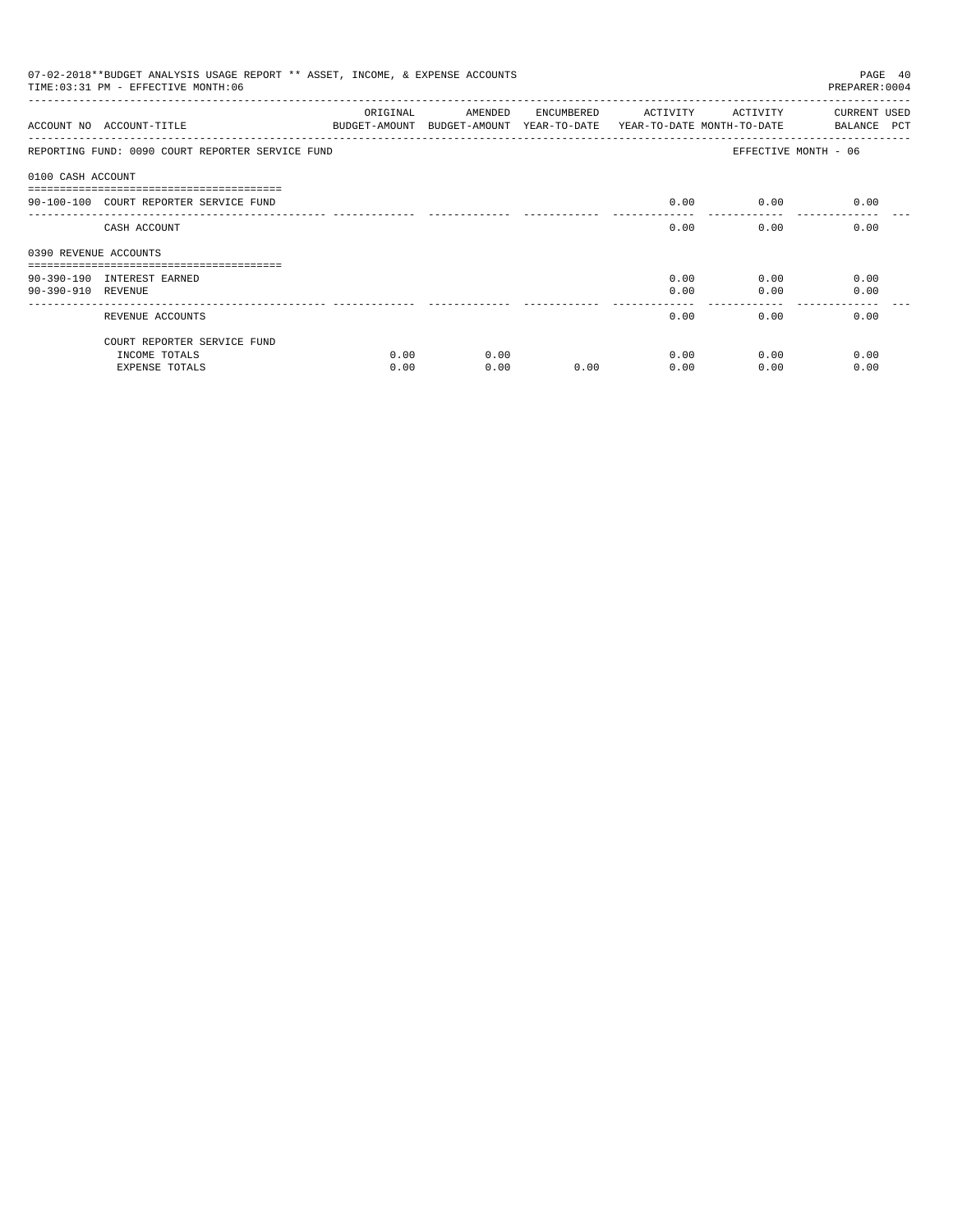07-02-2018**BUDGET ANALYSIS USAGE REPORT ** ASSET, INCOME, & EXPENSE ACCOUNTS

TIME:03:31 PM - EFFECTIVE MONTH:06

PREPARER:0004

| ACCOUNT NO | ACCOUNT-TITLE | ORIGINAL BUDGET-AMOUNT | AMENDED BUDGET-AMOUNT | ENCUMBERED YEAR-TO-DATE | ACTIVITY YEAR-TO-DATE | ACTIVITY MONTH-TO-DATE | CURRENT BALANCE | USED PCT |
|---|---|---|---|---|---|---|---|---|
| REPORTING FUND: 0090 COURT REPORTER SERVICE FUND | | | | | | EFFECTIVE MONTH - 06 | | |
| 0100 CASH ACCOUNT | | | | | | | | |
| 90-100-100 | COURT REPORTER SERVICE FUND | | | | 0.00 | 0.00 | 0.00 | |
| | CASH ACCOUNT | | | | 0.00 | 0.00 | 0.00 | |
| 0390 REVENUE ACCOUNTS | | | | | | | | |
| 90-390-190 | INTEREST EARNED | | | | 0.00 | 0.00 | 0.00 | |
| 90-390-910 | REVENUE | | | | 0.00 | 0.00 | 0.00 | |
| | REVENUE ACCOUNTS | | | | 0.00 | 0.00 | 0.00 | |
| | COURT REPORTER SERVICE FUND | | | | | | | |
| | INCOME TOTALS | 0.00 | 0.00 | | 0.00 | 0.00 | 0.00 | |
| | EXPENSE TOTALS | 0.00 | 0.00 | 0.00 | 0.00 | 0.00 | 0.00 | |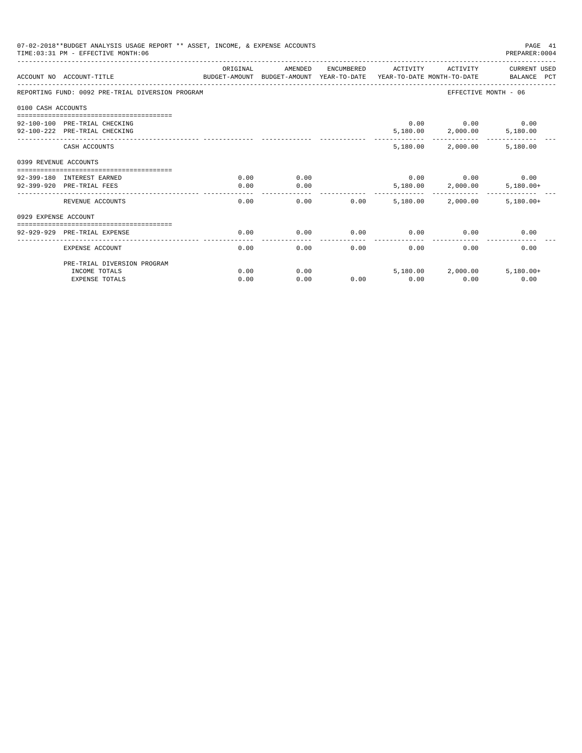07-02-2018**BUDGET ANALYSIS USAGE REPORT ** ASSET, INCOME, & EXPENSE ACCOUNTS

TIME:03:31 PM - EFFECTIVE MONTH:06

PREPARER:0004

| ACCOUNT NO | ACCOUNT-TITLE | ORIGINAL BUDGET-AMOUNT | AMENDED BUDGET-AMOUNT | ENCUMBERED YEAR-TO-DATE | ACTIVITY YEAR-TO-DATE | ACTIVITY MONTH-TO-DATE | CURRENT USED BALANCE PCT |
|---|---|---|---|---|---|---|---|
| REPORTING FUND: 0092 PRE-TRIAL DIVERSION PROGRAM | | | | | | EFFECTIVE MONTH - 06 | |
| 0100 CASH ACCOUNTS | | | | | | | |
| 92-100-100 | PRE-TRIAL CHECKING | | | | 0.00 | 0.00 | 0.00 |
| 92-100-222 | PRE-TRIAL CHECKING | | | | 5,180.00 | 2,000.00 | 5,180.00 |
| | CASH ACCOUNTS | | | | 5,180.00 | 2,000.00 | 5,180.00 |
| 0399 REVENUE ACCOUNTS | | | | | | | |
| 92-399-180 | INTEREST EARNED | 0.00 | 0.00 | | 0.00 | 0.00 | 0.00 |
| 92-399-920 | PRE-TRIAL FEES | 0.00 | 0.00 | | 5,180.00 | 2,000.00 | 5,180.00+ |
| | REVENUE ACCOUNTS | 0.00 | 0.00 | 0.00 | 5,180.00 | 2,000.00 | 5,180.00+ |
| 0929 EXPENSE ACCOUNT | | | | | | | |
| 92-929-929 | PRE-TRIAL EXPENSE | 0.00 | 0.00 | 0.00 | 0.00 | 0.00 | 0.00 |
| | EXPENSE ACCOUNT | 0.00 | 0.00 | 0.00 | 0.00 | 0.00 | 0.00 |
| | PRE-TRIAL DIVERSION PROGRAM | | | | | | |
| | INCOME TOTALS | 0.00 | 0.00 | | 5,180.00 | 2,000.00 | 5,180.00+ |
| | EXPENSE TOTALS | 0.00 | 0.00 | 0.00 | 0.00 | 0.00 | 0.00 |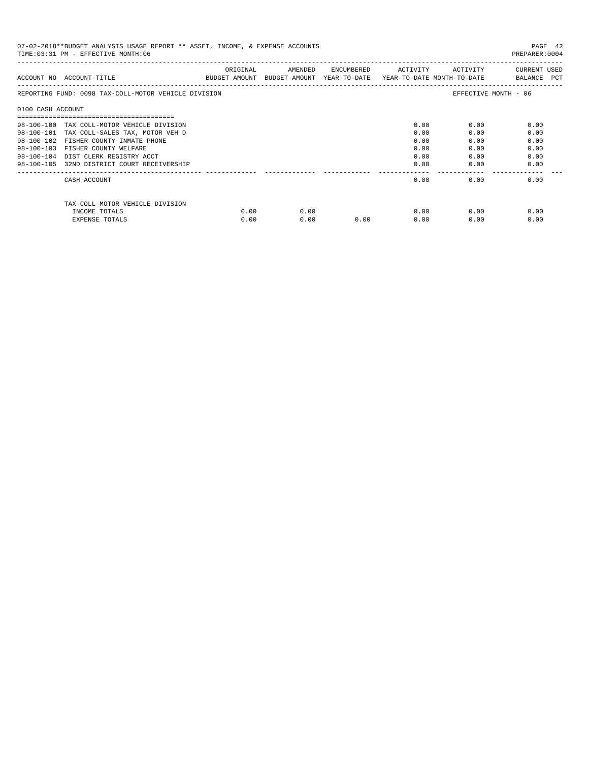07-02-2018**BUDGET ANALYSIS USAGE REPORT ** ASSET, INCOME, & EXPENSE ACCOUNTS
TIME:03:31 PM - EFFECTIVE MONTH:06

PREPARER:0004

| ACCOUNT NO | ACCOUNT-TITLE | ORIGINAL BUDGET-AMOUNT | AMENDED BUDGET-AMOUNT | ENCUMBERED YEAR-TO-DATE | ACTIVITY YEAR-TO-DATE | ACTIVITY MONTH-TO-DATE | CURRENT BALANCE | USED PCT |
|---|---|---|---|---|---|---|---|---|
| REPORTING FUND: 0098 TAX-COLL-MOTOR VEHICLE DIVISION | | | | | | EFFECTIVE MONTH - 06 | | |
| 0100 CASH ACCOUNT | | | | | | | | |
| 98-100-100 | TAX COLL-MOTOR VEHICLE DIVISION | | | | 0.00 | 0.00 | 0.00 | |
| 98-100-101 | TAX COLL-SALES TAX, MOTOR VEH D | | | | 0.00 | 0.00 | 0.00 | |
| 98-100-102 | FISHER COUNTY INMATE PHONE | | | | 0.00 | 0.00 | 0.00 | |
| 98-100-103 | FISHER COUNTY WELFARE | | | | 0.00 | 0.00 | 0.00 | |
| 98-100-104 | DIST CLERK REGISTRY ACCT | | | | 0.00 | 0.00 | 0.00 | |
| 98-100-105 | 32ND DISTRICT COURT RECEIVERSHIP | | | | 0.00 | 0.00 | 0.00 | |
| | CASH ACCOUNT | | | | 0.00 | 0.00 | 0.00 | |
| | TAX-COLL-MOTOR VEHICLE DIVISION | | | | | | | |
| | INCOME TOTALS | 0.00 | 0.00 | | 0.00 | 0.00 | 0.00 | |
| | EXPENSE TOTALS | 0.00 | 0.00 | 0.00 | 0.00 | 0.00 | 0.00 | |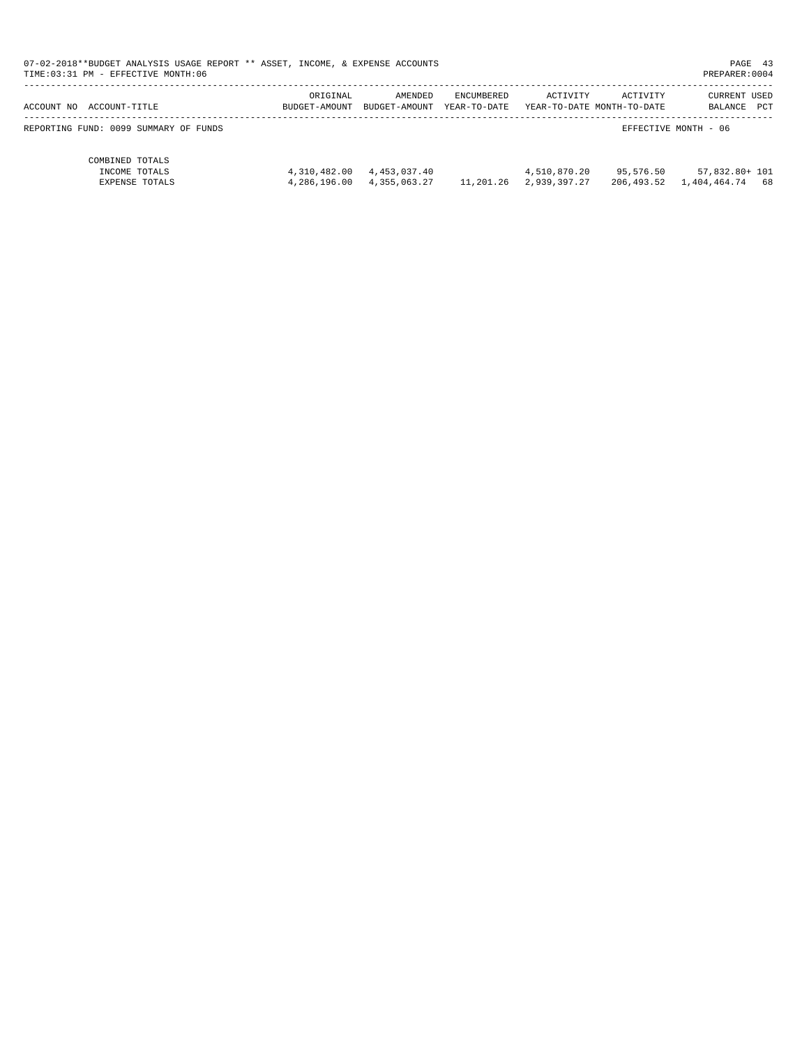07-02-2018**BUDGET ANALYSIS USAGE REPORT ** ASSET, INCOME, & EXPENSE ACCOUNTS
TIME:03:31 PM - EFFECTIVE MONTH:06
PREPARER:0004

| ACCOUNT NO ACCOUNT-TITLE | ORIGINAL BUDGET-AMOUNT | AMENDED BUDGET-AMOUNT | ENCUMBERED YEAR-TO-DATE | ACTIVITY YEAR-TO-DATE | ACTIVITY MONTH-TO-DATE | CURRENT BALANCE | USED PCT |
|---|---|---|---|---|---|---|---|
| REPORTING FUND: 0099 SUMMARY OF FUNDS | | | | | | EFFECTIVE MONTH - 06 | |
| COMBINED TOTALS | | | | | | | |
| INCOME TOTALS | 4,310,482.00 | 4,453,037.40 | | 4,510,870.20 | 95,576.50 | 57,832.80+ | 101 |
| EXPENSE TOTALS | 4,286,196.00 | 4,355,063.27 | 11,201.26 | 2,939,397.27 | 206,493.52 | 1,404,464.74 | 68 |